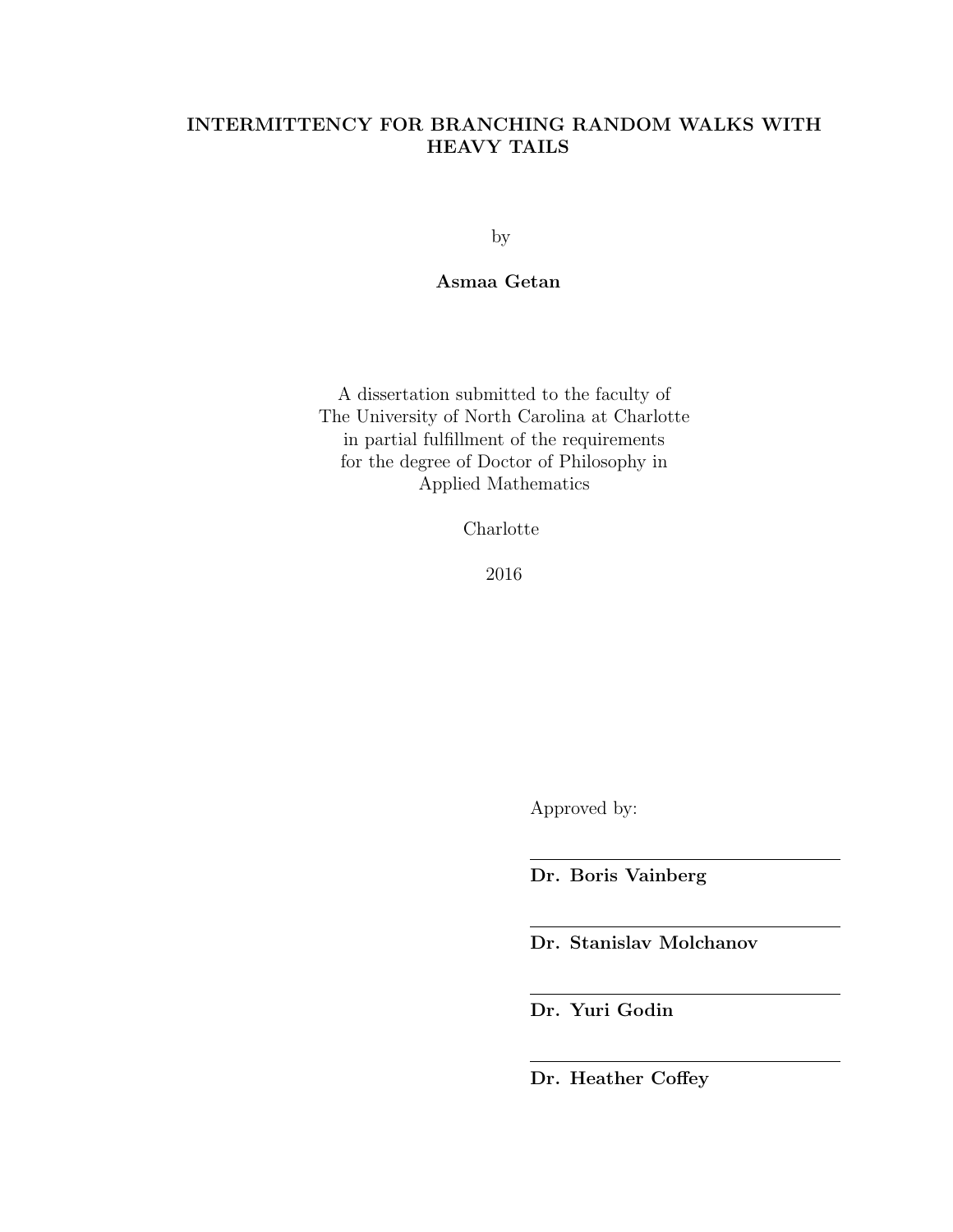# INTERMITTENCY FOR BRANCHING RANDOM WALKS WITH HEAVY TAILS

by

**Asmaa Getan**

A dissertation submitted to the faculty of
The University of North Carolina at Charlotte
in partial fulfillment of the requirements
for the degree of Doctor of Philosophy in
Applied Mathematics

Charlotte

2016

Approved by:

---

**Dr. Boris Vainberg**

---

**Dr. Stanislav Molchanov**

---

**Dr. Yuri Godin**

---

**Dr. Heather Coffey**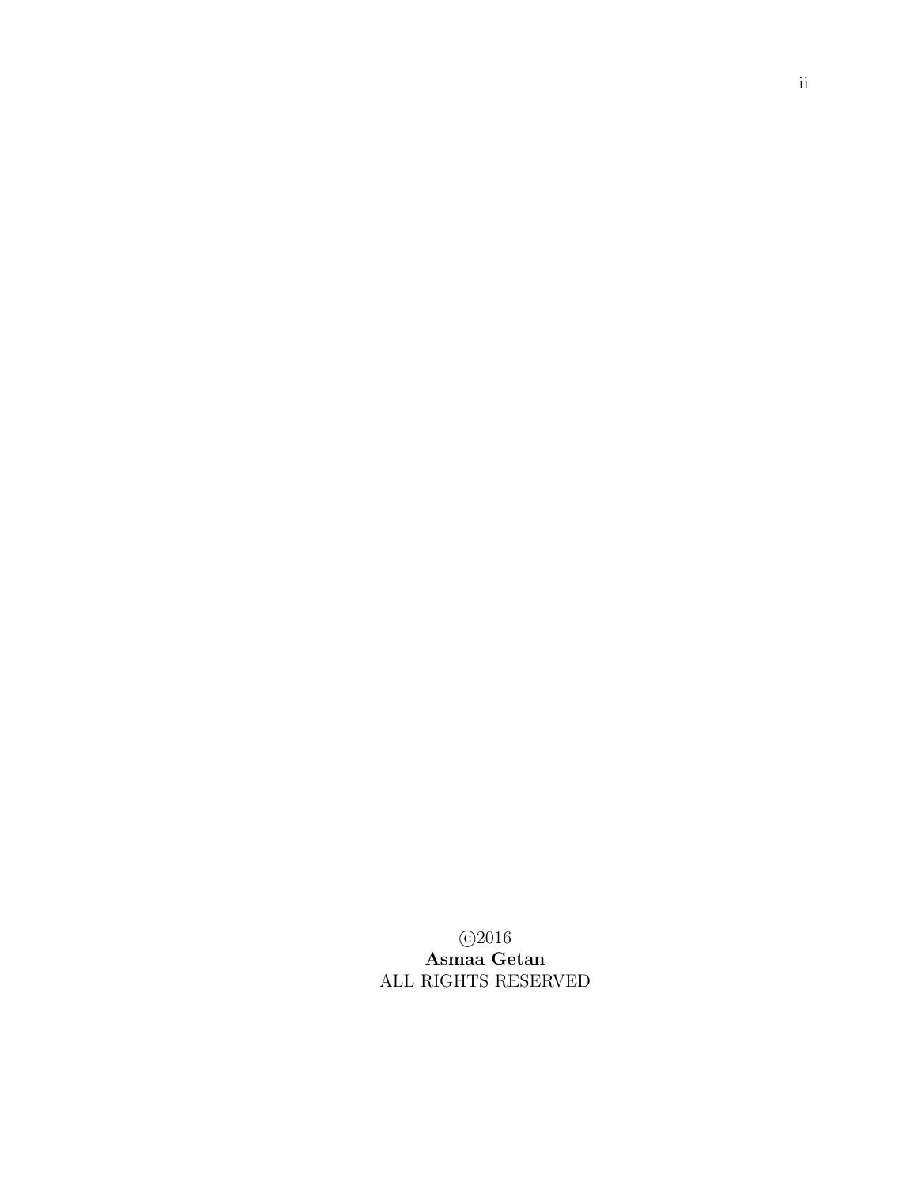©2016
**Asmaa Getan**
ALL RIGHTS RESERVED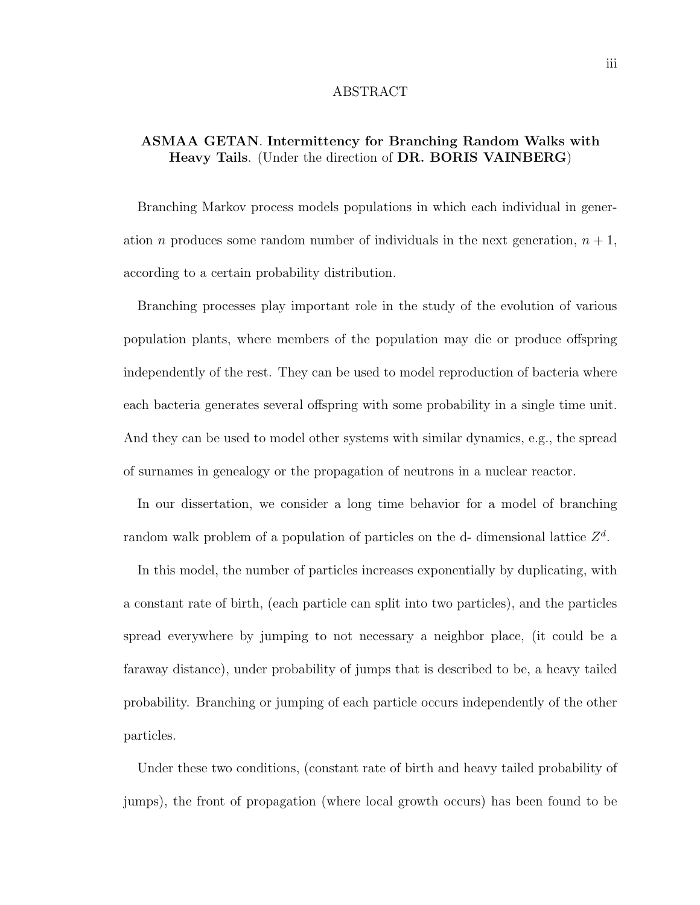# ABSTRACT

**ASMAA GETAN**. **Intermittency for Branching Random Walks with Heavy Tails**. (Under the direction of **DR. BORIS VAINBERG**)

Branching Markov process models populations in which each individual in generation $n$ produces some random number of individuals in the next generation, $n + 1$, according to a certain probability distribution.

Branching processes play important role in the study of the evolution of various population plants, where members of the population may die or produce offspring independently of the rest. They can be used to model reproduction of bacteria where each bacteria generates several offspring with some probability in a single time unit. And they can be used to model other systems with similar dynamics, e.g., the spread of surnames in genealogy or the propagation of neutrons in a nuclear reactor.

In our dissertation, we consider a long time behavior for a model of branching random walk problem of a population of particles on the d- dimensional lattice $Z^d$.

In this model, the number of particles increases exponentially by duplicating, with a constant rate of birth, (each particle can split into two particles), and the particles spread everywhere by jumping to not necessary a neighbor place, (it could be a faraway distance), under probability of jumps that is described to be, a heavy tailed probability. Branching or jumping of each particle occurs independently of the other particles.

Under these two conditions, (constant rate of birth and heavy tailed probability of jumps), the front of propagation (where local growth occurs) has been found to be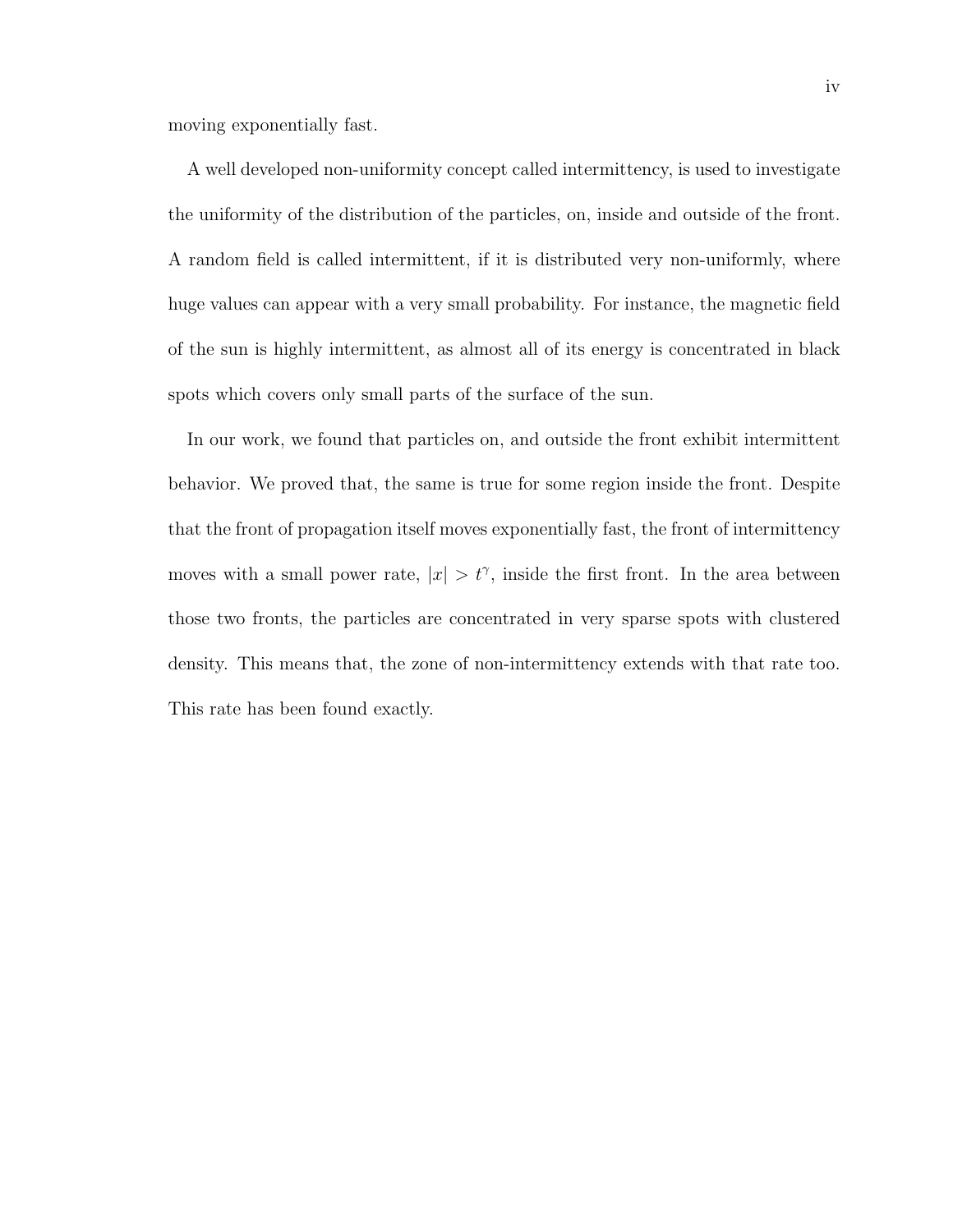moving exponentially fast.

A well developed non-uniformity concept called intermittency, is used to investigate the uniformity of the distribution of the particles, on, inside and outside of the front. A random field is called intermittent, if it is distributed very non-uniformly, where huge values can appear with a very small probability. For instance, the magnetic field of the sun is highly intermittent, as almost all of its energy is concentrated in black spots which covers only small parts of the surface of the sun.

In our work, we found that particles on, and outside the front exhibit intermittent behavior. We proved that, the same is true for some region inside the front. Despite that the front of propagation itself moves exponentially fast, the front of intermittency moves with a small power rate, $|x| > t^{\gamma}$, inside the first front. In the area between those two fronts, the particles are concentrated in very sparse spots with clustered density. This means that, the zone of non-intermittency extends with that rate too. This rate has been found exactly.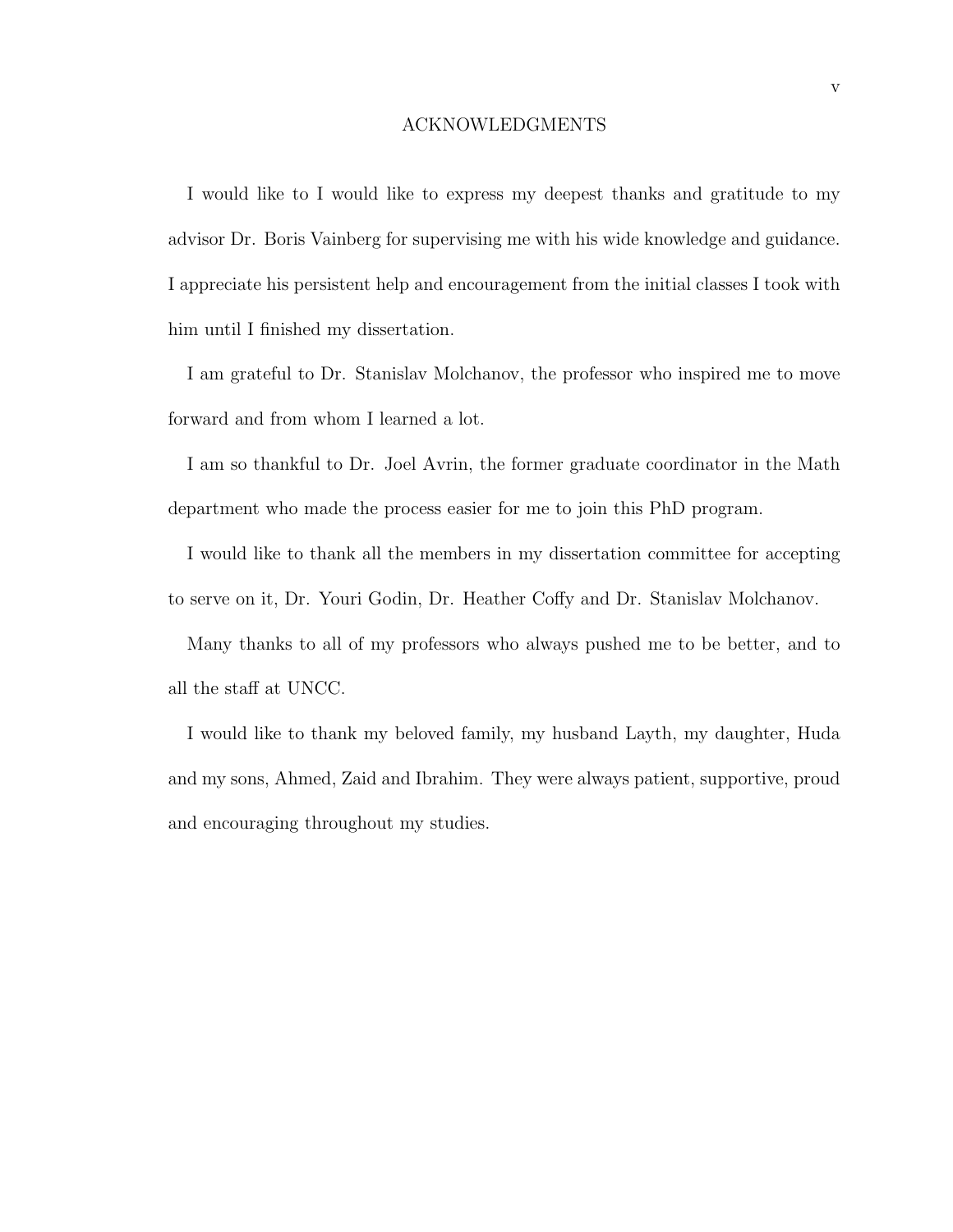# ACKNOWLEDGMENTS

I would like to I would like to express my deepest thanks and gratitude to my advisor Dr. Boris Vainberg for supervising me with his wide knowledge and guidance. I appreciate his persistent help and encouragement from the initial classes I took with him until I finished my dissertation.

I am grateful to Dr. Stanislav Molchanov, the professor who inspired me to move forward and from whom I learned a lot.

I am so thankful to Dr. Joel Avrin, the former graduate coordinator in the Math department who made the process easier for me to join this PhD program.

I would like to thank all the members in my dissertation committee for accepting to serve on it, Dr. Youri Godin, Dr. Heather Coffy and Dr. Stanislav Molchanov.

Many thanks to all of my professors who always pushed me to be better, and to all the staff at UNCC.

I would like to thank my beloved family, my husband Layth, my daughter, Huda and my sons, Ahmed, Zaid and Ibrahim. They were always patient, supportive, proud and encouraging throughout my studies.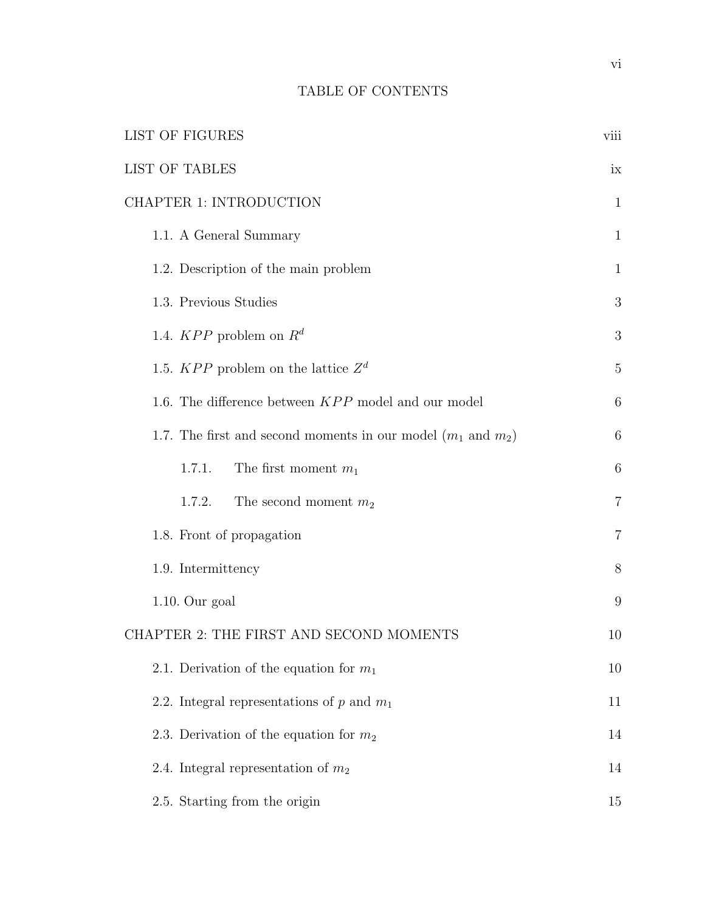# TABLE OF CONTENTS

LIST OF FIGURES viii

LIST OF TABLES ix

CHAPTER 1: INTRODUCTION 1

- 1.1. A General Summary 1
- 1.2. Description of the main problem 1
- 1.3. Previous Studies 3
- 1.4. $KPP$ problem on $R^d$ 3
- 1.5. $KPP$ problem on the lattice $Z^d$ 5
- 1.6. The difference between $KPP$ model and our model 6
- 1.7. The first and second moments in our model ($m_1$ and $m_2$) 6
  - 1.7.1. The first moment $m_1$ 6
  - 1.7.2. The second moment $m_2$ 7
- 1.8. Front of propagation 7
- 1.9. Intermittency 8
- 1.10. Our goal 9

CHAPTER 2: THE FIRST AND SECOND MOMENTS 10

- 2.1. Derivation of the equation for $m_1$ 10
- 2.2. Integral representations of $p$ and $m_1$ 11
- 2.3. Derivation of the equation for $m_2$ 14
- 2.4. Integral representation of $m_2$ 14
- 2.5. Starting from the origin 15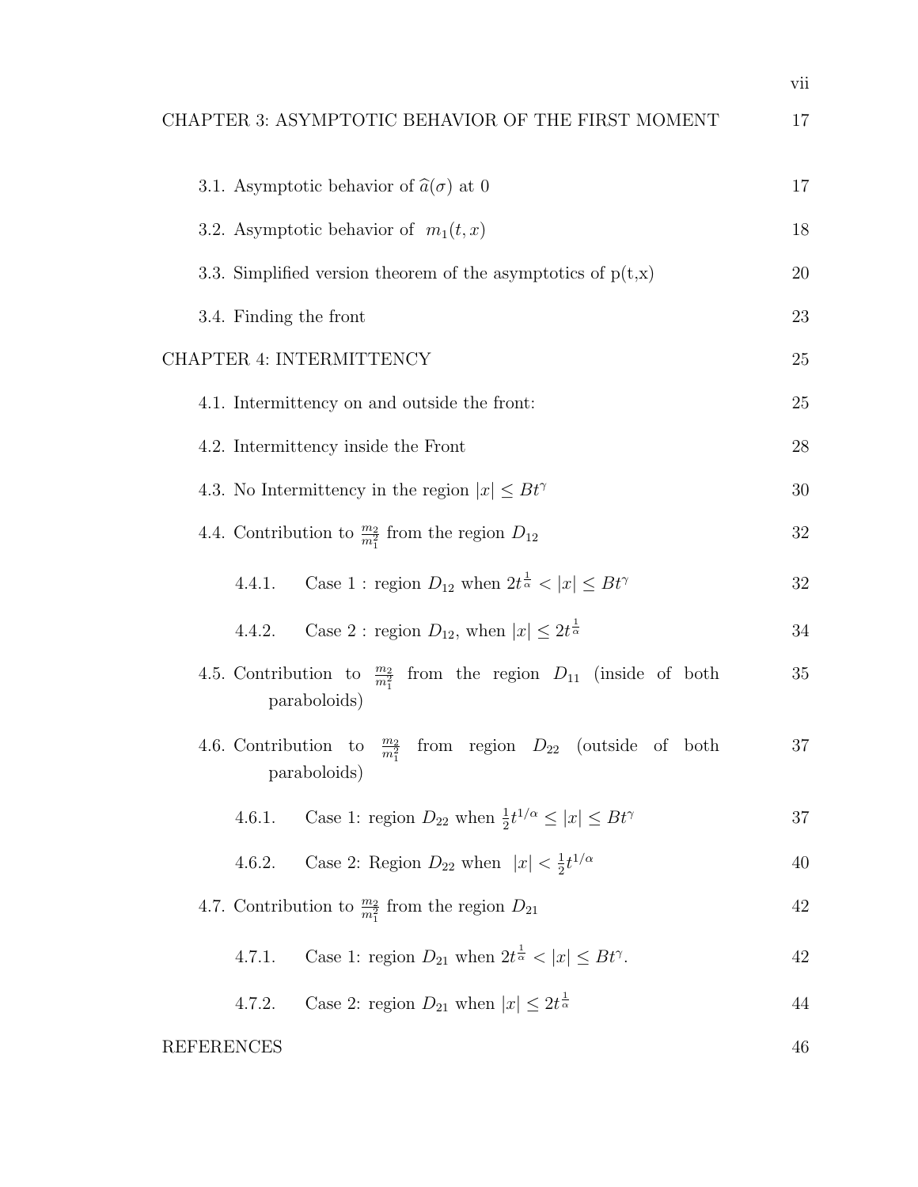CHAPTER 3: ASYMPTOTIC BEHAVIOR OF THE FIRST MOMENT 17

- 3.1. Asymptotic behavior of $\widehat{a}(\sigma)$ at 0 17
- 3.2. Asymptotic behavior of $m_1(t,x)$ 18
- 3.3. Simplified version theorem of the asymptotics of p(t,x) 20
- 3.4. Finding the front 23

CHAPTER 4: INTERMITTENCY 25

- 4.1. Intermittency on and outside the front: 25
- 4.2. Intermittency inside the Front 28
- 4.3. No Intermittency in the region $|x| \leq Bt^{\gamma}$ 30
- 4.4. Contribution to $\frac{m_2}{m_1^2}$ from the region $D_{12}$ 32
  - 4.4.1. Case 1 : region $D_{12}$ when $2t^{\frac{1}{\alpha}} < |x| \leq Bt^{\gamma}$ 32
  - 4.4.2. Case 2 : region $D_{12}$, when $|x| \leq 2t^{\frac{1}{\alpha}}$ 34
- 4.5. Contribution to $\frac{m_2}{m_1^2}$ from the region $D_{11}$ (inside of both paraboloids) 35
- 4.6. Contribution to $\frac{m_2}{m_1^2}$ from region $D_{22}$ (outside of both paraboloids) 37
  - 4.6.1. Case 1: region $D_{22}$ when $\frac{1}{2}t^{1/\alpha} \leq |x| \leq Bt^{\gamma}$ 37
  - 4.6.2. Case 2: Region $D_{22}$ when $|x| < \frac{1}{2}t^{1/\alpha}$ 40
- 4.7. Contribution to $\frac{m_2}{m_1^2}$ from the region $D_{21}$ 42
  - 4.7.1. Case 1: region $D_{21}$ when $2t^{\frac{1}{\alpha}} < |x| \leq Bt^{\gamma}$. 42
  - 4.7.2. Case 2: region $D_{21}$ when $|x| \leq 2t^{\frac{1}{\alpha}}$ 44

REFERENCES 46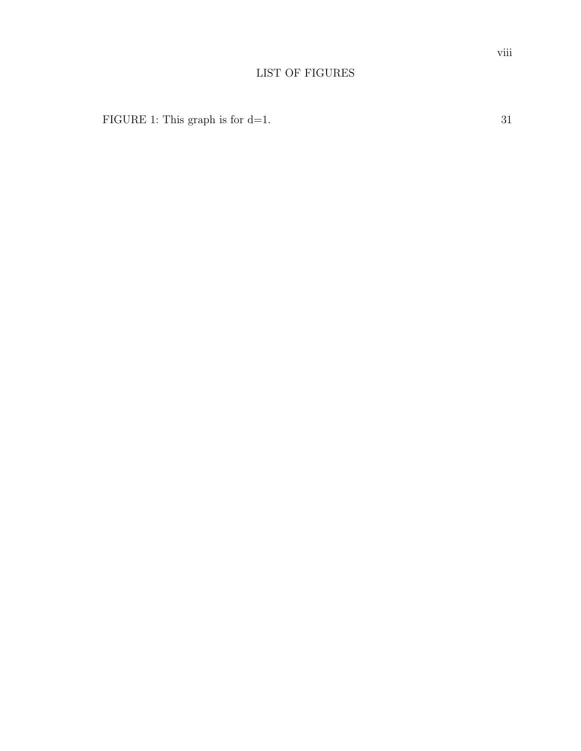# LIST OF FIGURES

FIGURE 1: This graph is for d=1. 31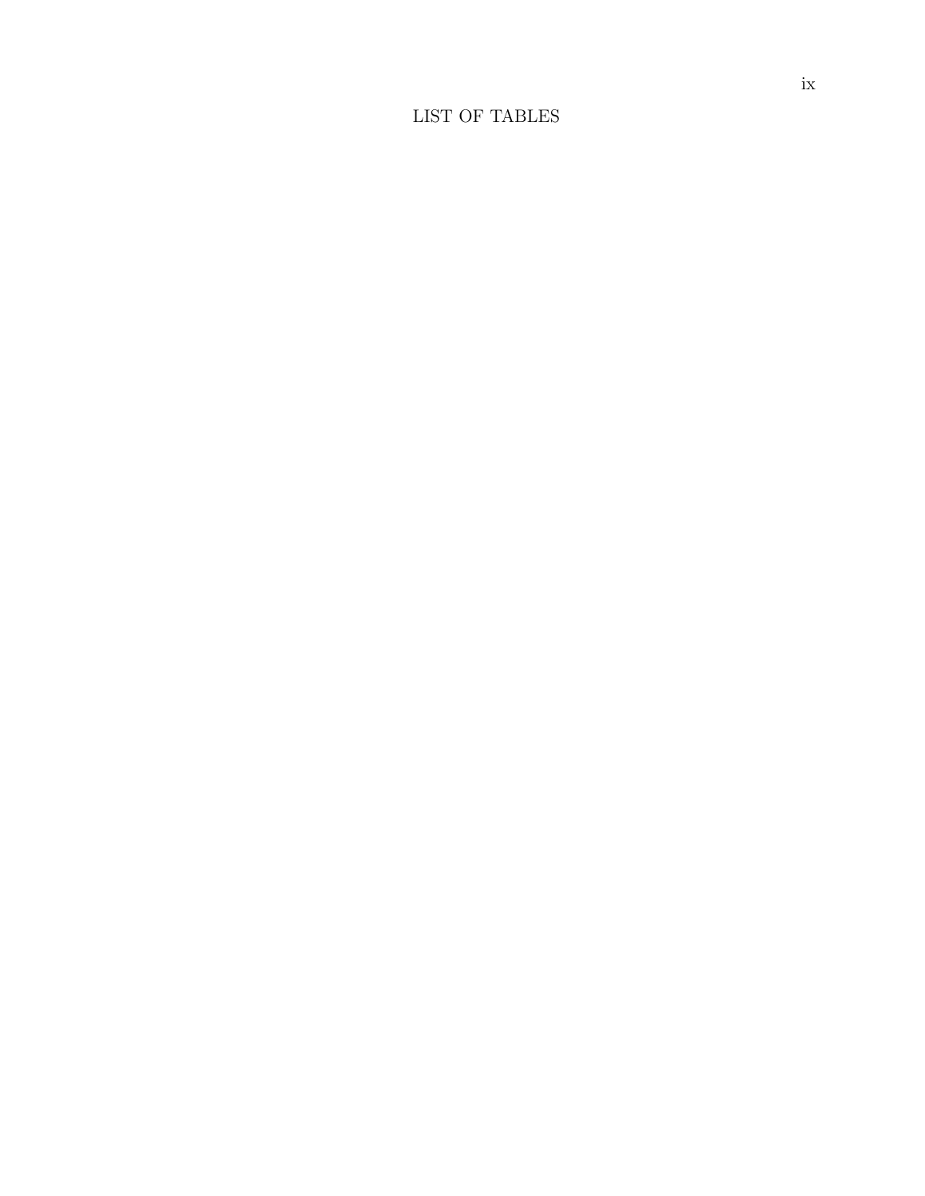# LIST OF TABLES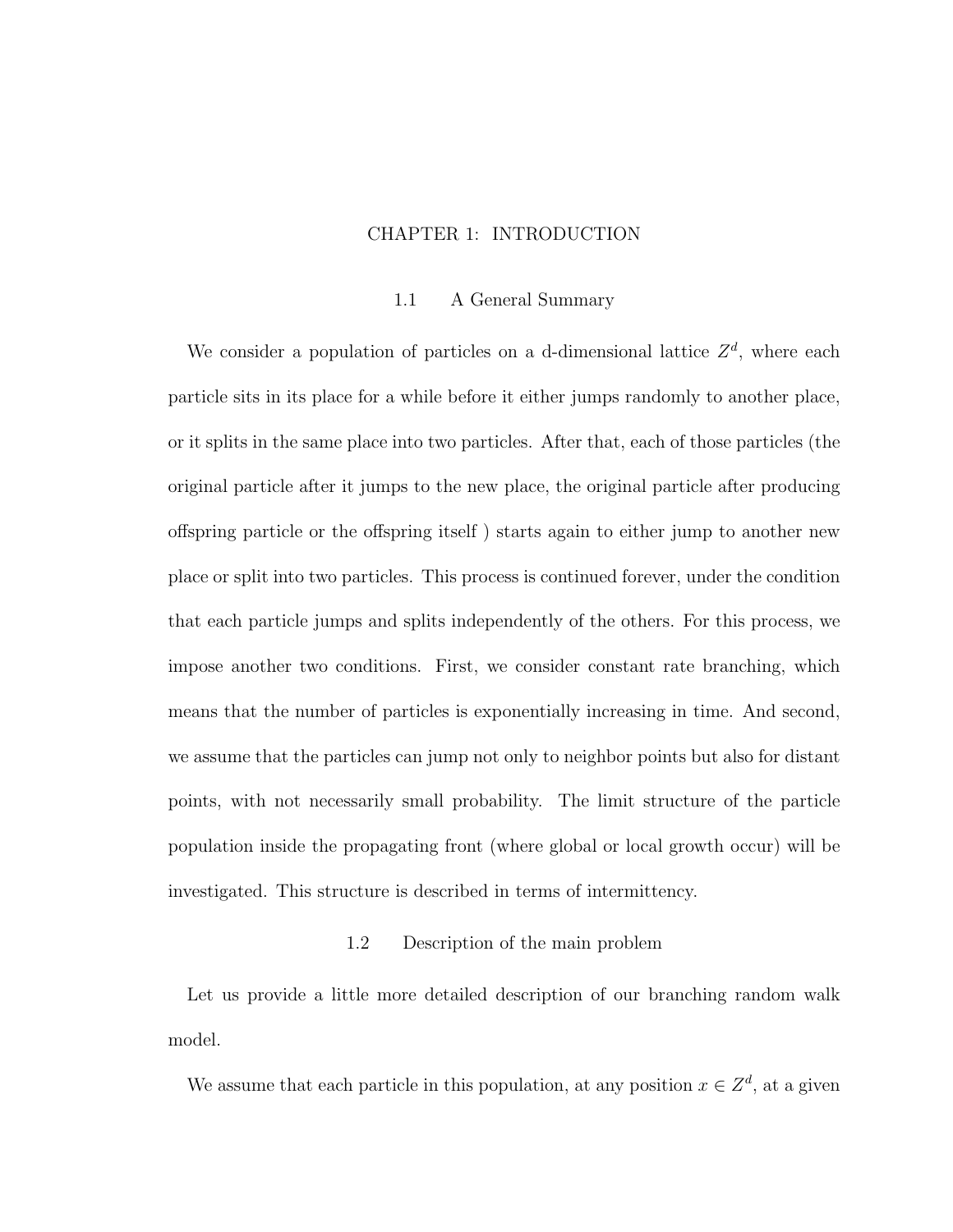# CHAPTER 1: INTRODUCTION

## 1.1 A General Summary

We consider a population of particles on a d-dimensional lattice $Z^d$, where each particle sits in its place for a while before it either jumps randomly to another place, or it splits in the same place into two particles. After that, each of those particles (the original particle after it jumps to the new place, the original particle after producing offspring particle or the offspring itself ) starts again to either jump to another new place or split into two particles. This process is continued forever, under the condition that each particle jumps and splits independently of the others. For this process, we impose another two conditions. First, we consider constant rate branching, which means that the number of particles is exponentially increasing in time. And second, we assume that the particles can jump not only to neighbor points but also for distant points, with not necessarily small probability. The limit structure of the particle population inside the propagating front (where global or local growth occur) will be investigated. This structure is described in terms of intermittency.

## 1.2 Description of the main problem

Let us provide a little more detailed description of our branching random walk model.

We assume that each particle in this population, at any position $x \in Z^d$, at a given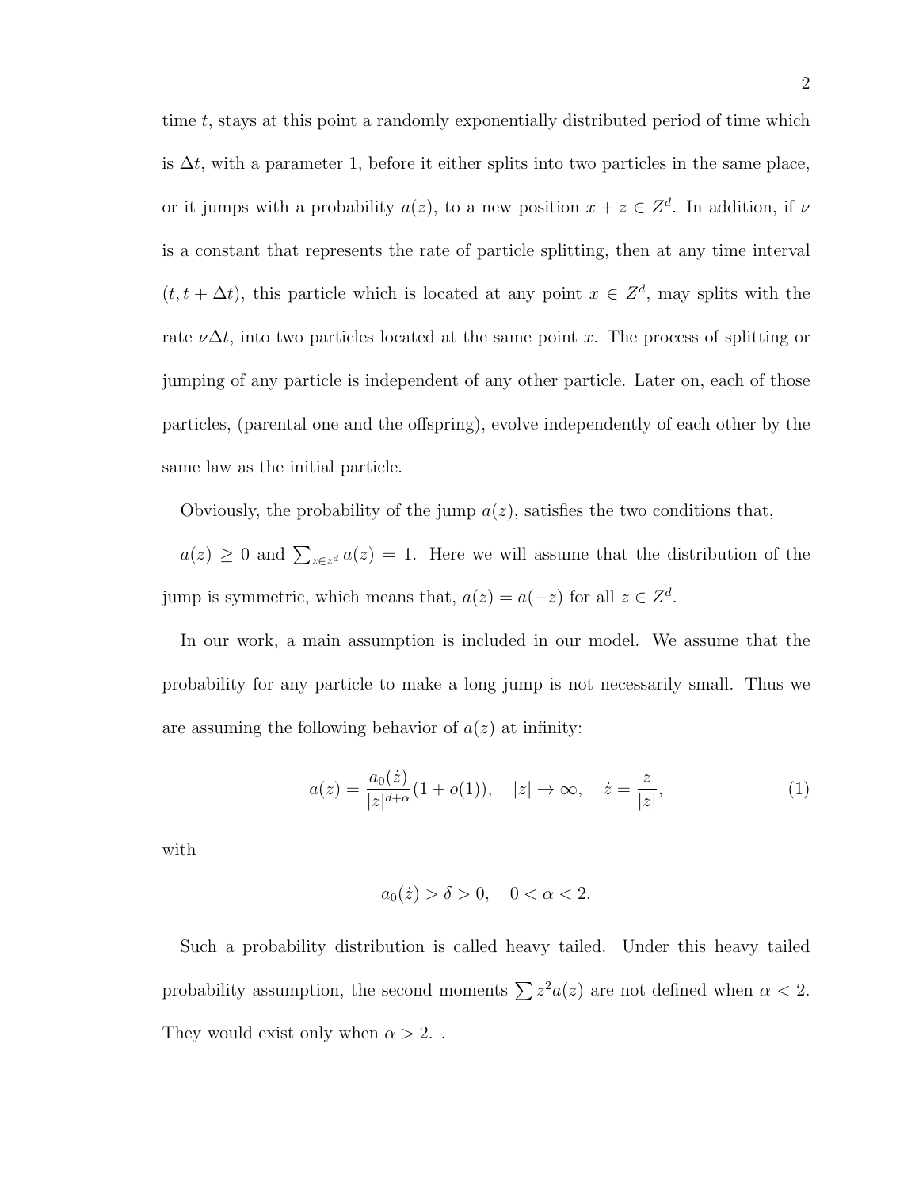time $t$, stays at this point a randomly exponentially distributed period of time which is $\Delta t$, with a parameter 1, before it either splits into two particles in the same place, or it jumps with a probability $a(z)$, to a new position $x + z \in Z^d$. In addition, if $\nu$ is a constant that represents the rate of particle splitting, then at any time interval $(t, t + \Delta t)$, this particle which is located at any point $x \in Z^d$, may splits with the rate $\nu \Delta t$, into two particles located at the same point $x$. The process of splitting or jumping of any particle is independent of any other particle. Later on, each of those particles, (parental one and the offspring), evolve independently of each other by the same law as the initial particle.

Obviously, the probability of the jump $a(z)$, satisfies the two conditions that,

$a(z) \geq 0$ and $\sum_{z \in z^d} a(z) = 1$. Here we will assume that the distribution of the jump is symmetric, which means that, $a(z) = a(-z)$ for all $z \in Z^d$.

In our work, a main assumption is included in our model. We assume that the probability for any particle to make a long jump is not necessarily small. Thus we are assuming the following behavior of $a(z)$ at infinity:

$$a(z) = \frac{a_0(\dot{z})}{|z|^{d+\alpha}}(1 + o(1)), \quad |z| \to \infty, \quad \dot{z} = \frac{z}{|z|}, \tag{1}$$

with

$$a_0(\dot{z}) > \delta > 0, \quad 0 < \alpha < 2.$$

Such a probability distribution is called heavy tailed. Under this heavy tailed probability assumption, the second moments $\sum z^2 a(z)$ are not defined when $\alpha < 2$. They would exist only when $\alpha > 2$. .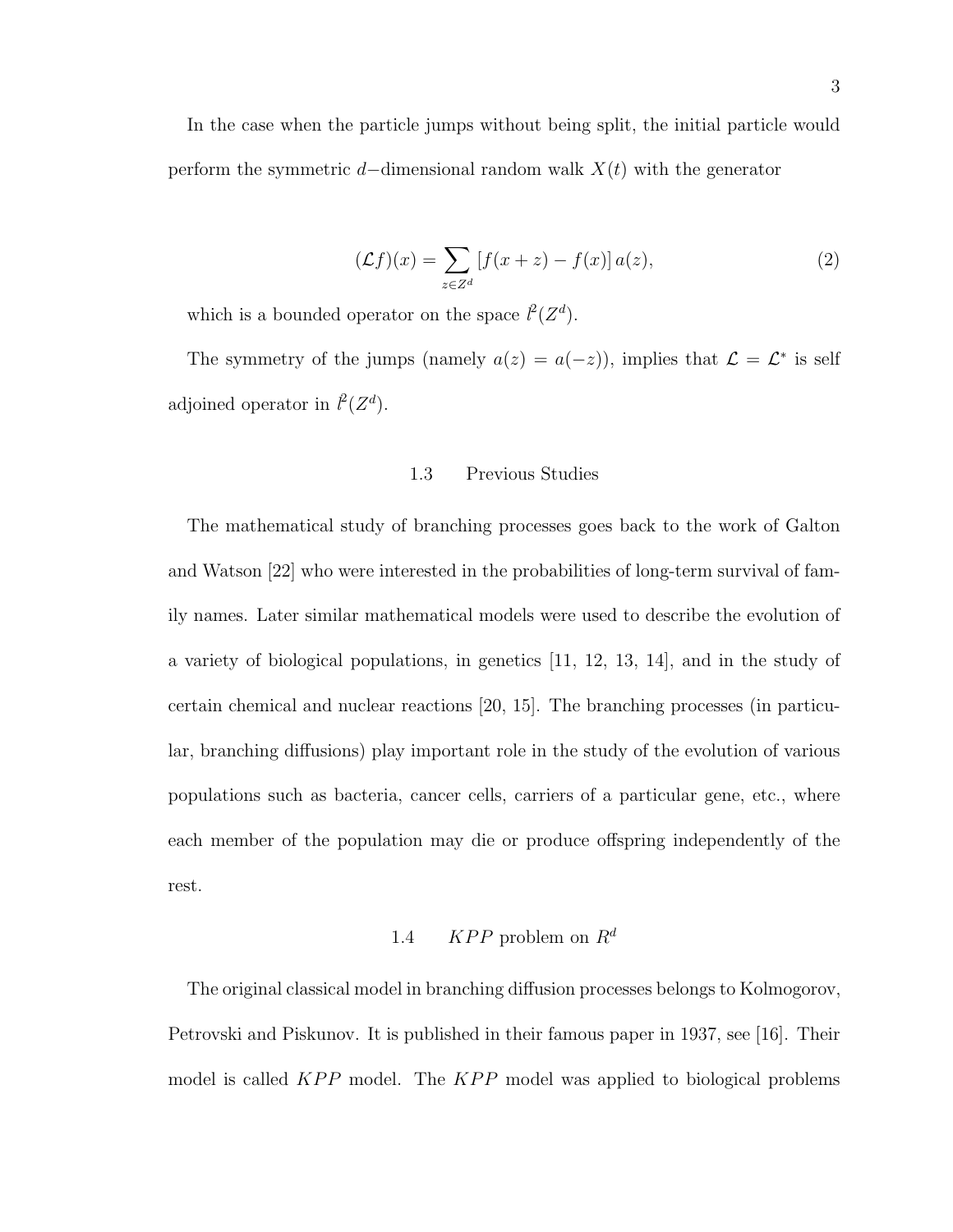In the case when the particle jumps without being split, the initial particle would perform the symmetric $d-$dimensional random walk $X(t)$ with the generator

$$(\mathcal{L}f)(x) = \sum_{z \in Z^d} [f(x+z) - f(x)]\, a(z), \tag{2}$$

which is a bounded operator on the space $l^2(Z^d)$.

The symmetry of the jumps (namely $a(z) = a(-z)$), implies that $\mathcal{L} = \mathcal{L}^*$ is self adjoined operator in $l^2(Z^d)$.

### 1.3 Previous Studies

The mathematical study of branching processes goes back to the work of Galton and Watson [22] who were interested in the probabilities of long-term survival of family names. Later similar mathematical models were used to describe the evolution of a variety of biological populations, in genetics [11, 12, 13, 14], and in the study of certain chemical and nuclear reactions [20, 15]. The branching processes (in particular, branching diffusions) play important role in the study of the evolution of various populations such as bacteria, cancer cells, carriers of a particular gene, etc., where each member of the population may die or produce offspring independently of the rest.

### 1.4 $KPP$ problem on $R^d$

The original classical model in branching diffusion processes belongs to Kolmogorov, Petrovski and Piskunov. It is published in their famous paper in 1937, see [16]. Their model is called $KPP$ model. The $KPP$ model was applied to biological problems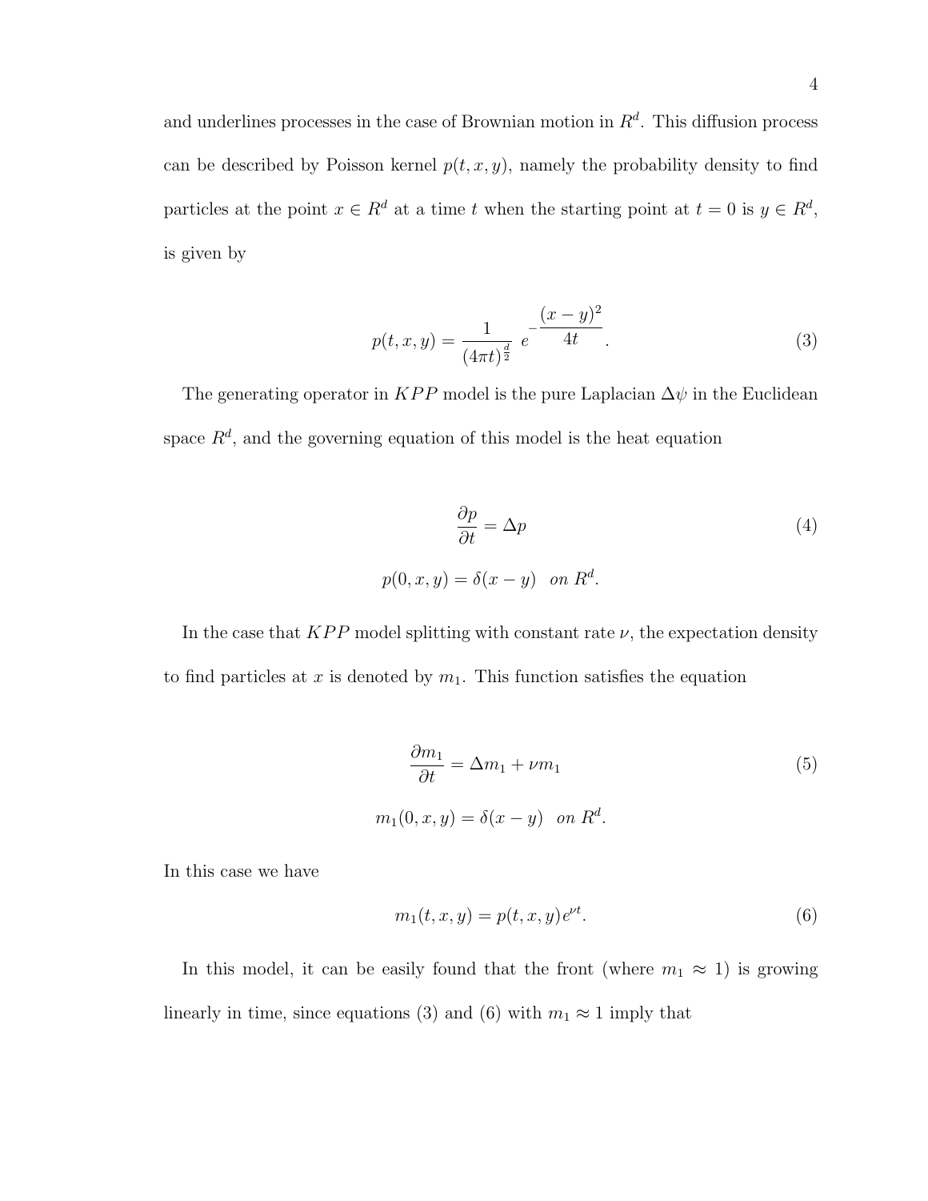and underlines processes in the case of Brownian motion in $R^d$. This diffusion process can be described by Poisson kernel $p(t, x, y)$, namely the probability density to find particles at the point $x \in R^d$ at a time $t$ when the starting point at $t = 0$ is $y \in R^d$, is given by

$$p(t, x, y) = \frac{1}{(4\pi t)^{\frac{d}{2}}} \; e^{-\dfrac{(x-y)^2}{4t}}. \tag{3}$$

The generating operator in $KPP$ model is the pure Laplacian $\Delta\psi$ in the Euclidean space $R^d$, and the governing equation of this model is the heat equation

$$\frac{\partial p}{\partial t} = \Delta p \tag{4}$$

$$p(0, x, y) = \delta(x - y) \quad on \; R^d.$$

In the case that $KPP$ model splitting with constant rate $\nu$, the expectation density to find particles at $x$ is denoted by $m_1$. This function satisfies the equation

$$\frac{\partial m_1}{\partial t} = \Delta m_1 + \nu m_1 \tag{5}$$

$$m_1(0, x, y) = \delta(x - y) \quad on \; R^d.$$

In this case we have

$$m_1(t, x, y) = p(t, x, y)e^{\nu t}. \tag{6}$$

In this model, it can be easily found that the front (where $m_1 \approx 1$) is growing linearly in time, since equations (3) and (6) with $m_1 \approx 1$ imply that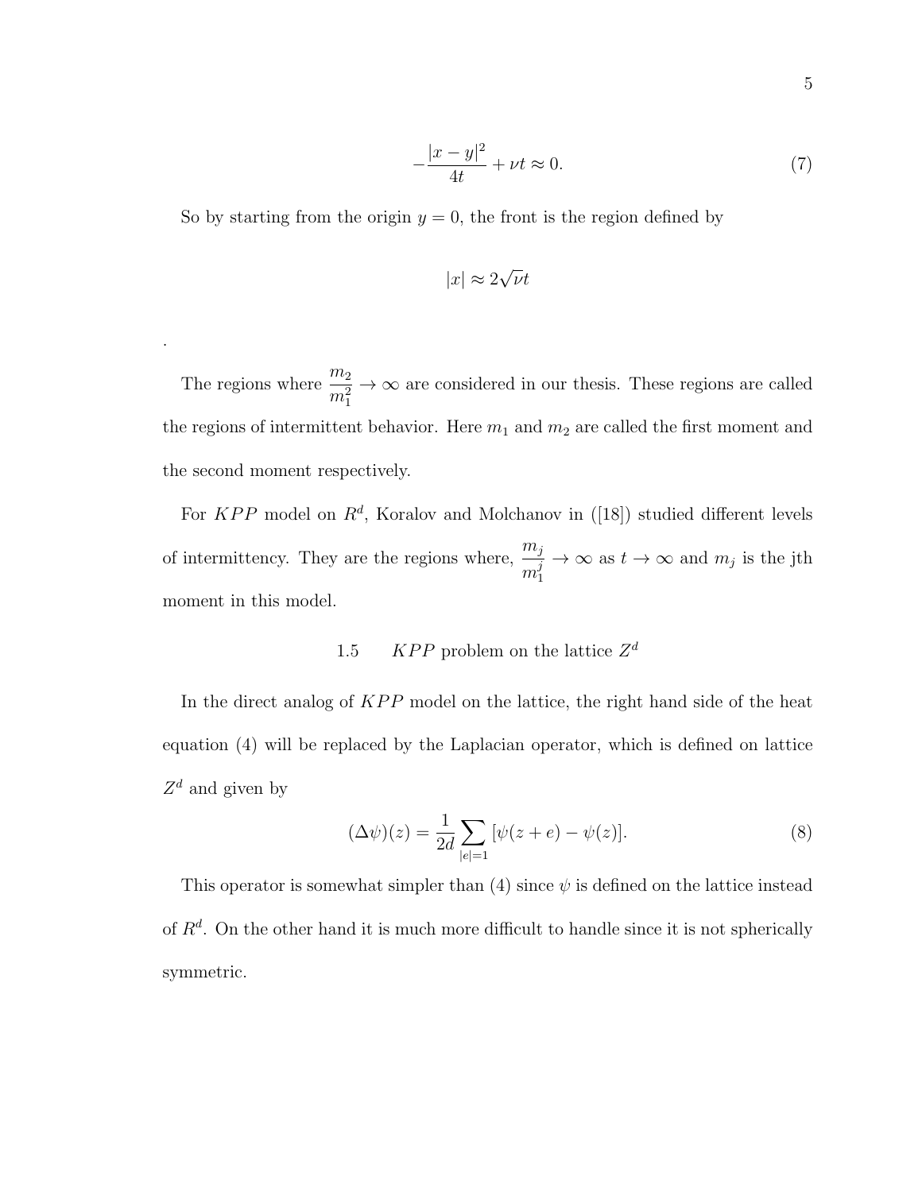$$-\frac{|x-y|^2}{4t} + \nu t \approx 0. \tag{7}$$

So by starting from the origin $y = 0$, the front is the region defined by

$$|x| \approx 2\sqrt{\nu}t$$

.

The regions where $\frac{m_2}{m_1^2} \to \infty$ are considered in our thesis. These regions are called the regions of intermittent behavior. Here $m_1$ and $m_2$ are called the first moment and the second moment respectively.

For $KPP$ model on $R^d$, Koralov and Molchanov in ([18]) studied different levels of intermittency. They are the regions where, $\frac{m_j}{m_1^j} \to \infty$ as $t \to \infty$ and $m_j$ is the jth moment in this model.

## 1.5 $KPP$ problem on the lattice $Z^d$

In the direct analog of $KPP$ model on the lattice, the right hand side of the heat equation (4) will be replaced by the Laplacian operator, which is defined on lattice $Z^d$ and given by

$$(\Delta\psi)(z) = \frac{1}{2d}\sum_{|e|=1}[\psi(z+e) - \psi(z)]. \tag{8}$$

This operator is somewhat simpler than (4) since $\psi$ is defined on the lattice instead of $R^d$. On the other hand it is much more difficult to handle since it is not spherically symmetric.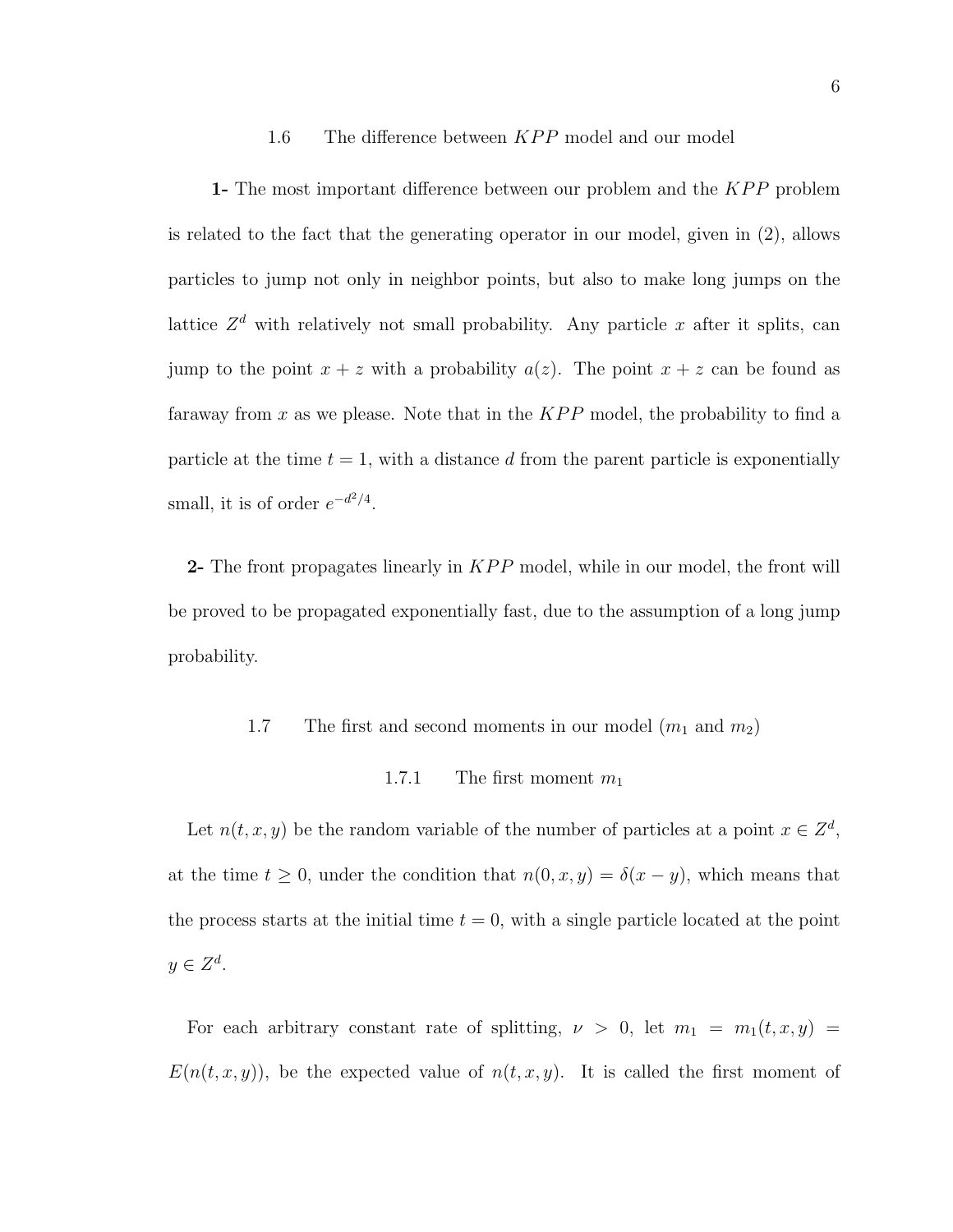### 1.6 The difference between $KPP$ model and our model

**1-** The most important difference between our problem and the $KPP$ problem is related to the fact that the generating operator in our model, given in (2), allows particles to jump not only in neighbor points, but also to make long jumps on the lattice $Z^d$ with relatively not small probability. Any particle $x$ after it splits, can jump to the point $x + z$ with a probability $a(z)$. The point $x + z$ can be found as faraway from $x$ as we please. Note that in the $KPP$ model, the probability to find a particle at the time $t = 1$, with a distance $d$ from the parent particle is exponentially small, it is of order $e^{-d^2/4}$.

**2-** The front propagates linearly in $KPP$ model, while in our model, the front will be proved to be propagated exponentially fast, due to the assumption of a long jump probability.

### 1.7 The first and second moments in our model ($m_1$ and $m_2$)

#### 1.7.1 The first moment $m_1$

Let $n(t, x, y)$ be the random variable of the number of particles at a point $x \in Z^d$, at the time $t \geq 0$, under the condition that $n(0, x, y) = \delta(x - y)$, which means that the process starts at the initial time $t = 0$, with a single particle located at the point $y \in Z^d$.

For each arbitrary constant rate of splitting, $\nu > 0$, let $m_1 = m_1(t, x, y) = E(n(t, x, y))$, be the expected value of $n(t, x, y)$. It is called the first moment of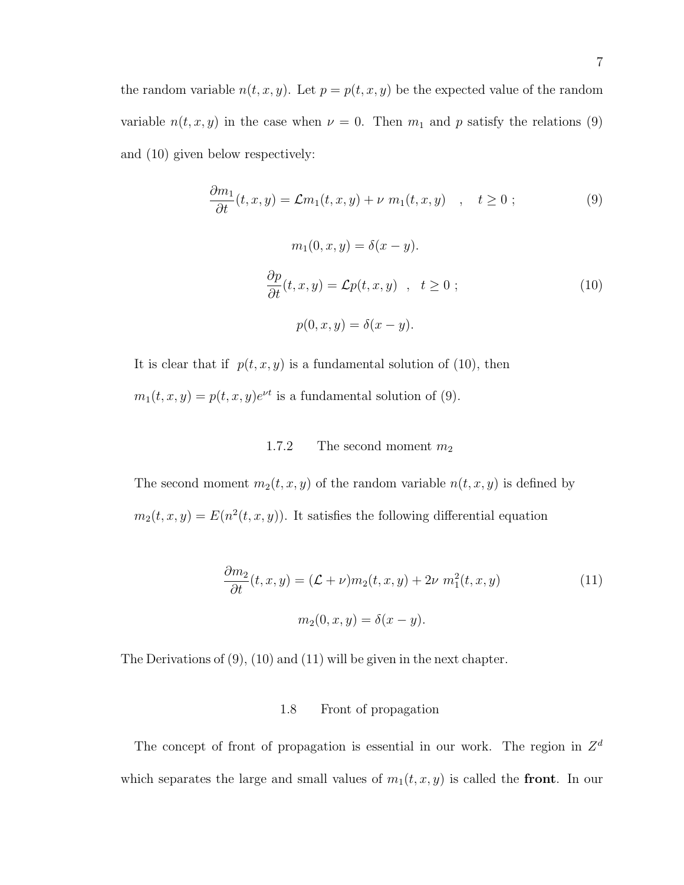the random variable $n(t, x, y)$. Let $p = p(t, x, y)$ be the expected value of the random variable $n(t, x, y)$ in the case when $\nu = 0$. Then $m_1$ and $p$ satisfy the relations (9) and (10) given below respectively:

$$\frac{\partial m_1}{\partial t}(t, x, y) = \mathcal{L}m_1(t, x, y) + \nu \ m_1(t, x, y) \quad , \quad t \geq 0 \ ; \tag{9}$$

$$m_1(0, x, y) = \delta(x - y).$$

$$\frac{\partial p}{\partial t}(t, x, y) = \mathcal{L}p(t, x, y) \quad , \quad t \geq 0 \ ; \tag{10}$$

$$p(0, x, y) = \delta(x - y).$$

It is clear that if $p(t, x, y)$ is a fundamental solution of (10), then $m_1(t, x, y) = p(t, x, y)e^{\nu t}$ is a fundamental solution of (9).

### 1.7.2 The second moment $m_2$

The second moment $m_2(t, x, y)$ of the random variable $n(t, x, y)$ is defined by $m_2(t, x, y) = E(n^2(t, x, y))$. It satisfies the following differential equation

$$\frac{\partial m_2}{\partial t}(t, x, y) = (\mathcal{L} + \nu)m_2(t, x, y) + 2\nu \ m_1^2(t, x, y) \tag{11}$$

$$m_2(0, x, y) = \delta(x - y).$$

The Derivations of (9), (10) and (11) will be given in the next chapter.

## 1.8 Front of propagation

The concept of front of propagation is essential in our work. The region in $Z^d$ which separates the large and small values of $m_1(t, x, y)$ is called the **front**. In our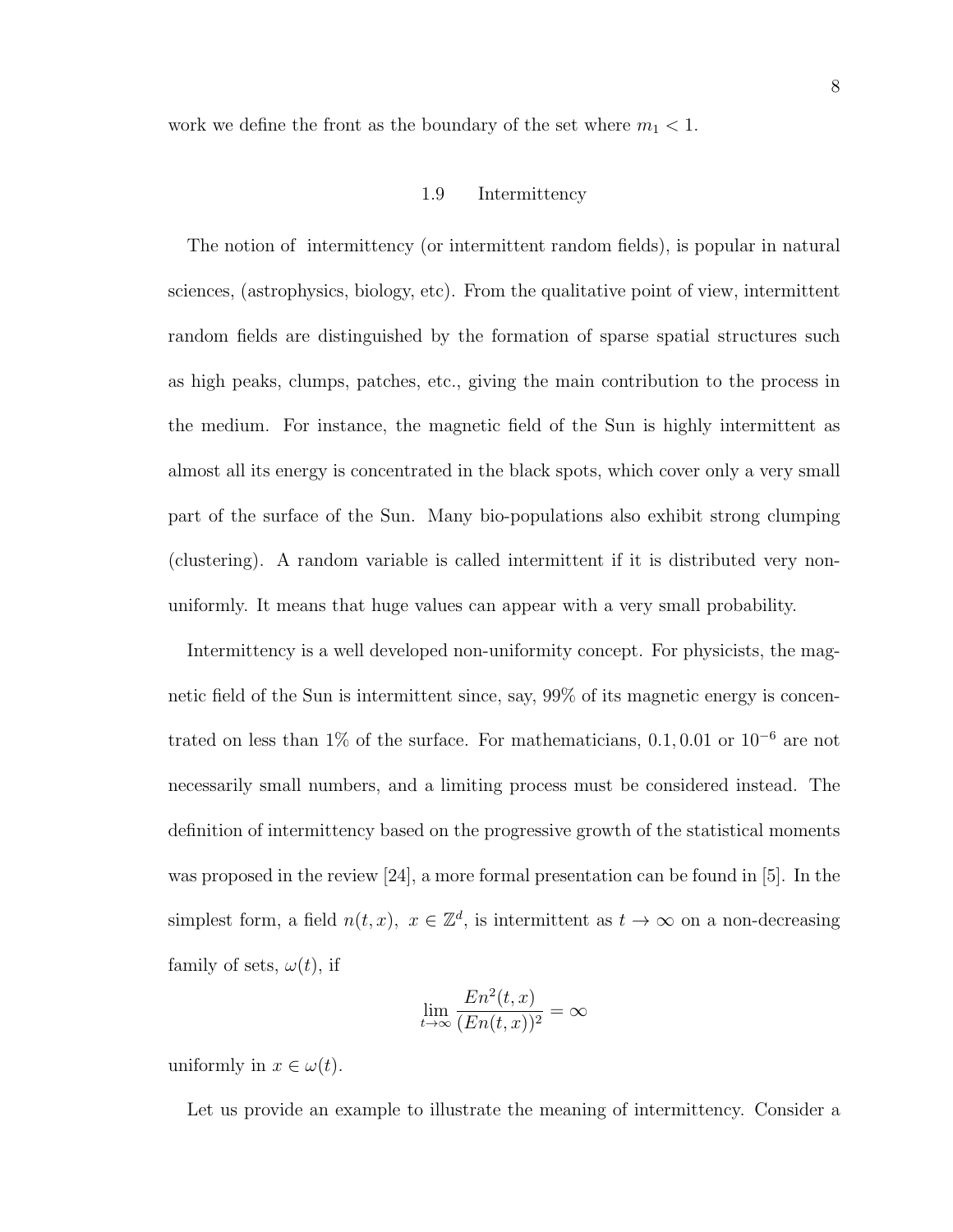work we define the front as the boundary of the set where $m_1 < 1$.

## 1.9 Intermittency

The notion of intermittency (or intermittent random fields), is popular in natural sciences, (astrophysics, biology, etc). From the qualitative point of view, intermittent random fields are distinguished by the formation of sparse spatial structures such as high peaks, clumps, patches, etc., giving the main contribution to the process in the medium. For instance, the magnetic field of the Sun is highly intermittent as almost all its energy is concentrated in the black spots, which cover only a very small part of the surface of the Sun. Many bio-populations also exhibit strong clumping (clustering). A random variable is called intermittent if it is distributed very non-uniformly. It means that huge values can appear with a very small probability.

Intermittency is a well developed non-uniformity concept. For physicists, the magnetic field of the Sun is intermittent since, say, 99% of its magnetic energy is concentrated on less than 1% of the surface. For mathematicians, $0.1, 0.01$ or $10^{-6}$ are not necessarily small numbers, and a limiting process must be considered instead. The definition of intermittency based on the progressive growth of the statistical moments was proposed in the review [24], a more formal presentation can be found in [5]. In the simplest form, a field $n(t,x),\ x \in \mathbb{Z}^d$, is intermittent as $t \to \infty$ on a non-decreasing family of sets, $\omega(t)$, if

$$\lim_{t\to\infty} \frac{En^2(t,x)}{(En(t,x))^2} = \infty$$

uniformly in $x \in \omega(t)$.

Let us provide an example to illustrate the meaning of intermittency. Consider a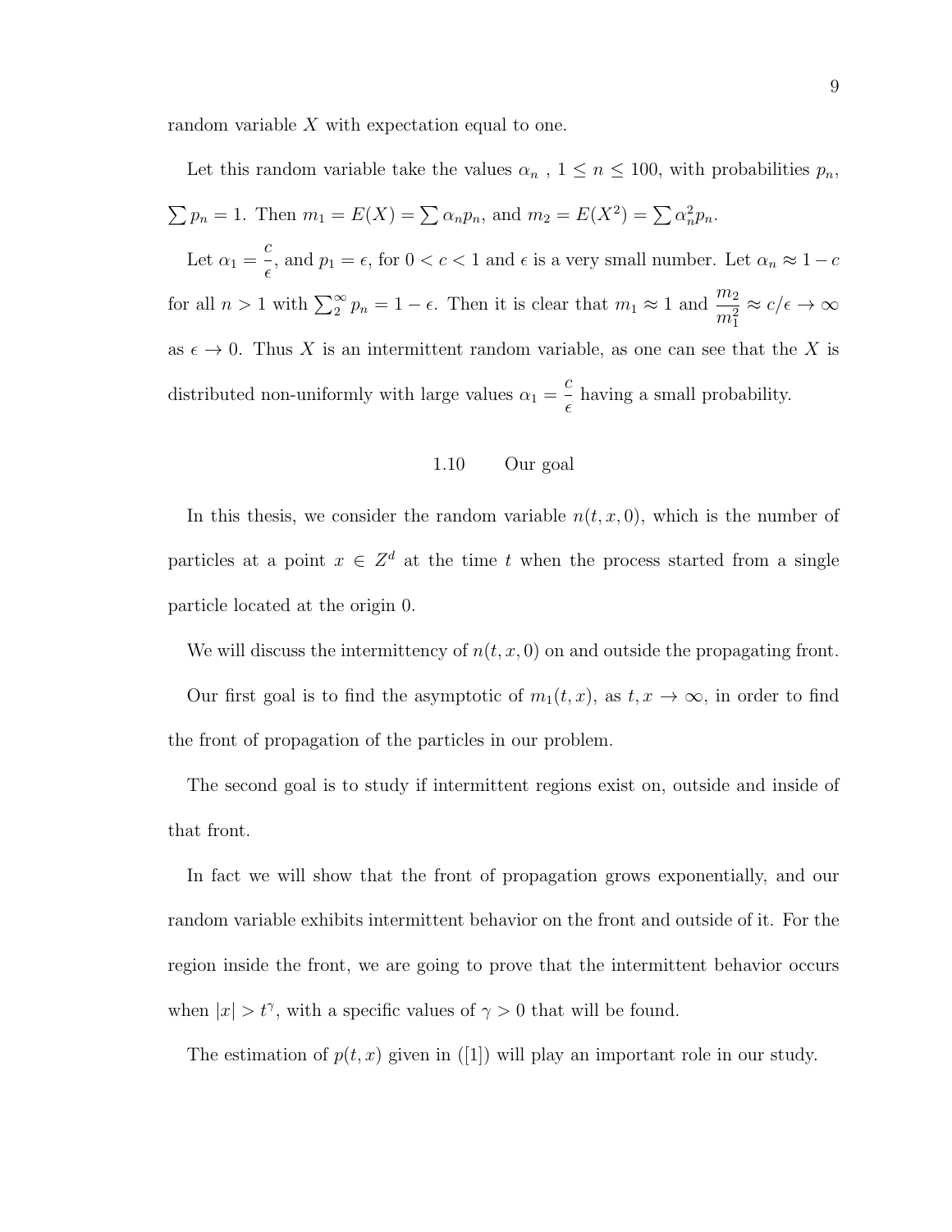random variable $X$ with expectation equal to one.

Let this random variable take the values $\alpha_n$ , $1 \leq n \leq 100$, with probabilities $p_n$, $\sum p_n = 1$. Then $m_1 = E(X) = \sum \alpha_n p_n$, and $m_2 = E(X^2) = \sum \alpha_n^2 p_n$.

Let $\alpha_1 = \dfrac{c}{\epsilon}$, and $p_1 = \epsilon$, for $0 < c < 1$ and $\epsilon$ is a very small number. Let $\alpha_n \approx 1 - c$ for all $n > 1$ with $\sum_2^\infty p_n = 1 - \epsilon$. Then it is clear that $m_1 \approx 1$ and $\dfrac{m_2}{m_1^2} \approx c/\epsilon \to \infty$ as $\epsilon \to 0$. Thus $X$ is an intermittent random variable, as one can see that the $X$ is distributed non-uniformly with large values $\alpha_1 = \dfrac{c}{\epsilon}$ having a small probability.

## 1.10 Our goal

In this thesis, we consider the random variable $n(t, x, 0)$, which is the number of particles at a point $x \in Z^d$ at the time $t$ when the process started from a single particle located at the origin 0.

We will discuss the intermittency of $n(t, x, 0)$ on and outside the propagating front.

Our first goal is to find the asymptotic of $m_1(t, x)$, as $t, x \to \infty$, in order to find the front of propagation of the particles in our problem.

The second goal is to study if intermittent regions exist on, outside and inside of that front.

In fact we will show that the front of propagation grows exponentially, and our random variable exhibits intermittent behavior on the front and outside of it. For the region inside the front, we are going to prove that the intermittent behavior occurs when $|x| > t^\gamma$, with a specific values of $\gamma > 0$ that will be found.

The estimation of $p(t, x)$ given in ([1]) will play an important role in our study.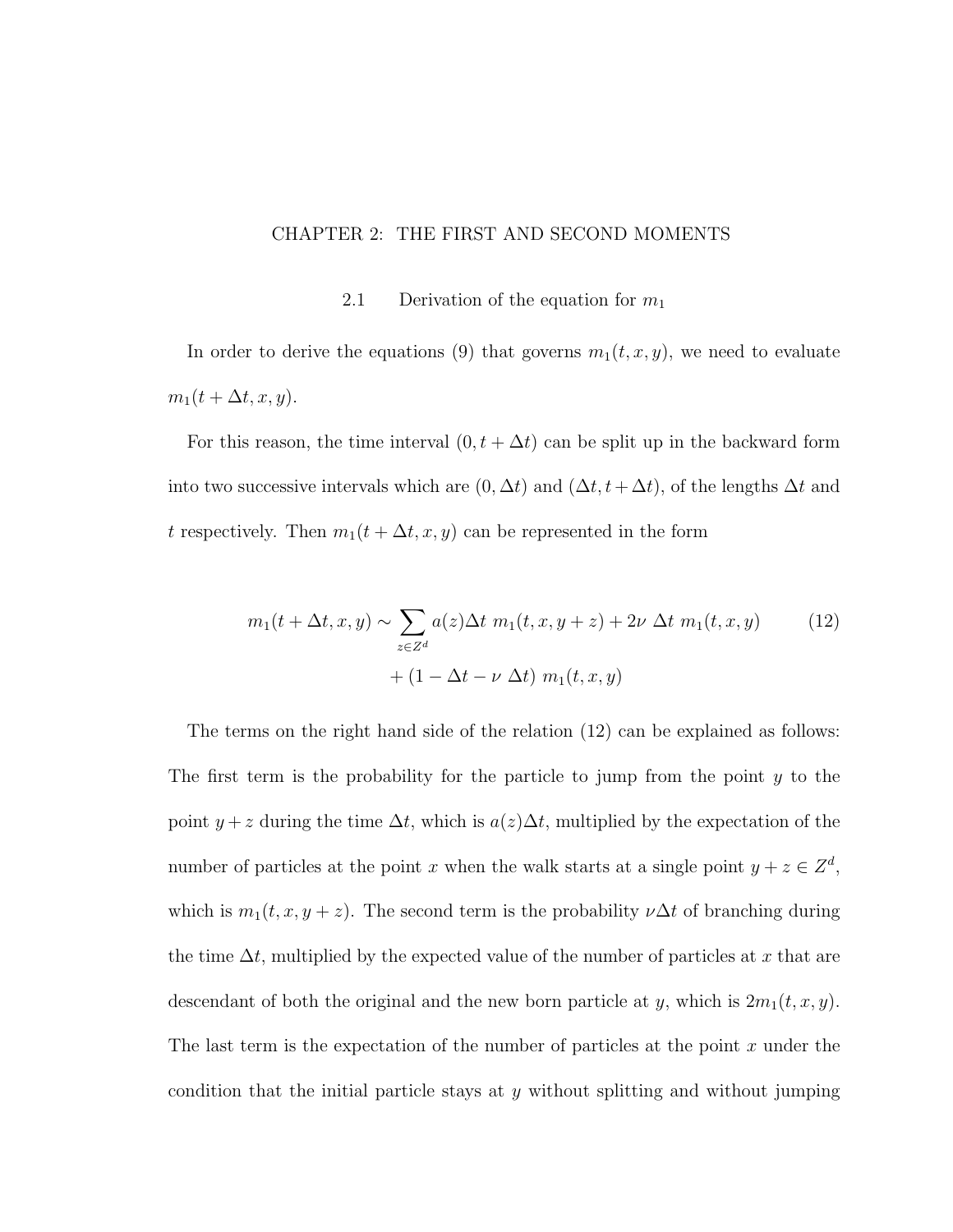# CHAPTER 2: THE FIRST AND SECOND MOMENTS

## 2.1 Derivation of the equation for $m_1$

In order to derive the equations (9) that governs $m_1(t,x,y)$, we need to evaluate $m_1(t+\Delta t, x, y)$.

For this reason, the time interval $(0, t+\Delta t)$ can be split up in the backward form into two successive intervals which are $(0, \Delta t)$ and $(\Delta t, t+\Delta t)$, of the lengths $\Delta t$ and $t$ respectively. Then $m_1(t+\Delta t, x, y)$ can be represented in the form

$$
\begin{aligned}
m_1(t+\Delta t, x, y) \sim \sum_{z \in Z^d} a(z)\Delta t \; m_1(t, x, y+z) + 2\nu \; \Delta t \; m_1(t, x, y) \\
+ (1 - \Delta t - \nu \; \Delta t) \; m_1(t, x, y)
\end{aligned}
\tag{12}
$$

The terms on the right hand side of the relation (12) can be explained as follows: The first term is the probability for the particle to jump from the point $y$ to the point $y+z$ during the time $\Delta t$, which is $a(z)\Delta t$, multiplied by the expectation of the number of particles at the point $x$ when the walk starts at a single point $y+z \in Z^d$, which is $m_1(t, x, y+z)$. The second term is the probability $\nu\Delta t$ of branching during the time $\Delta t$, multiplied by the expected value of the number of particles at $x$ that are descendant of both the original and the new born particle at $y$, which is $2m_1(t, x, y)$. The last term is the expectation of the number of particles at the point $x$ under the condition that the initial particle stays at $y$ without splitting and without jumping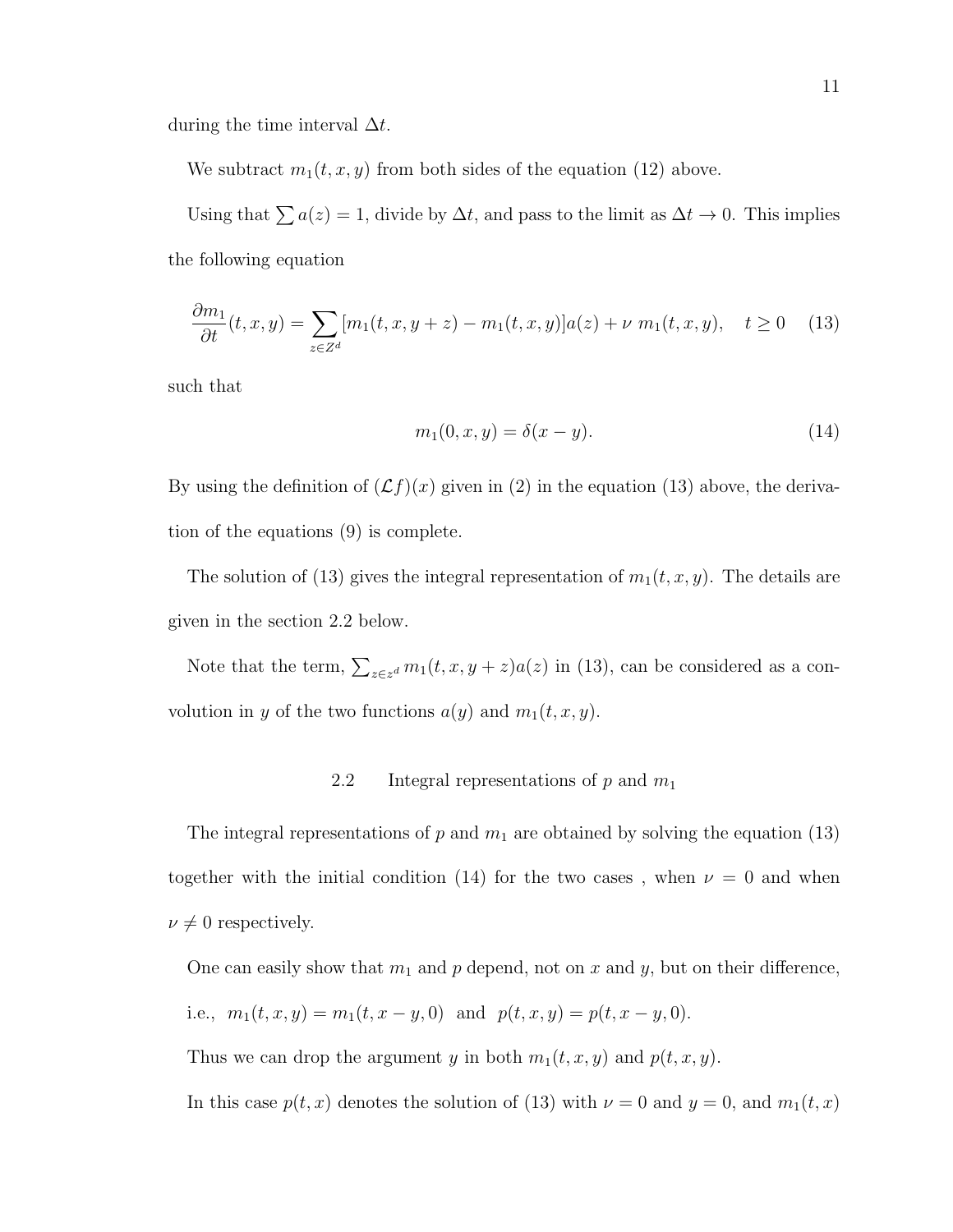during the time interval $\Delta t$.

We subtract $m_1(t, x, y)$ from both sides of the equation (12) above.

Using that $\sum a(z) = 1$, divide by $\Delta t$, and pass to the limit as $\Delta t \to 0$. This implies the following equation

$$\frac{\partial m_1}{\partial t}(t, x, y) = \sum_{z \in Z^d} [m_1(t, x, y + z) - m_1(t, x, y)] a(z) + \nu \ m_1(t, x, y), \quad t \geq 0 \tag{13}$$

such that

$$m_1(0, x, y) = \delta(x - y). \tag{14}$$

By using the definition of $(\mathcal{L} f)(x)$ given in (2) in the equation (13) above, the derivation of the equations (9) is complete.

The solution of (13) gives the integral representation of $m_1(t, x, y)$. The details are given in the section 2.2 below.

Note that the term, $\sum_{z \in z^d} m_1(t, x, y + z) a(z)$ in (13), can be considered as a convolution in $y$ of the two functions $a(y)$ and $m_1(t, x, y)$.

## 2.2 Integral representations of $p$ and $m_1$

The integral representations of $p$ and $m_1$ are obtained by solving the equation (13) together with the initial condition (14) for the two cases , when $\nu = 0$ and when $\nu \neq 0$ respectively.

One can easily show that $m_1$ and $p$ depend, not on $x$ and $y$, but on their difference, i.e., $m_1(t, x, y) = m_1(t, x - y, 0)$ and $p(t, x, y) = p(t, x - y, 0)$.

Thus we can drop the argument $y$ in both $m_1(t, x, y)$ and $p(t, x, y)$.

In this case $p(t, x)$ denotes the solution of (13) with $\nu = 0$ and $y = 0$, and $m_1(t, x)$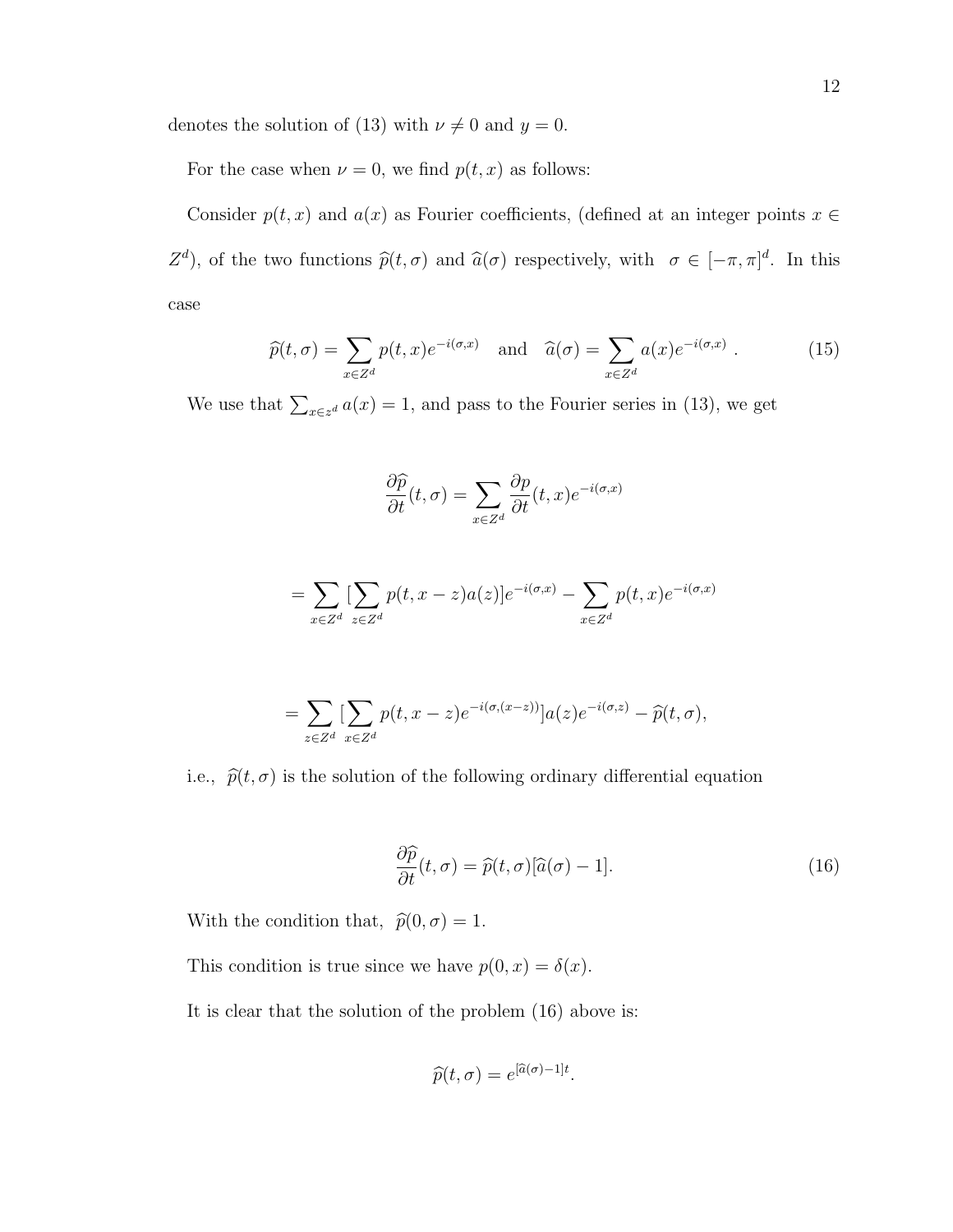denotes the solution of (13) with $\nu \neq 0$ and $y = 0$.

For the case when $\nu = 0$, we find $p(t,x)$ as follows:

Consider $p(t,x)$ and $a(x)$ as Fourier coefficients, (defined at an integer points $x \in Z^d$), of the two functions $\widehat{p}(t,\sigma)$ and $\widehat{a}(\sigma)$ respectively, with $\sigma \in [-\pi,\pi]^d$. In this case

$$\widehat{p}(t,\sigma) = \sum_{x \in Z^d} p(t,x) e^{-i(\sigma,x)} \quad \text{and} \quad \widehat{a}(\sigma) = \sum_{x \in Z^d} a(x) e^{-i(\sigma,x)} \ . \tag{15}$$

We use that $\sum_{x \in z^d} a(x) = 1$, and pass to the Fourier series in (13), we get

$$\frac{\partial \widehat{p}}{\partial t}(t,\sigma) = \sum_{x \in Z^d} \frac{\partial p}{\partial t}(t,x) e^{-i(\sigma,x)}$$

$$= \sum_{x \in Z^d} [\sum_{z \in Z^d} p(t,x-z) a(z)] e^{-i(\sigma,x)} - \sum_{x \in Z^d} p(t,x) e^{-i(\sigma,x)}$$

$$= \sum_{z \in Z^d} [\sum_{x \in Z^d} p(t,x-z) e^{-i(\sigma,(x-z))}] a(z) e^{-i(\sigma,z)} - \widehat{p}(t,\sigma),$$

i.e., $\widehat{p}(t,\sigma)$ is the solution of the following ordinary differential equation

$$\frac{\partial \widehat{p}}{\partial t}(t,\sigma) = \widehat{p}(t,\sigma)[\widehat{a}(\sigma) - 1]. \tag{16}$$

With the condition that, $\widehat{p}(0,\sigma) = 1$.

This condition is true since we have $p(0,x) = \delta(x)$.

It is clear that the solution of the problem (16) above is:

$$\widehat{p}(t,\sigma) = e^{[\widehat{a}(\sigma)-1]t}.$$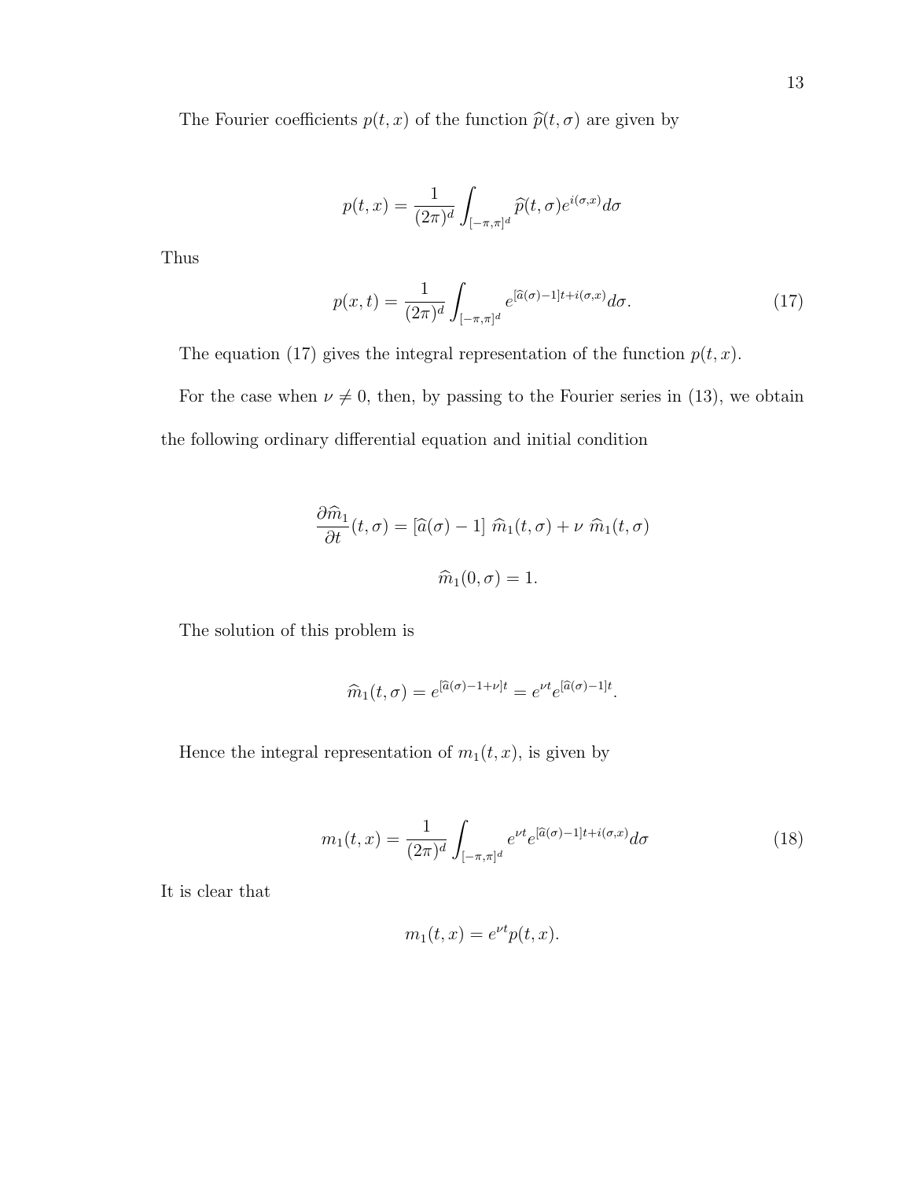The Fourier coefficients $p(t,x)$ of the function $\widehat{p}(t,\sigma)$ are given by

$$p(t,x) = \frac{1}{(2\pi)^d} \int_{[-\pi,\pi]^d} \widehat{p}(t,\sigma) e^{i(\sigma,x)} d\sigma$$

Thus

$$p(x,t) = \frac{1}{(2\pi)^d} \int_{[-\pi,\pi]^d} e^{[\widehat{a}(\sigma)-1]t + i(\sigma,x)} d\sigma. \tag{17}$$

The equation (17) gives the integral representation of the function $p(t,x)$.

For the case when $\nu \neq 0$, then, by passing to the Fourier series in (13), we obtain the following ordinary differential equation and initial condition

$$\frac{\partial \widehat{m}_1}{\partial t}(t,\sigma) = [\widehat{a}(\sigma) - 1]\ \widehat{m}_1(t,\sigma) + \nu\ \widehat{m}_1(t,\sigma)$$

$$\widehat{m}_1(0,\sigma) = 1.$$

The solution of this problem is

$$\widehat{m}_1(t,\sigma) = e^{[\widehat{a}(\sigma)-1+\nu]t} = e^{\nu t} e^{[\widehat{a}(\sigma)-1]t}.$$

Hence the integral representation of $m_1(t,x)$, is given by

$$m_1(t,x) = \frac{1}{(2\pi)^d} \int_{[-\pi,\pi]^d} e^{\nu t} e^{[\widehat{a}(\sigma)-1]t + i(\sigma,x)} d\sigma \tag{18}$$

It is clear that

$$m_1(t,x) = e^{\nu t} p(t,x).$$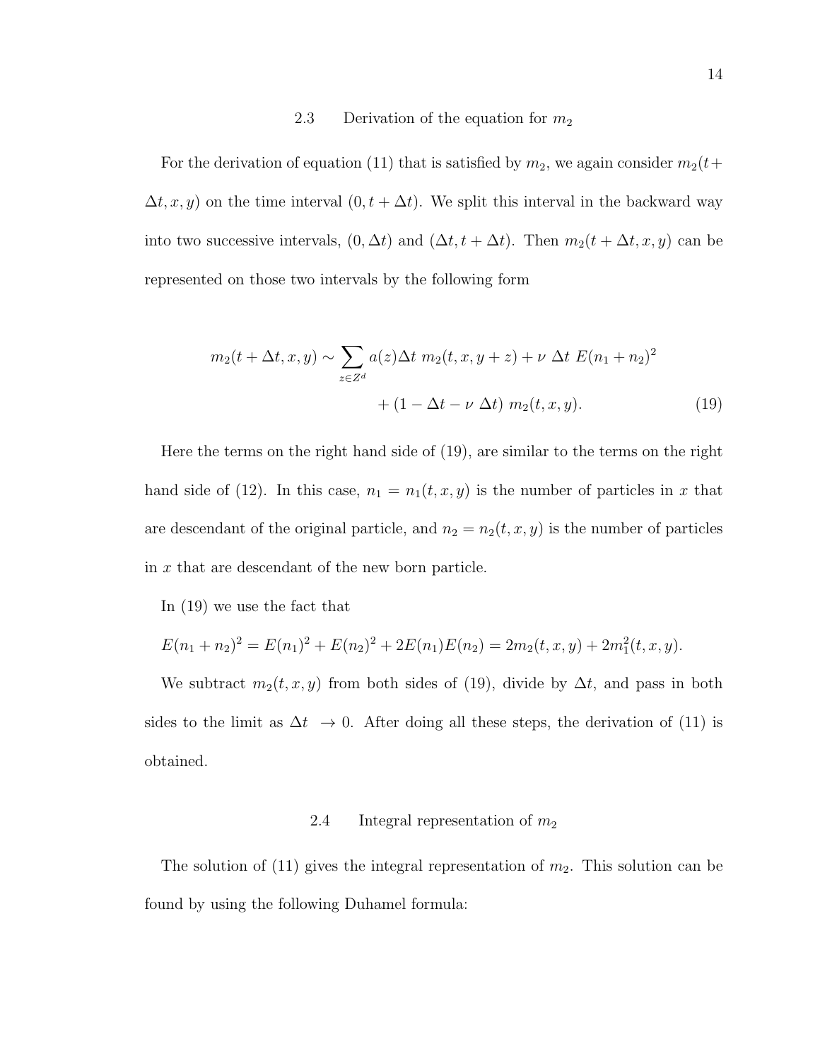### 2.3 Derivation of the equation for $m_2$

For the derivation of equation (11) that is satisfied by $m_2$, we again consider $m_2(t+\Delta t, x, y)$ on the time interval $(0, t+\Delta t)$. We split this interval in the backward way into two successive intervals, $(0, \Delta t)$ and $(\Delta t, t+\Delta t)$. Then $m_2(t+\Delta t, x, y)$ can be represented on those two intervals by the following form

$$
\begin{aligned}
m_2(t+\Delta t, x, y) \sim \sum_{z \in Z^d} a(z)\Delta t \; m_2(t, x, y+z) + \nu \; \Delta t \; E(n_1+n_2)^2 \\
+ (1 - \Delta t - \nu \; \Delta t) \; m_2(t, x, y). \qquad (19)
\end{aligned}
$$

Here the terms on the right hand side of (19), are similar to the terms on the right hand side of (12). In this case, $n_1 = n_1(t, x, y)$ is the number of particles in $x$ that are descendant of the original particle, and $n_2 = n_2(t, x, y)$ is the number of particles in $x$ that are descendant of the new born particle.

In (19) we use the fact that

$E(n_1+n_2)^2 = E(n_1)^2 + E(n_2)^2 + 2E(n_1)E(n_2) = 2m_2(t, x, y) + 2m_1^2(t, x, y).$

We subtract $m_2(t, x, y)$ from both sides of (19), divide by $\Delta t$, and pass in both sides to the limit as $\Delta t \;\; \to 0$. After doing all these steps, the derivation of (11) is obtained.

### 2.4 Integral representation of $m_2$

The solution of (11) gives the integral representation of $m_2$. This solution can be found by using the following Duhamel formula: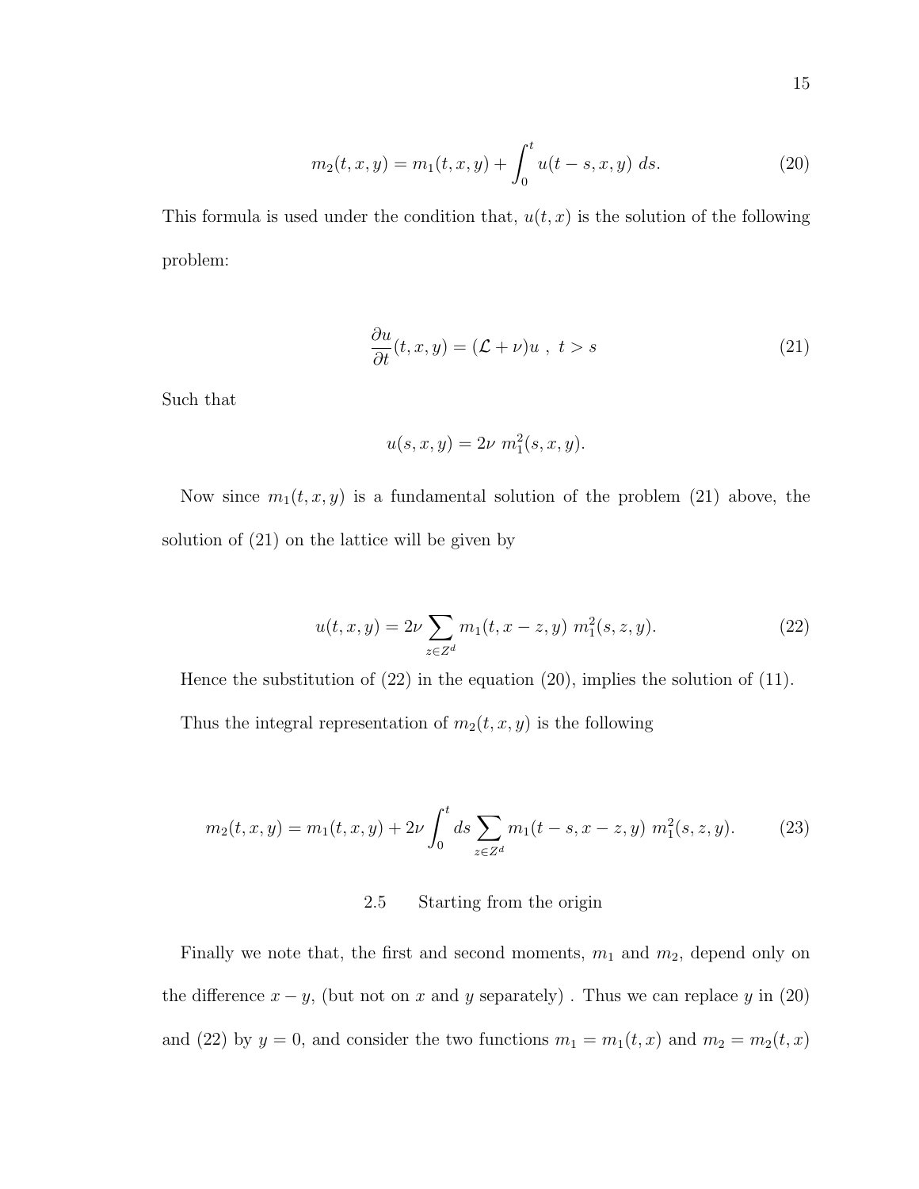$$m_2(t,x,y) = m_1(t,x,y) + \int_0^t u(t-s,x,y)\ ds. \tag{20}$$

This formula is used under the condition that, $u(t,x)$ is the solution of the following problem:

$$\frac{\partial u}{\partial t}(t,x,y) = (\mathcal{L} + \nu)u\ ,\ t > s \tag{21}$$

Such that

$$u(s,x,y) = 2\nu\ m_1^2(s,x,y).$$

Now since $m_1(t,x,y)$ is a fundamental solution of the problem (21) above, the solution of (21) on the lattice will be given by

$$u(t,x,y) = 2\nu \sum_{z \in Z^d} m_1(t,x-z,y)\ m_1^2(s,z,y). \tag{22}$$

Hence the substitution of (22) in the equation (20), implies the solution of (11).

Thus the integral representation of $m_2(t,x,y)$ is the following

$$m_2(t,x,y) = m_1(t,x,y) + 2\nu \int_0^t ds \sum_{z \in Z^d} m_1(t-s,x-z,y)\ m_1^2(s,z,y). \tag{23}$$

## 2.5 Starting from the origin

Finally we note that, the first and second moments, $m_1$ and $m_2$, depend only on the difference $x - y$, (but not on $x$ and $y$ separately) . Thus we can replace $y$ in (20) and (22) by $y = 0$, and consider the two functions $m_1 = m_1(t,x)$ and $m_2 = m_2(t,x)$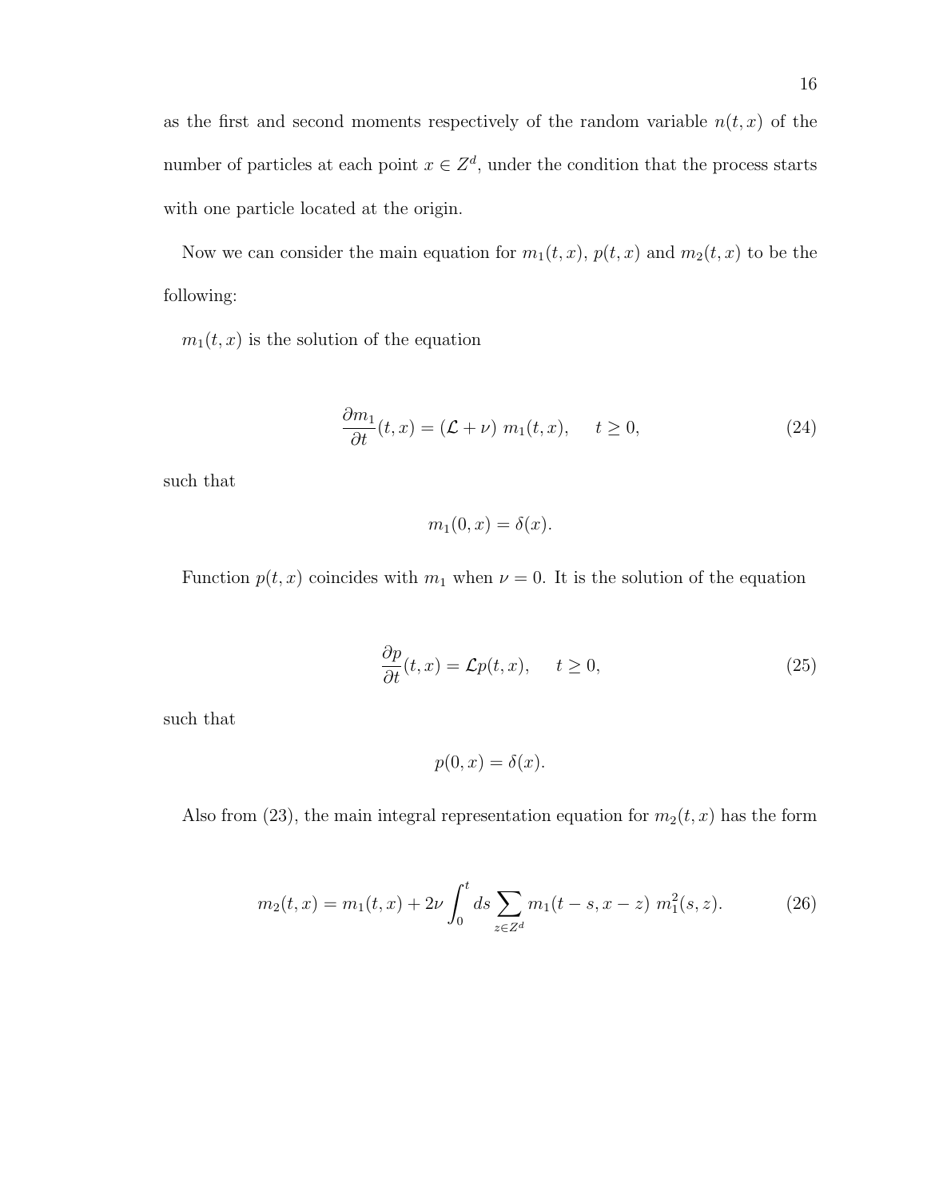as the first and second moments respectively of the random variable $n(t,x)$ of the number of particles at each point $x \in Z^d$, under the condition that the process starts with one particle located at the origin.

Now we can consider the main equation for $m_1(t,x)$, $p(t,x)$ and $m_2(t,x)$ to be the following:

$m_1(t,x)$ is the solution of the equation

$$\frac{\partial m_1}{\partial t}(t,x) = (\mathcal{L} + \nu)\ m_1(t,x), \qquad t \geq 0, \tag{24}$$

such that

$$m_1(0,x) = \delta(x).$$

Function $p(t,x)$ coincides with $m_1$ when $\nu = 0$. It is the solution of the equation

$$\frac{\partial p}{\partial t}(t,x) = \mathcal{L} p(t,x), \qquad t \geq 0, \tag{25}$$

such that

$$p(0,x) = \delta(x).$$

Also from (23), the main integral representation equation for $m_2(t,x)$ has the form

$$m_2(t,x) = m_1(t,x) + 2\nu \int_0^t ds \sum_{z \in Z^d} m_1(t-s, x-z)\ m_1^2(s,z). \tag{26}$$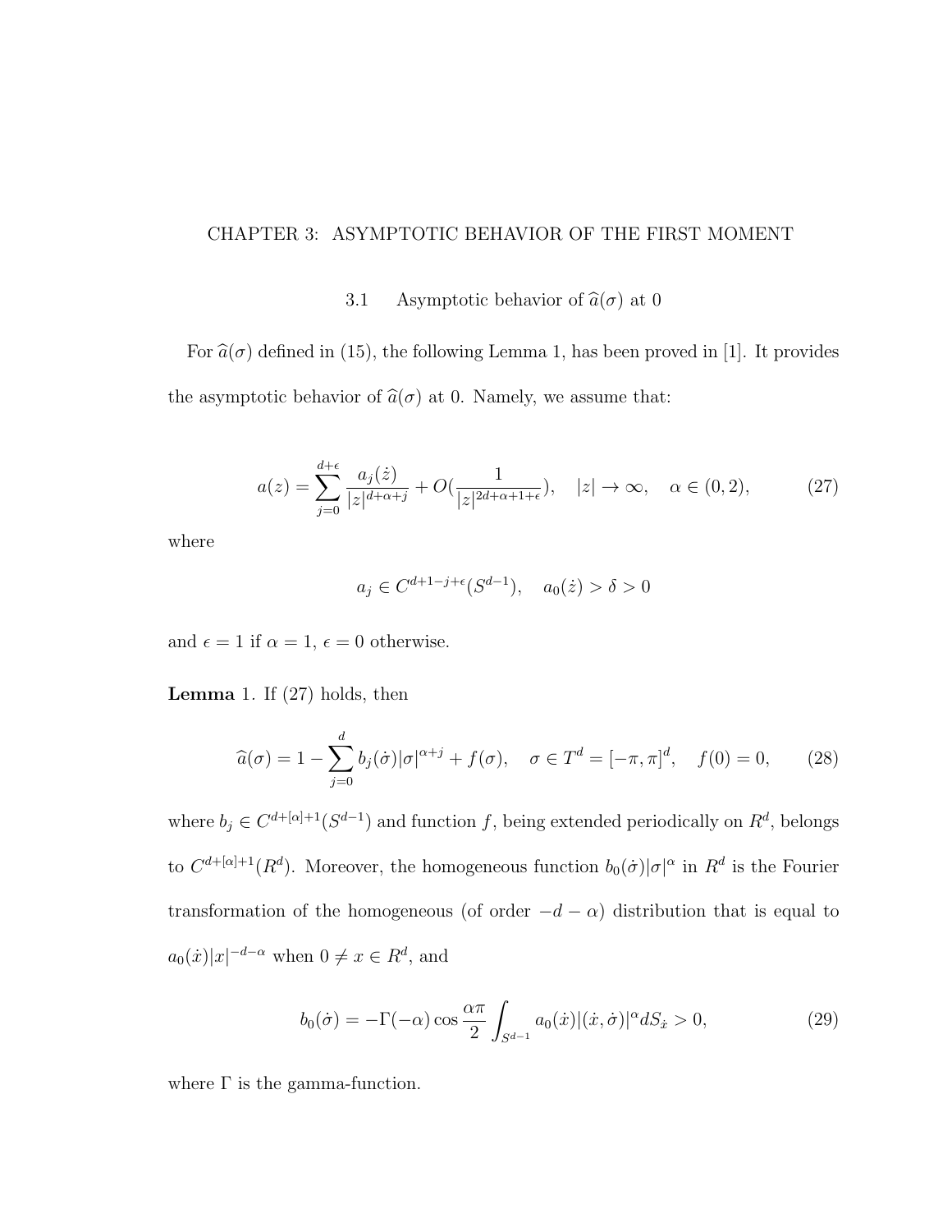# CHAPTER 3: ASYMPTOTIC BEHAVIOR OF THE FIRST MOMENT

## 3.1 Asymptotic behavior of $\widehat{a}(\sigma)$ at 0

For $\widehat{a}(\sigma)$ defined in (15), the following Lemma 1, has been proved in [1]. It provides the asymptotic behavior of $\widehat{a}(\sigma)$ at 0. Namely, we assume that:

$$a(z) = \sum_{j=0}^{d+\epsilon} \frac{a_j(\dot{z})}{|z|^{d+\alpha+j}} + O(\frac{1}{|z|^{2d+\alpha+1+\epsilon}}), \quad |z| \to \infty, \quad \alpha \in (0,2), \tag{27}$$

where

$$a_j \in C^{d+1-j+\epsilon}(S^{d-1}), \quad a_0(\dot{z}) > \delta > 0$$

and $\epsilon = 1$ if $\alpha = 1$, $\epsilon = 0$ otherwise.

**Lemma** 1. If (27) holds, then

$$\widehat{a}(\sigma) = 1 - \sum_{j=0}^{d} b_j(\dot{\sigma})|\sigma|^{\alpha+j} + f(\sigma), \quad \sigma \in T^d = [-\pi, \pi]^d, \quad f(0) = 0, \tag{28}$$

where $b_j \in C^{d+[\alpha]+1}(S^{d-1})$ and function $f$, being extended periodically on $R^d$, belongs to $C^{d+[\alpha]+1}(R^d)$. Moreover, the homogeneous function $b_0(\dot{\sigma})|\sigma|^{\alpha}$ in $R^d$ is the Fourier transformation of the homogeneous (of order $-d-\alpha$) distribution that is equal to $a_0(\dot{x})|x|^{-d-\alpha}$ when $0 \neq x \in R^d$, and

$$b_0(\dot{\sigma}) = -\Gamma(-\alpha)\cos\frac{\alpha\pi}{2}\int_{S^{d-1}} a_0(\dot{x})|(\dot{x},\dot{\sigma})|^{\alpha} dS_{\dot{x}} > 0, \tag{29}$$

where $\Gamma$ is the gamma-function.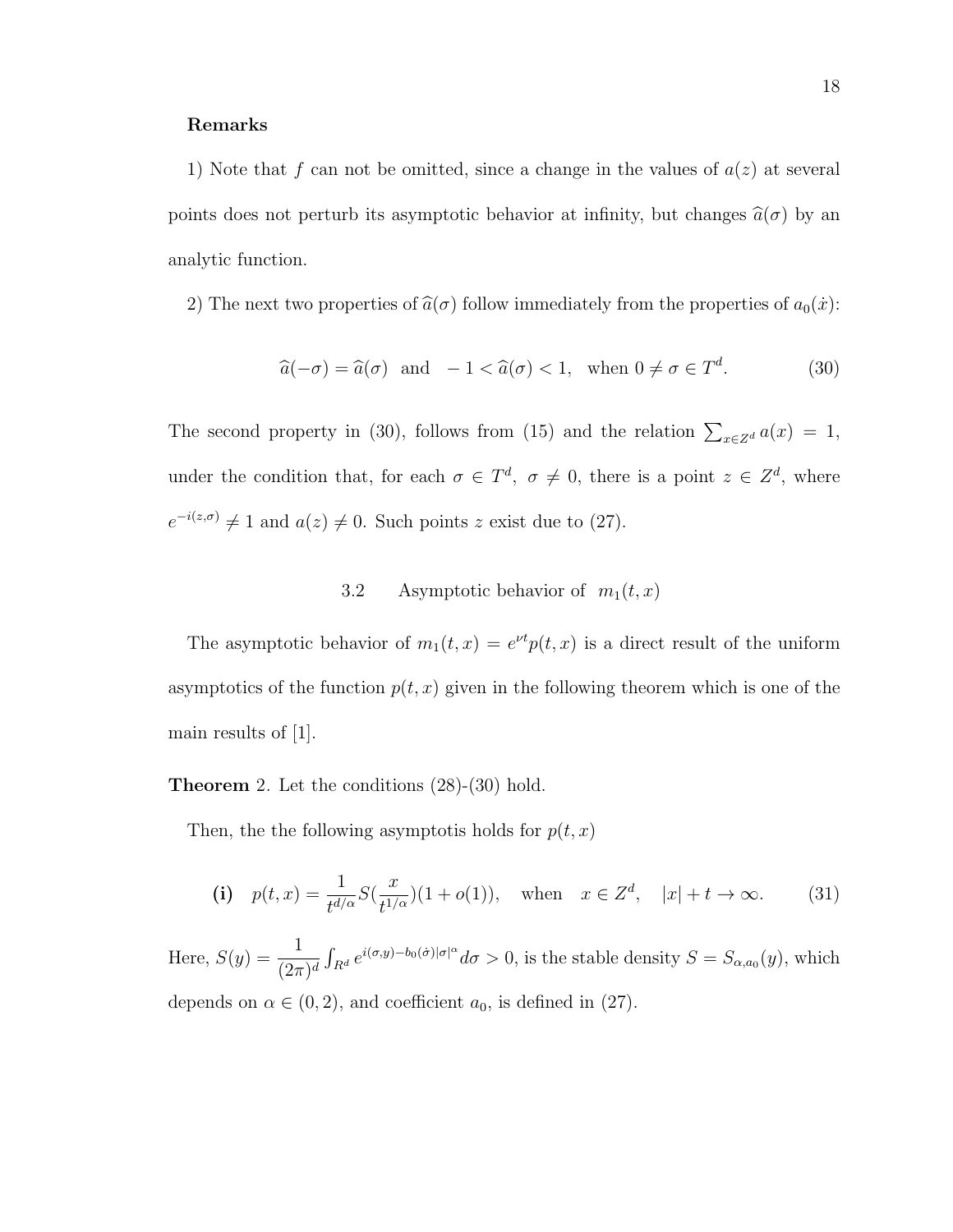**Remarks**

1) Note that $f$ can not be omitted, since a change in the values of $a(z)$ at several points does not perturb its asymptotic behavior at infinity, but changes $\widehat{a}(\sigma)$ by an analytic function.

2) The next two properties of $\widehat{a}(\sigma)$ follow immediately from the properties of $a_0(\dot{x})$:

$$\widehat{a}(-\sigma) = \widehat{a}(\sigma) \;\; \text{and} \;\; -1 < \widehat{a}(\sigma) < 1, \;\; \text{when } 0 \neq \sigma \in T^d. \tag{30}$$

The second property in (30), follows from (15) and the relation $\sum_{x \in Z^d} a(x) = 1$, under the condition that, for each $\sigma \in T^d$, $\sigma \neq 0$, there is a point $z \in Z^d$, where $e^{-i(z,\sigma)} \neq 1$ and $a(z) \neq 0$. Such points $z$ exist due to (27).

### 3.2 Asymptotic behavior of $m_1(t,x)$

The asymptotic behavior of $m_1(t,x) = e^{\nu t} p(t,x)$ is a direct result of the uniform asymptotics of the function $p(t,x)$ given in the following theorem which is one of the main results of [1].

**Theorem** 2. Let the conditions (28)-(30) hold.

Then, the the following asymptotis holds for $p(t,x)$

$$\textbf{(i)} \quad p(t,x) = \frac{1}{t^{d/\alpha}} S\left(\frac{x}{t^{1/\alpha}}\right)(1 + o(1)), \quad \text{when} \quad x \in Z^d, \quad |x| + t \to \infty. \tag{31}$$

Here, $S(y) = \dfrac{1}{(2\pi)^d} \int_{R^d} e^{i(\sigma,y) - b_0(\dot{\sigma})|\sigma|^\alpha} d\sigma > 0$, is the stable density $S = S_{\alpha, a_0}(y)$, which depends on $\alpha \in (0,2)$, and coefficient $a_0$, is defined in (27).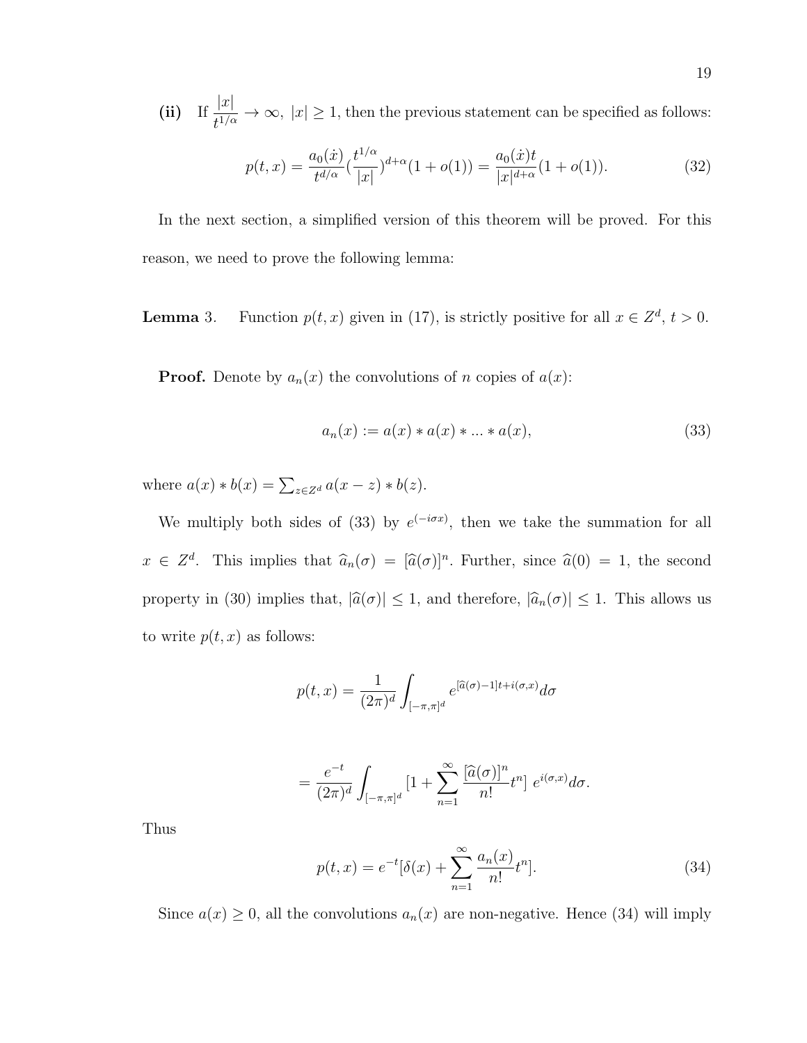**(ii)** If $\dfrac{|x|}{t^{1/\alpha}} \to \infty,\ |x| \geq 1$, then the previous statement can be specified as follows:

$$p(t,x) = \frac{a_0(\dot{x})}{t^{d/\alpha}} (\frac{t^{1/\alpha}}{|x|})^{d+\alpha}(1+o(1)) = \frac{a_0(\dot{x})t}{|x|^{d+\alpha}}(1+o(1)). \tag{32}$$

In the next section, a simplified version of this theorem will be proved. For this reason, we need to prove the following lemma:

**Lemma** 3. Function $p(t,x)$ given in (17), is strictly positive for all $x \in Z^d$, $t > 0$.

**Proof.** Denote by $a_n(x)$ the convolutions of $n$ copies of $a(x)$:

$$a_n(x) := a(x) * a(x) * ... * a(x), \tag{33}$$

where $a(x) * b(x) = \sum_{z \in Z^d} a(x-z) * b(z)$.

We multiply both sides of (33) by $e^{(-i\sigma x)}$, then we take the summation for all $x \in Z^d$. This implies that $\widehat{a}_n(\sigma) = [\widehat{a}(\sigma)]^n$. Further, since $\widehat{a}(0) = 1$, the second property in (30) implies that, $|\widehat{a}(\sigma)| \leq 1$, and therefore, $|\widehat{a}_n(\sigma)| \leq 1$. This allows us to write $p(t,x)$ as follows:

$$p(t,x) = \frac{1}{(2\pi)^d} \int_{[-\pi,\pi]^d} e^{[\widehat{a}(\sigma)-1]t + i(\sigma,x)} d\sigma$$

$$= \frac{e^{-t}}{(2\pi)^d} \int_{[-\pi,\pi]^d} [1 + \sum_{n=1}^{\infty} \frac{[\widehat{a}(\sigma)]^n}{n!} t^n]\ e^{i(\sigma,x)} d\sigma.$$

Thus

$$p(t,x) = e^{-t}[\delta(x) + \sum_{n=1}^{\infty} \frac{a_n(x)}{n!} t^n]. \tag{34}$$

Since $a(x) \geq 0$, all the convolutions $a_n(x)$ are non-negative. Hence (34) will imply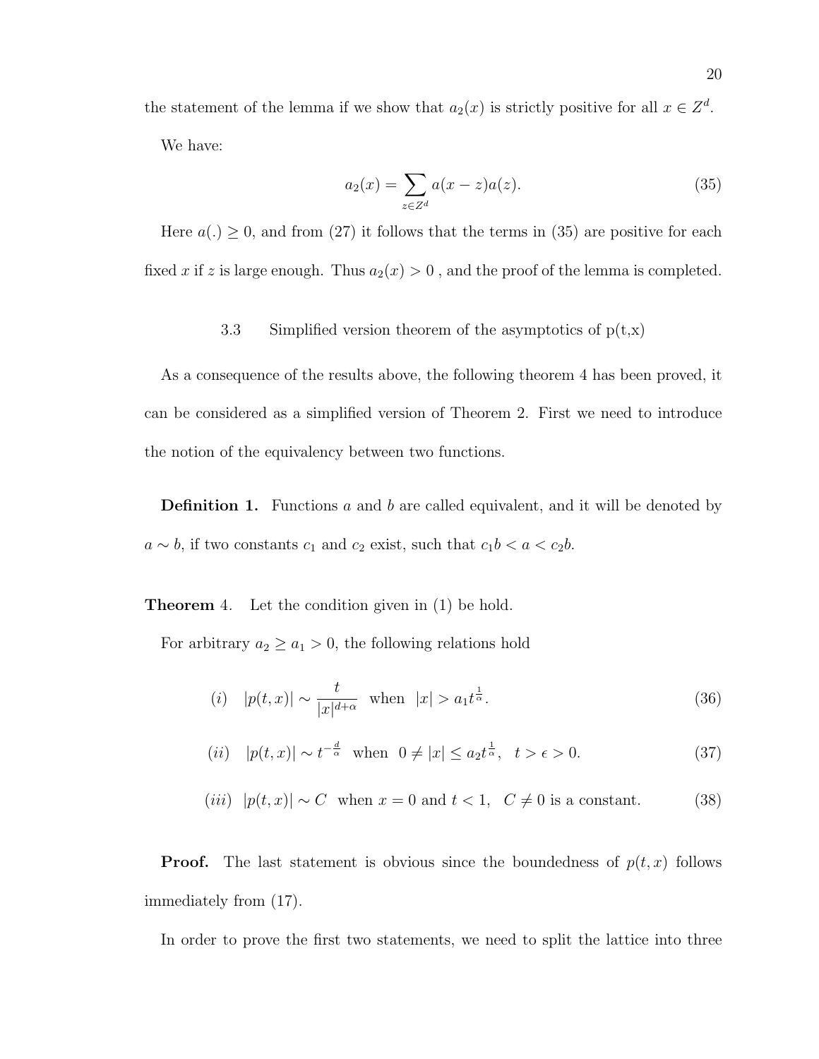the statement of the lemma if we show that $a_2(x)$ is strictly positive for all $x \in Z^d$.

We have:

$$a_2(x) = \sum_{z \in Z^d} a(x-z)a(z). \tag{35}$$

Here $a(.) \geq 0$, and from (27) it follows that the terms in (35) are positive for each fixed $x$ if $z$ is large enough. Thus $a_2(x) > 0$ , and the proof of the lemma is completed.

### 3.3 Simplified version theorem of the asymptotics of p(t,x)

As a consequence of the results above, the following theorem 4 has been proved, it can be considered as a simplified version of Theorem 2. First we need to introduce the notion of the equivalency between two functions.

**Definition 1.** Functions $a$ and $b$ are called equivalent, and it will be denoted by $a \sim b$, if two constants $c_1$ and $c_2$ exist, such that $c_1 b < a < c_2 b$.

**Theorem 4.** Let the condition given in (1) be hold.

For arbitrary $a_2 \geq a_1 > 0$, the following relations hold

$$(i) \quad |p(t,x)| \sim \frac{t}{|x|^{d+\alpha}} \quad \text{when} \quad |x| > a_1 t^{\frac{1}{\alpha}}. \tag{36}$$

$$(ii) \quad |p(t,x)| \sim t^{-\frac{d}{\alpha}} \quad \text{when} \quad 0 \neq |x| \leq a_2 t^{\frac{1}{\alpha}}, \quad t > \epsilon > 0. \tag{37}$$

$$(iii) \quad |p(t,x)| \sim C \quad \text{when } x = 0 \text{ and } t < 1, \quad C \neq 0 \text{ is a constant.} \tag{38}$$

**Proof.** The last statement is obvious since the boundedness of $p(t,x)$ follows immediately from (17).

In order to prove the first two statements, we need to split the lattice into three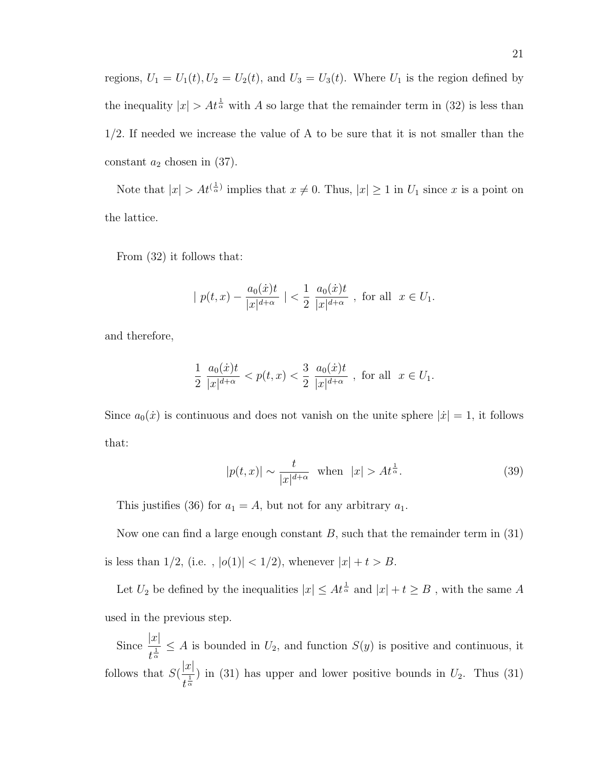regions, $U_1 = U_1(t), U_2 = U_2(t)$, and $U_3 = U_3(t)$. Where $U_1$ is the region defined by the inequality $|x| > At^{\frac{1}{\alpha}}$ with $A$ so large that the remainder term in (32) is less than 1/2. If needed we increase the value of A to be sure that it is not smaller than the constant $a_2$ chosen in (37).

Note that $|x| > At^{(\frac{1}{\alpha})}$ implies that $x \neq 0$. Thus, $|x| \geq 1$ in $U_1$ since $x$ is a point on the lattice.

From (32) it follows that:

$$| \ p(t,x) - \frac{a_0(\dot{x})t}{|x|^{d+\alpha}} \ | < \frac{1}{2} \ \frac{a_0(\dot{x})t}{|x|^{d+\alpha}} \ , \ \text{for all} \ \ x \in U_1.$$

and therefore,

$$\frac{1}{2} \ \frac{a_0(\dot{x})t}{|x|^{d+\alpha}} < p(t,x) < \frac{3}{2} \ \frac{a_0(\dot{x})t}{|x|^{d+\alpha}} \ , \ \text{for all} \ \ x \in U_1.$$

Since $a_0(\dot{x})$ is continuous and does not vanish on the unite sphere $|\dot{x}| = 1$, it follows that:

$$|p(t,x)| \sim \frac{t}{|x|^{d+\alpha}} \ \text{ when } \ |x| > At^{\frac{1}{\alpha}}. \tag{39}$$

This justifies (36) for $a_1 = A$, but not for any arbitrary $a_1$.

Now one can find a large enough constant $B$, such that the remainder term in (31) is less than 1/2, (i.e. , $|o(1)| < 1/2$), whenever $|x| + t > B$.

Let $U_2$ be defined by the inequalities $|x| \leq At^{\frac{1}{\alpha}}$ and $|x| + t \geq B$ , with the same $A$ used in the previous step.

Since $\frac{|x|}{t^{\frac{1}{\alpha}}} \leq A$ is bounded in $U_2$, and function $S(y)$ is positive and continuous, it follows that $S(\frac{|x|}{t^{\frac{1}{\alpha}}})$ in (31) has upper and lower positive bounds in $U_2$. Thus (31)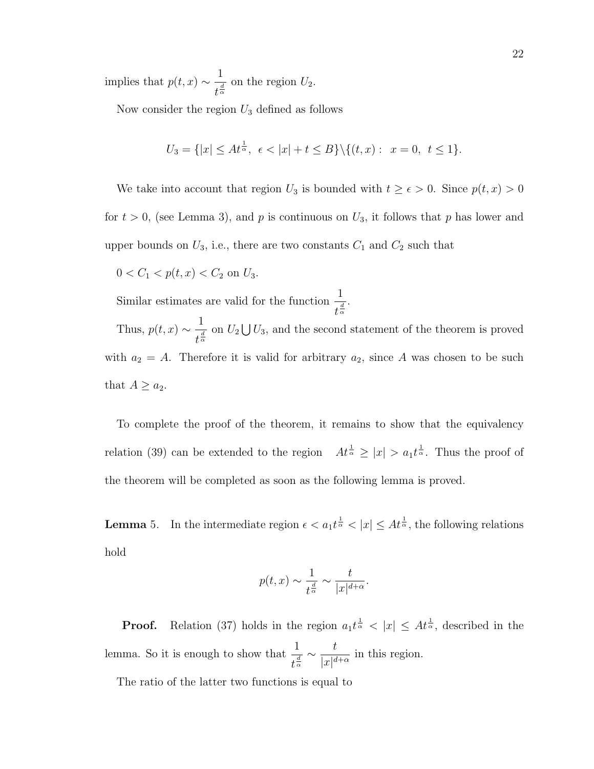implies that $p(t,x) \sim \dfrac{1}{t^{\frac{d}{\alpha}}}$ on the region $U_2$.

Now consider the region $U_3$ defined as follows

$$U_3 = \{|x| \le At^{\frac{1}{\alpha}},\ \epsilon < |x| + t \le B\} \backslash \{(t,x) :\ x = 0,\ t \le 1\}.$$

We take into account that region $U_3$ is bounded with $t \ge \epsilon > 0$. Since $p(t,x) > 0$ for $t > 0$, (see Lemma 3), and $p$ is continuous on $U_3$, it follows that $p$ has lower and upper bounds on $U_3$, i.e., there are two constants $C_1$ and $C_2$ such that

$0 < C_1 < p(t,x) < C_2$ on $U_3$.

Similar estimates are valid for the function $\dfrac{1}{t^{\frac{d}{\alpha}}}$.

Thus, $p(t,x) \sim \dfrac{1}{t^{\frac{d}{\alpha}}}$ on $U_2 \bigcup U_3$, and the second statement of the theorem is proved with $a_2 = A$. Therefore it is valid for arbitrary $a_2$, since $A$ was chosen to be such that $A \ge a_2$.

To complete the proof of the theorem, it remains to show that the equivalency relation (39) can be extended to the region $At^{\frac{1}{\alpha}} \ge |x| > a_1 t^{\frac{1}{\alpha}}$. Thus the proof of the theorem will be completed as soon as the following lemma is proved.

**Lemma** 5. In the intermediate region $\epsilon < a_1 t^{\frac{1}{\alpha}} < |x| \le At^{\frac{1}{\alpha}}$, the following relations hold

$$p(t,x) \sim \frac{1}{t^{\frac{d}{\alpha}}} \sim \frac{t}{|x|^{d+\alpha}}.$$

**Proof.** Relation (37) holds in the region $a_1 t^{\frac{1}{\alpha}} < |x| \le At^{\frac{1}{\alpha}}$, described in the lemma. So it is enough to show that $\dfrac{1}{t^{\frac{d}{\alpha}}} \sim \dfrac{t}{|x|^{d+\alpha}}$ in this region.

The ratio of the latter two functions is equal to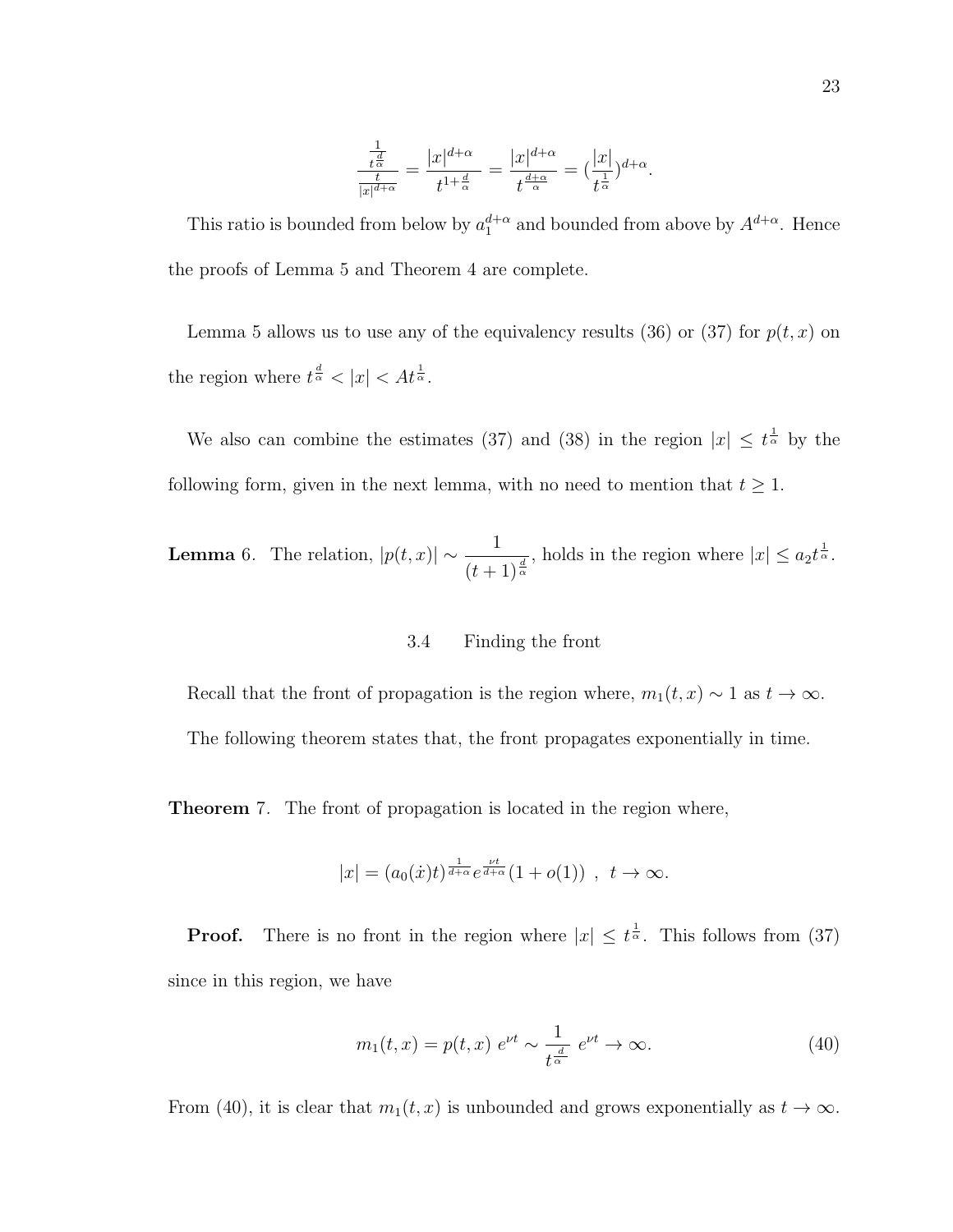$$\frac{\frac{1}{t^{\frac{d}{\alpha}}}}{\frac{t}{|x|^{d+\alpha}}} = \frac{|x|^{d+\alpha}}{t^{1+\frac{d}{\alpha}}} = \frac{|x|^{d+\alpha}}{t^{\frac{d+\alpha}{\alpha}}} = (\frac{|x|}{t^{\frac{1}{\alpha}}})^{d+\alpha}.$$

This ratio is bounded from below by $a_1^{d+\alpha}$ and bounded from above by $A^{d+\alpha}$. Hence the proofs of Lemma 5 and Theorem 4 are complete.

Lemma 5 allows us to use any of the equivalency results (36) or (37) for $p(t, x)$ on the region where $t^{\frac{d}{\alpha}} < |x| < At^{\frac{1}{\alpha}}$.

We also can combine the estimates (37) and (38) in the region $|x| \leq t^{\frac{1}{\alpha}}$ by the following form, given in the next lemma, with no need to mention that $t \geq 1$.

**Lemma** 6. The relation, $|p(t, x)| \sim \dfrac{1}{(t+1)^{\frac{d}{\alpha}}}$, holds in the region where $|x| \leq a_2 t^{\frac{1}{\alpha}}$.

### 3.4 Finding the front

Recall that the front of propagation is the region where, $m_1(t, x) \sim 1$ as $t \to \infty$. The following theorem states that, the front propagates exponentially in time.

**Theorem** 7. The front of propagation is located in the region where,

$$|x| = (a_0(\dot{x})t)^{\frac{1}{d+\alpha}} e^{\frac{\nu t}{d+\alpha}}(1 + o(1)) \ , \ t \to \infty.$$

**Proof.** There is no front in the region where $|x| \leq t^{\frac{1}{\alpha}}$. This follows from (37) since in this region, we have

$$m_1(t, x) = p(t, x)\ e^{\nu t} \sim \frac{1}{t^{\frac{d}{\alpha}}}\ e^{\nu t} \to \infty. \tag{40}$$

From (40), it is clear that $m_1(t, x)$ is unbounded and grows exponentially as $t \to \infty$.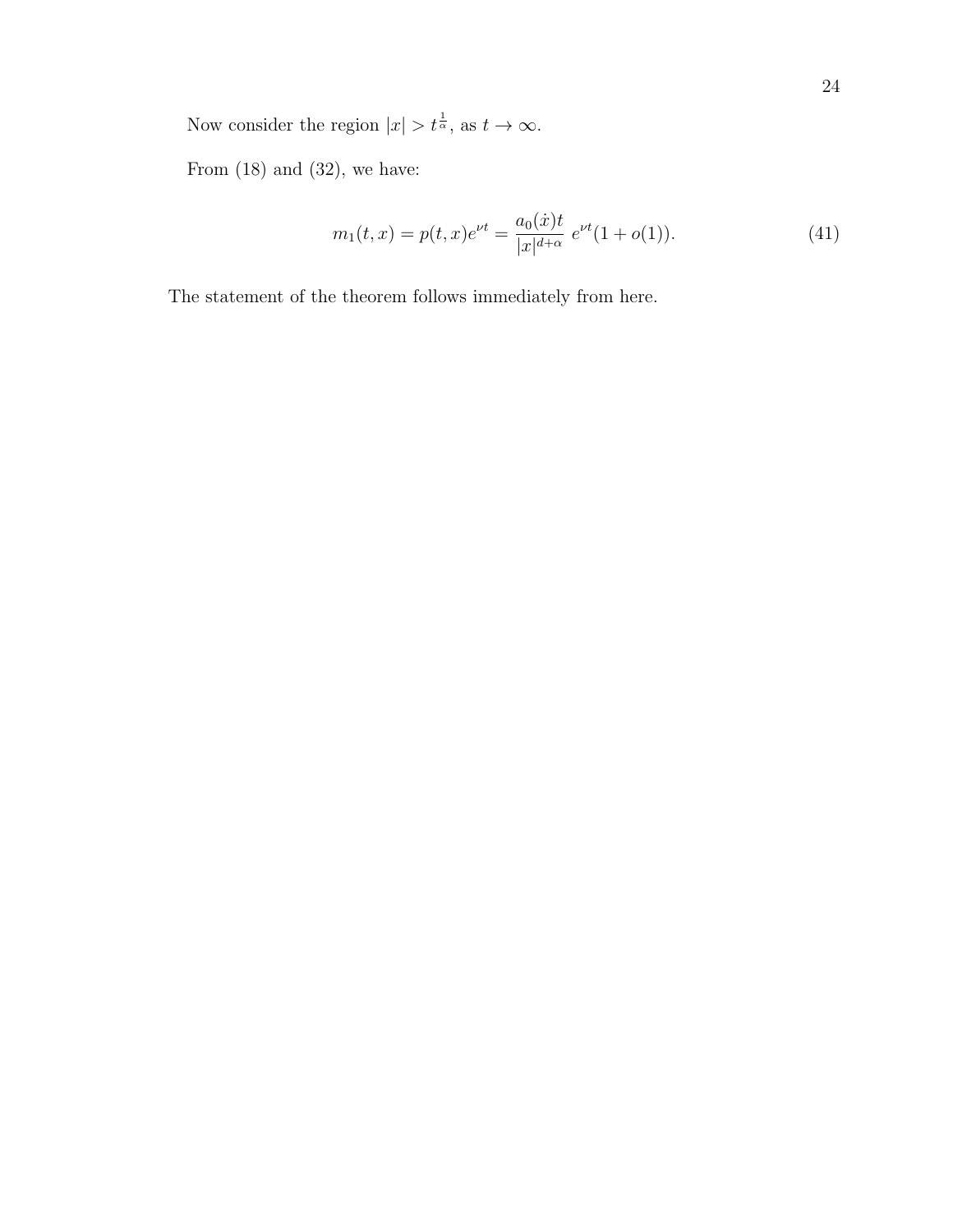Now consider the region $|x| > t^{\frac{1}{\alpha}}$, as $t \to \infty$.

From (18) and (32), we have:

$$m_1(t, x) = p(t, x)e^{\nu t} = \frac{a_0(\dot{x})t}{|x|^{d+\alpha}} \; e^{\nu t}(1 + o(1)). \tag{41}$$

The statement of the theorem follows immediately from here.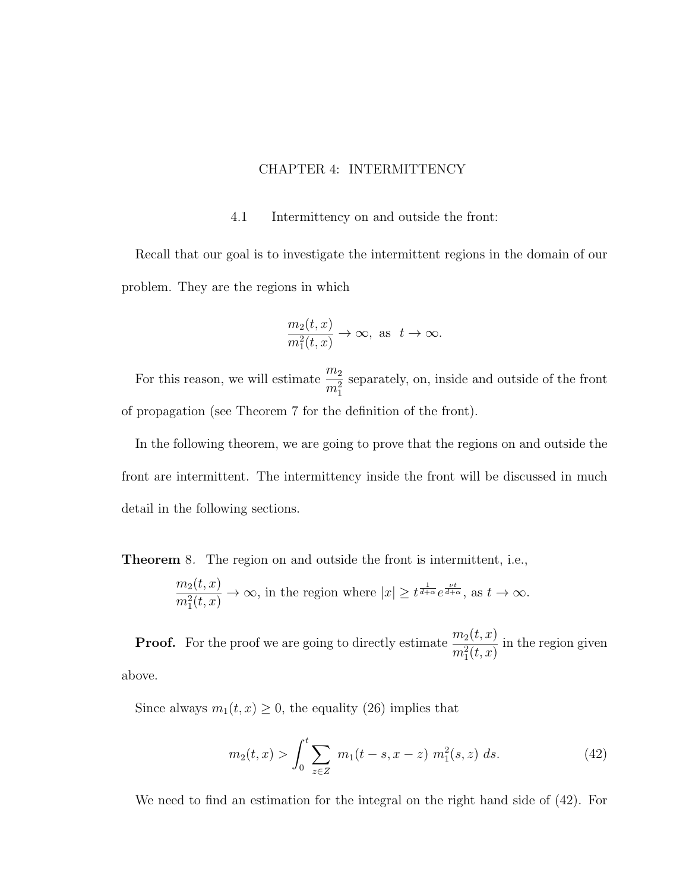# CHAPTER 4: INTERMITTENCY

## 4.1 Intermittency on and outside the front:

Recall that our goal is to investigate the intermittent regions in the domain of our problem. They are the regions in which

$$\frac{m_2(t,x)}{m_1^2(t,x)} \to \infty, \text{ as } t \to \infty.$$

For this reason, we will estimate $\dfrac{m_2}{m_1^2}$ separately, on, inside and outside of the front of propagation (see Theorem 7 for the definition of the front).

In the following theorem, we are going to prove that the regions on and outside the front are intermittent. The intermittency inside the front will be discussed in much detail in the following sections.

**Theorem** 8. The region on and outside the front is intermittent, i.e.,

$$\frac{m_2(t,x)}{m_1^2(t,x)} \to \infty, \text{ in the region where } |x| \geq t^{\frac{1}{d+\alpha}} e^{\frac{\nu t}{d+\alpha}}, \text{ as } t \to \infty.$$

**Proof.** For the proof we are going to directly estimate $\dfrac{m_2(t,x)}{m_1^2(t,x)}$ in the region given above.

Since always $m_1(t,x) \geq 0$, the equality (26) implies that

$$m_2(t,x) > \int_0^t \sum_{z \in Z} m_1(t-s, x-z) \, m_1^2(s,z) \, ds. \tag{42}$$

We need to find an estimation for the integral on the right hand side of (42). For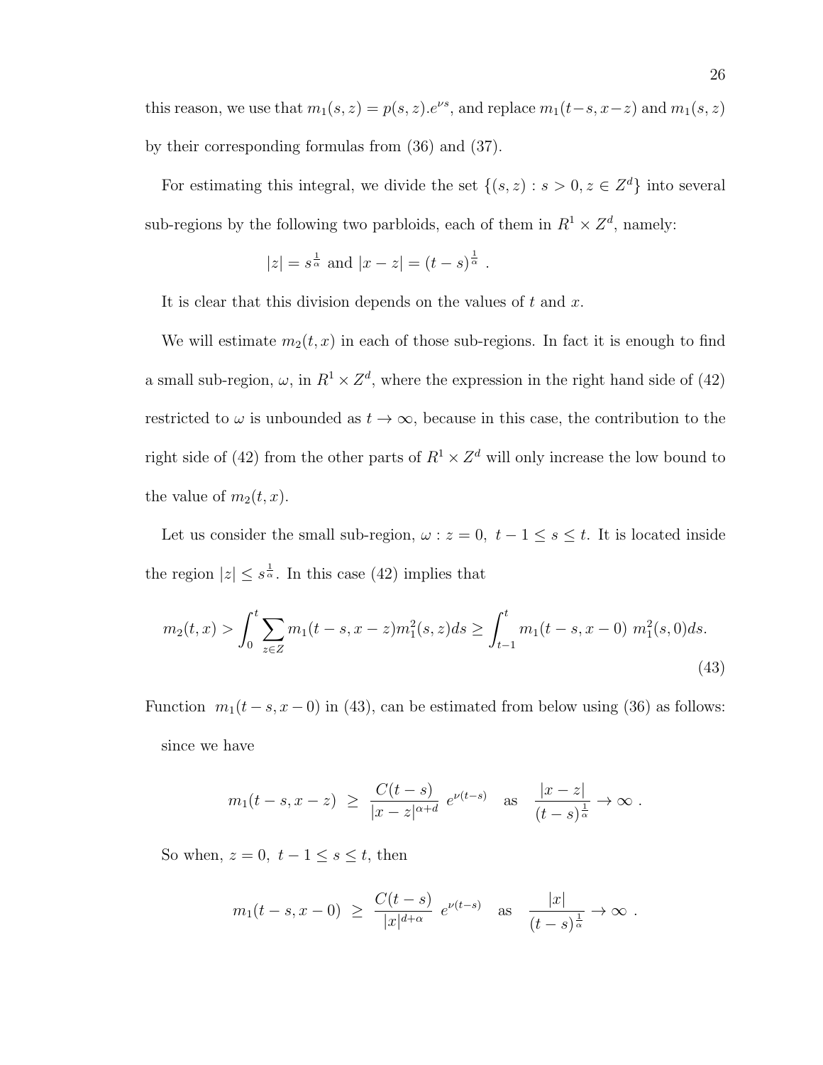this reason, we use that $m_1(s,z) = p(s,z).e^{\nu s}$, and replace $m_1(t-s, x-z)$ and $m_1(s,z)$ by their corresponding formulas from (36) and (37).

For estimating this integral, we divide the set $\{(s,z) : s > 0, z \in Z^d\}$ into several sub-regions by the following two parbloids, each of them in $R^1 \times Z^d$, namely:

$$|z| = s^{\frac{1}{\alpha}} \text{ and } |x-z| = (t-s)^{\frac{1}{\alpha}} \ .$$

It is clear that this division depends on the values of $t$ and $x$.

We will estimate $m_2(t,x)$ in each of those sub-regions. In fact it is enough to find a small sub-region, $\omega$, in $R^1 \times Z^d$, where the expression in the right hand side of (42) restricted to $\omega$ is unbounded as $t \to \infty$, because in this case, the contribution to the right side of (42) from the other parts of $R^1 \times Z^d$ will only increase the low bound to the value of $m_2(t,x)$.

Let us consider the small sub-region, $\omega : z = 0,\ t-1 \le s \le t$. It is located inside the region $|z| \le s^{\frac{1}{\alpha}}$. In this case (42) implies that

$$m_2(t,x) > \int_0^t \sum_{z \in Z} m_1(t-s, x-z) m_1^2(s,z) ds \ge \int_{t-1}^t m_1(t-s, x-0)\ m_1^2(s,0) ds. \tag{43}$$

Function $m_1(t-s, x-0)$ in (43), can be estimated from below using (36) as follows:

since we have

$$m_1(t-s, x-z) \ \ge \ \frac{C(t-s)}{|x-z|^{\alpha+d}}\ e^{\nu(t-s)} \quad \text{as} \quad \frac{|x-z|}{(t-s)^{\frac{1}{\alpha}}} \to \infty \ .$$

So when, $z = 0,\ t-1 \le s \le t$, then

$$m_1(t-s, x-0) \ \ge \ \frac{C(t-s)}{|x|^{d+\alpha}}\ e^{\nu(t-s)} \quad \text{as} \quad \frac{|x|}{(t-s)^{\frac{1}{\alpha}}} \to \infty \ .$$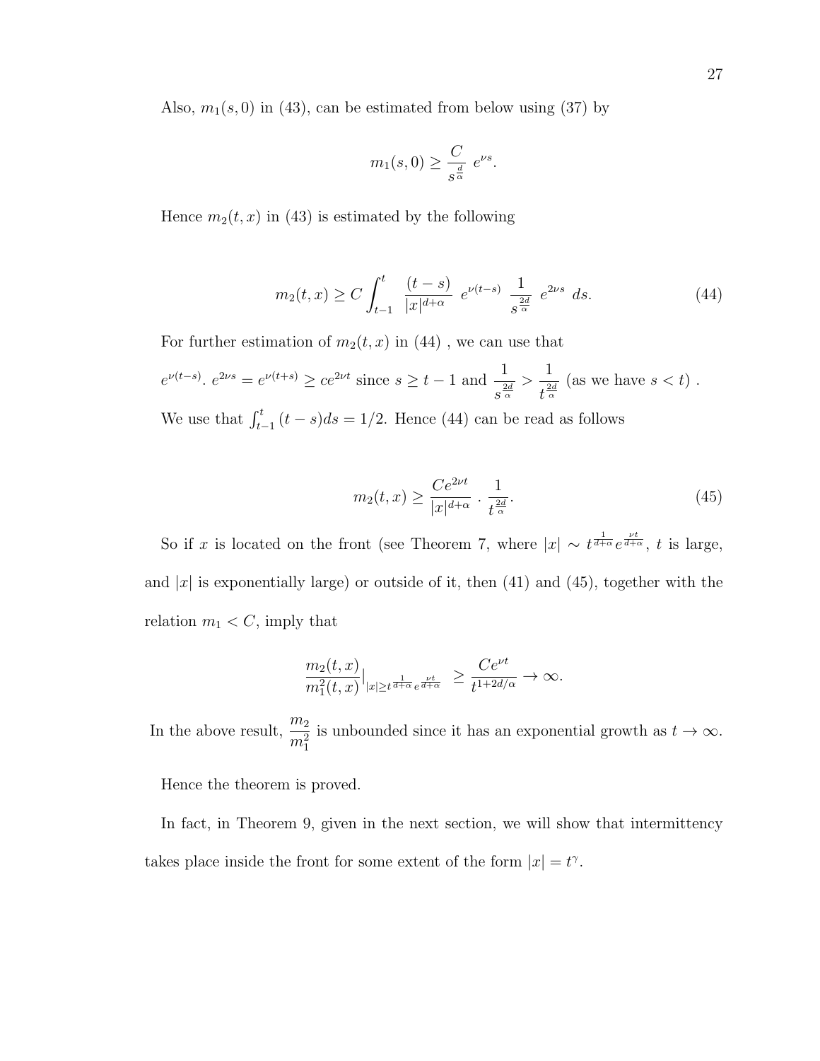Also, $m_1(s,0)$ in (43), can be estimated from below using (37) by

$$m_1(s,0) \geq \frac{C}{s^{\frac{d}{\alpha}}}\ e^{\nu s}.$$

Hence $m_2(t,x)$ in (43) is estimated by the following

$$m_2(t,x) \geq C \int_{t-1}^{t} \frac{(t-s)}{|x|^{d+\alpha}}\ e^{\nu(t-s)}\ \frac{1}{s^{\frac{2d}{\alpha}}}\ e^{2\nu s}\ ds. \tag{44}$$

For further estimation of $m_2(t,x)$ in (44) , we can use that

$e^{\nu(t-s)}.\ e^{2\nu s} = e^{\nu(t+s)} \geq ce^{2\nu t}$ since $s \geq t-1$ and $\dfrac{1}{s^{\frac{2d}{\alpha}}} > \dfrac{1}{t^{\frac{2d}{\alpha}}}$ (as we have $s < t$) .

We use that $\int_{t-1}^{t}(t-s)ds = 1/2$. Hence (44) can be read as follows

$$m_2(t,x) \geq \frac{Ce^{2\nu t}}{|x|^{d+\alpha}} \cdot \frac{1}{t^{\frac{2d}{\alpha}}}. \tag{45}$$

So if $x$ is located on the front (see Theorem 7, where $|x| \sim t^{\frac{1}{d+\alpha}} e^{\frac{\nu t}{d+\alpha}}$, $t$ is large, and $|x|$ is exponentially large) or outside of it, then (41) and (45), together with the relation $m_1 < C$, imply that

$$\frac{m_2(t,x)}{m_1^2(t,x)}\Big|_{|x| \geq t^{\frac{1}{d+\alpha}} e^{\frac{\nu t}{d+\alpha}}} \ \geq \frac{Ce^{\nu t}}{t^{1+2d/\alpha}} \to \infty.$$

In the above result, $\dfrac{m_2}{m_1^2}$ is unbounded since it has an exponential growth as $t \to \infty$.

Hence the theorem is proved.

In fact, in Theorem 9, given in the next section, we will show that intermittency takes place inside the front for some extent of the form $|x| = t^{\gamma}$.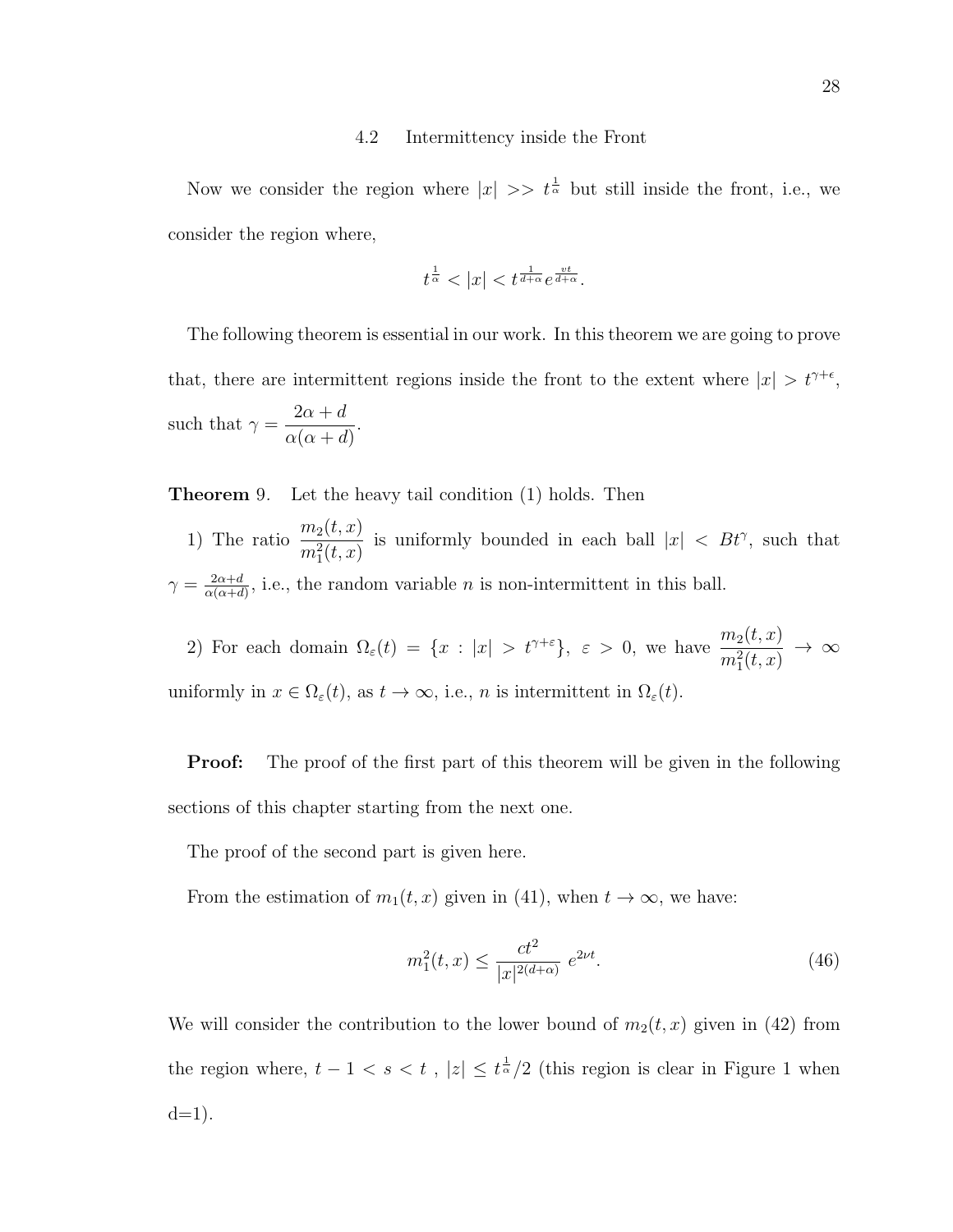### 4.2 Intermittency inside the Front

Now we consider the region where $|x| >> t^{\frac{1}{\alpha}}$ but still inside the front, i.e., we consider the region where,

$$t^{\frac{1}{\alpha}} < |x| < t^{\frac{1}{d+\alpha}} e^{\frac{vt}{d+\alpha}}.$$

The following theorem is essential in our work. In this theorem we are going to prove that, there are intermittent regions inside the front to the extent where $|x| > t^{\gamma+\epsilon}$, such that $\gamma = \dfrac{2\alpha + d}{\alpha(\alpha + d)}$.

**Theorem** 9. Let the heavy tail condition (1) holds. Then

1) The ratio $\dfrac{m_2(t,x)}{m_1^2(t,x)}$ is uniformly bounded in each ball $|x| < Bt^{\gamma}$, such that $\gamma = \frac{2\alpha+d}{\alpha(\alpha+d)}$, i.e., the random variable $n$ is non-intermittent in this ball.

2) For each domain $\Omega_\varepsilon(t) = \{x : |x| > t^{\gamma+\varepsilon}\}$, $\varepsilon > 0$, we have $\dfrac{m_2(t,x)}{m_1^2(t,x)} \to \infty$ uniformly in $x \in \Omega_\varepsilon(t)$, as $t \to \infty$, i.e., $n$ is intermittent in $\Omega_\varepsilon(t)$.

**Proof:** The proof of the first part of this theorem will be given in the following sections of this chapter starting from the next one.

The proof of the second part is given here.

From the estimation of $m_1(t,x)$ given in (41), when $t \to \infty$, we have:

$$m_1^2(t,x) \leq \frac{ct^2}{|x|^{2(d+\alpha)}} \; e^{2\nu t}. \tag{46}$$

We will consider the contribution to the lower bound of $m_2(t,x)$ given in (42) from the region where, $t - 1 < s < t$ , $|z| \leq t^{\frac{1}{\alpha}}/2$ (this region is clear in Figure 1 when d=1).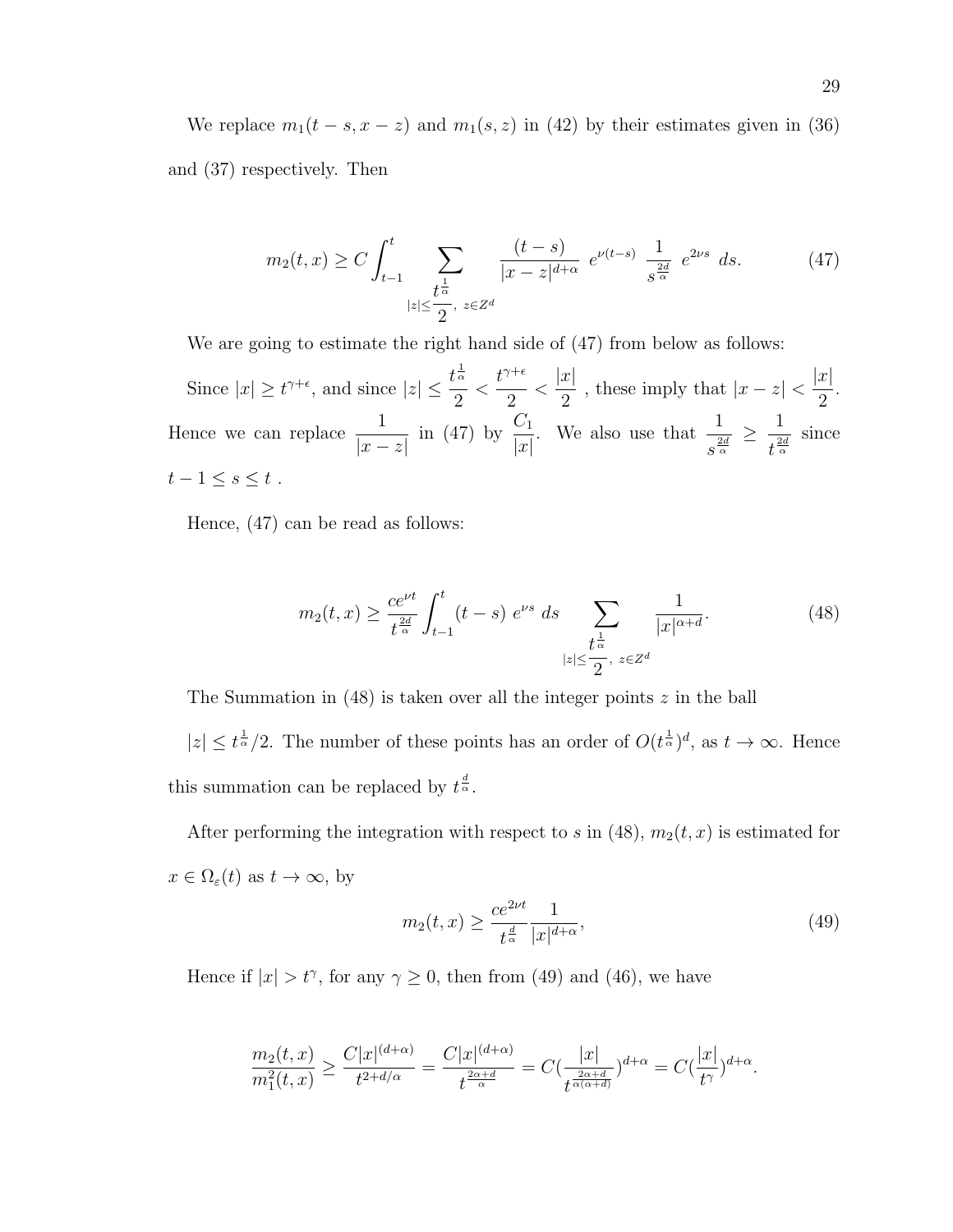We replace $m_1(t-s, x-z)$ and $m_1(s,z)$ in (42) by their estimates given in (36) and (37) respectively. Then

$$m_2(t,x) \geq C \int_{t-1}^{t} \sum_{|z| \leq \frac{t^{\frac{1}{\alpha}}}{2},\ z \in Z^d} \frac{(t-s)}{|x-z|^{d+\alpha}}\ e^{\nu(t-s)}\ \frac{1}{s^{\frac{2d}{\alpha}}}\ e^{2\nu s}\ ds. \tag{47}$$

We are going to estimate the right hand side of (47) from below as follows:

Since $|x| \geq t^{\gamma+\epsilon}$, and since $|z| \leq \dfrac{t^{\frac{1}{\alpha}}}{2} < \dfrac{t^{\gamma+\epsilon}}{2} < \dfrac{|x|}{2}$ , these imply that $|x-z| < \dfrac{|x|}{2}$. Hence we can replace $\dfrac{1}{|x-z|}$ in (47) by $\dfrac{C_1}{|x|}$. We also use that $\dfrac{1}{s^{\frac{2d}{\alpha}}} \geq \dfrac{1}{t^{\frac{2d}{\alpha}}}$ since $t-1 \leq s \leq t$ .

Hence, (47) can be read as follows:

$$m_2(t,x) \geq \frac{ce^{\nu t}}{t^{\frac{2d}{\alpha}}} \int_{t-1}^{t} (t-s)\ e^{\nu s}\ ds \sum_{|z| \leq \frac{t^{\frac{1}{\alpha}}}{2},\ z \in Z^d} \frac{1}{|x|^{\alpha+d}}. \tag{48}$$

The Summation in (48) is taken over all the integer points $z$ in the ball

$|z| \leq t^{\frac{1}{\alpha}}/2$. The number of these points has an order of $O(t^{\frac{1}{\alpha}})^d$, as $t \to \infty$. Hence this summation can be replaced by $t^{\frac{d}{\alpha}}$.

After performing the integration with respect to $s$ in (48), $m_2(t,x)$ is estimated for $x \in \Omega_\varepsilon(t)$ as $t \to \infty$, by

$$m_2(t,x) \geq \frac{ce^{2\nu t}}{t^{\frac{d}{\alpha}}} \frac{1}{|x|^{d+\alpha}}, \tag{49}$$

Hence if $|x| > t^\gamma$, for any $\gamma \geq 0$, then from (49) and (46), we have

$$\frac{m_2(t,x)}{m_1^2(t,x)} \geq \frac{C|x|^{(d+\alpha)}}{t^{2+d/\alpha}} = \frac{C|x|^{(d+\alpha)}}{t^{\frac{2\alpha+d}{\alpha}}} = C(\frac{|x|}{t^{\frac{2\alpha+d}{\alpha(\alpha+d)}}})^{d+\alpha} = C(\frac{|x|}{t^\gamma})^{d+\alpha}.$$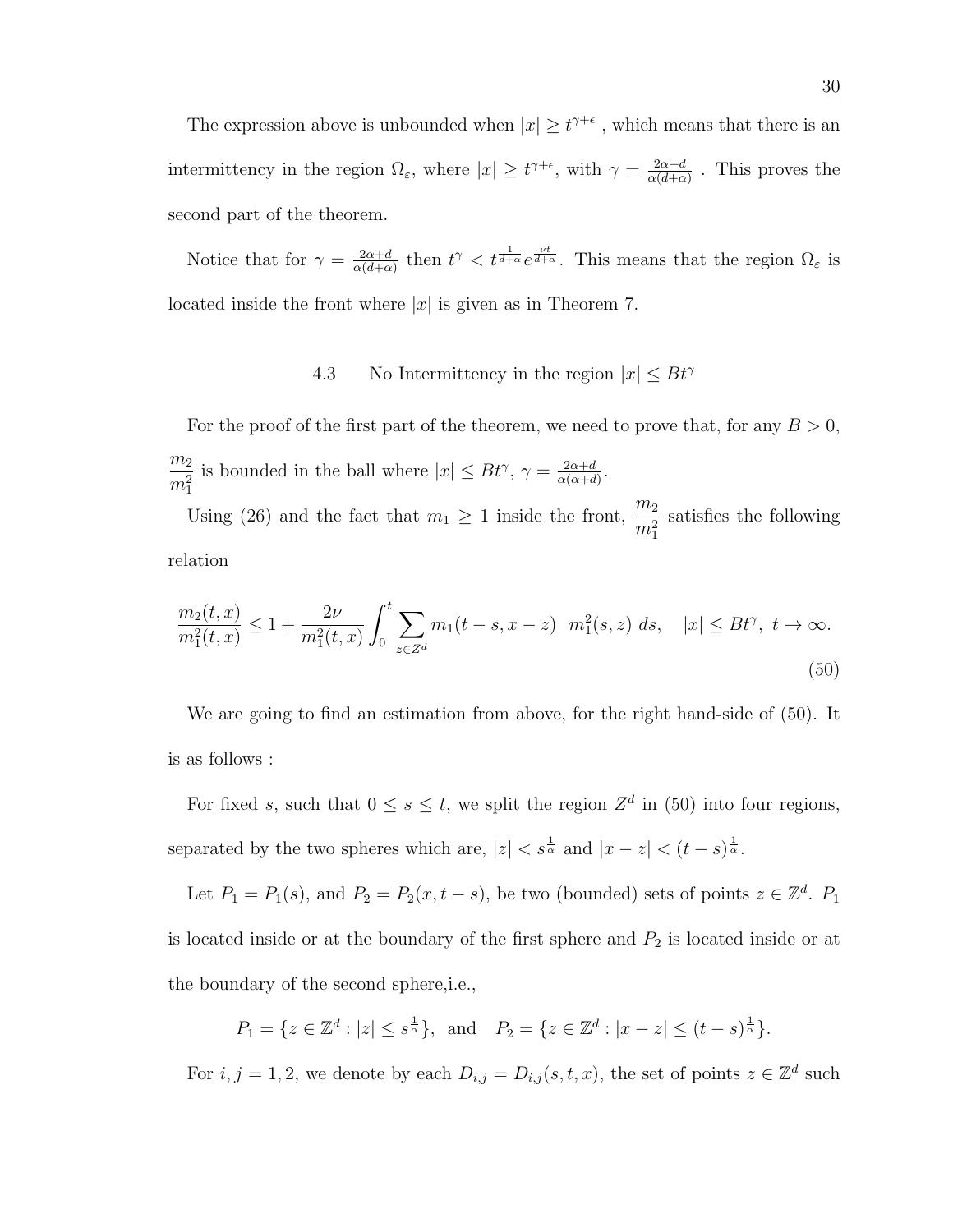The expression above is unbounded when $|x| \geq t^{\gamma+\epsilon}$ , which means that there is an intermittency in the region $\Omega_\varepsilon$, where $|x| \geq t^{\gamma+\epsilon}$, with $\gamma = \frac{2\alpha+d}{\alpha(d+\alpha)}$ . This proves the second part of the theorem.

Notice that for $\gamma = \frac{2\alpha+d}{\alpha(d+\alpha)}$ then $t^\gamma < t^{\frac{1}{d+\alpha}} e^{\frac{\nu t}{d+\alpha}}$. This means that the region $\Omega_\varepsilon$ is located inside the front where $|x|$ is given as in Theorem 7.

## 4.3 No Intermittency in the region $|x| \leq Bt^\gamma$

For the proof of the first part of the theorem, we need to prove that, for any $B > 0$, $\dfrac{m_2}{m_1^2}$ is bounded in the ball where $|x| \leq Bt^\gamma$, $\gamma = \frac{2\alpha+d}{\alpha(\alpha+d)}$.

Using (26) and the fact that $m_1 \geq 1$ inside the front, $\dfrac{m_2}{m_1^2}$ satisfies the following relation

$$\frac{m_2(t,x)}{m_1^2(t,x)} \leq 1 + \frac{2\nu}{m_1^2(t,x)} \int_0^t \sum_{z \in Z^d} m_1(t-s, x-z) \;\; m_1^2(s,z)\; ds, \quad |x| \leq Bt^\gamma,\; t \to \infty. \tag{50}$$

We are going to find an estimation from above, for the right hand-side of (50). It is as follows :

For fixed $s$, such that $0 \leq s \leq t$, we split the region $Z^d$ in (50) into four regions, separated by the two spheres which are, $|z| < s^{\frac{1}{\alpha}}$ and $|x-z| < (t-s)^{\frac{1}{\alpha}}$.

Let $P_1 = P_1(s)$, and $P_2 = P_2(x, t-s)$, be two (bounded) sets of points $z \in \mathbb{Z}^d$. $P_1$ is located inside or at the boundary of the first sphere and $P_2$ is located inside or at the boundary of the second sphere,i.e.,

$$P_1 = \{z \in \mathbb{Z}^d : |z| \leq s^{\frac{1}{\alpha}}\}, \text{ and } \quad P_2 = \{z \in \mathbb{Z}^d : |x-z| \leq (t-s)^{\frac{1}{\alpha}}\}.$$

For $i,j = 1,2$, we denote by each $D_{i,j} = D_{i,j}(s,t,x)$, the set of points $z \in \mathbb{Z}^d$ such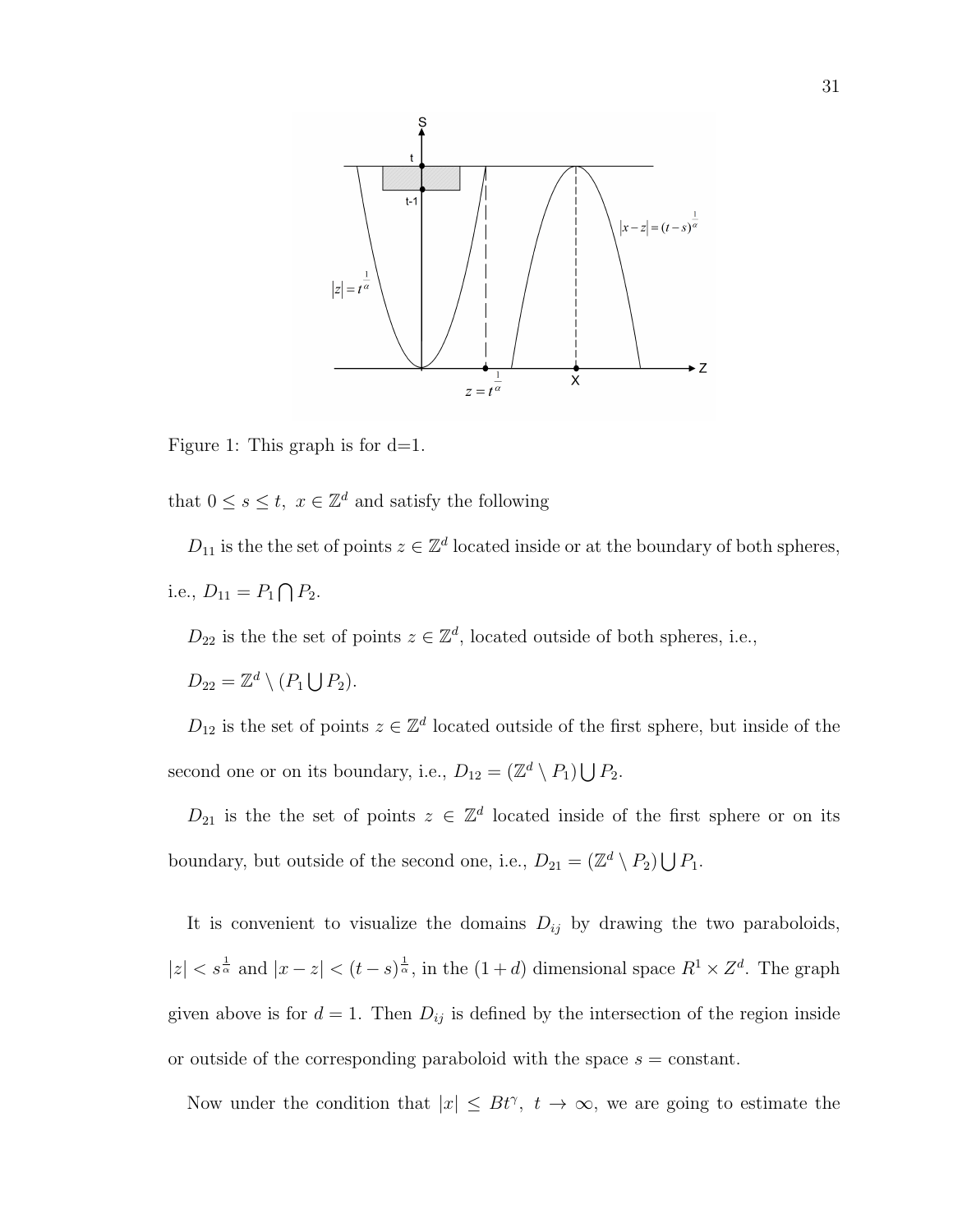Figure 1: This graph is for d=1.

that $0 \le s \le t,\ x \in \mathbb{Z}^d$ and satisfy the following

$D_{11}$ is the the set of points $z \in \mathbb{Z}^d$ located inside or at the boundary of both spheres, i.e., $D_{11} = P_1 \bigcap P_2$.

$D_{22}$ is the the set of points $z \in \mathbb{Z}^d$, located outside of both spheres, i.e., $D_{22} = \mathbb{Z}^d \setminus (P_1 \bigcup P_2)$.

$D_{12}$ is the set of points $z \in \mathbb{Z}^d$ located outside of the first sphere, but inside of the second one or on its boundary, i.e., $D_{12} = (\mathbb{Z}^d \setminus P_1) \bigcup P_2$.

$D_{21}$ is the the set of points $z \in \mathbb{Z}^d$ located inside of the first sphere or on its boundary, but outside of the second one, i.e., $D_{21} = (\mathbb{Z}^d \setminus P_2) \bigcup P_1$.

It is convenient to visualize the domains $D_{ij}$ by drawing the two paraboloids, $|z| < s^{\frac{1}{\alpha}}$ and $|x - z| < (t - s)^{\frac{1}{\alpha}}$, in the $(1 + d)$ dimensional space $R^1 \times Z^d$. The graph given above is for $d = 1$. Then $D_{ij}$ is defined by the intersection of the region inside or outside of the corresponding paraboloid with the space $s =$ constant.

Now under the condition that $|x| \le Bt^{\gamma},\ t \to \infty$, we are going to estimate the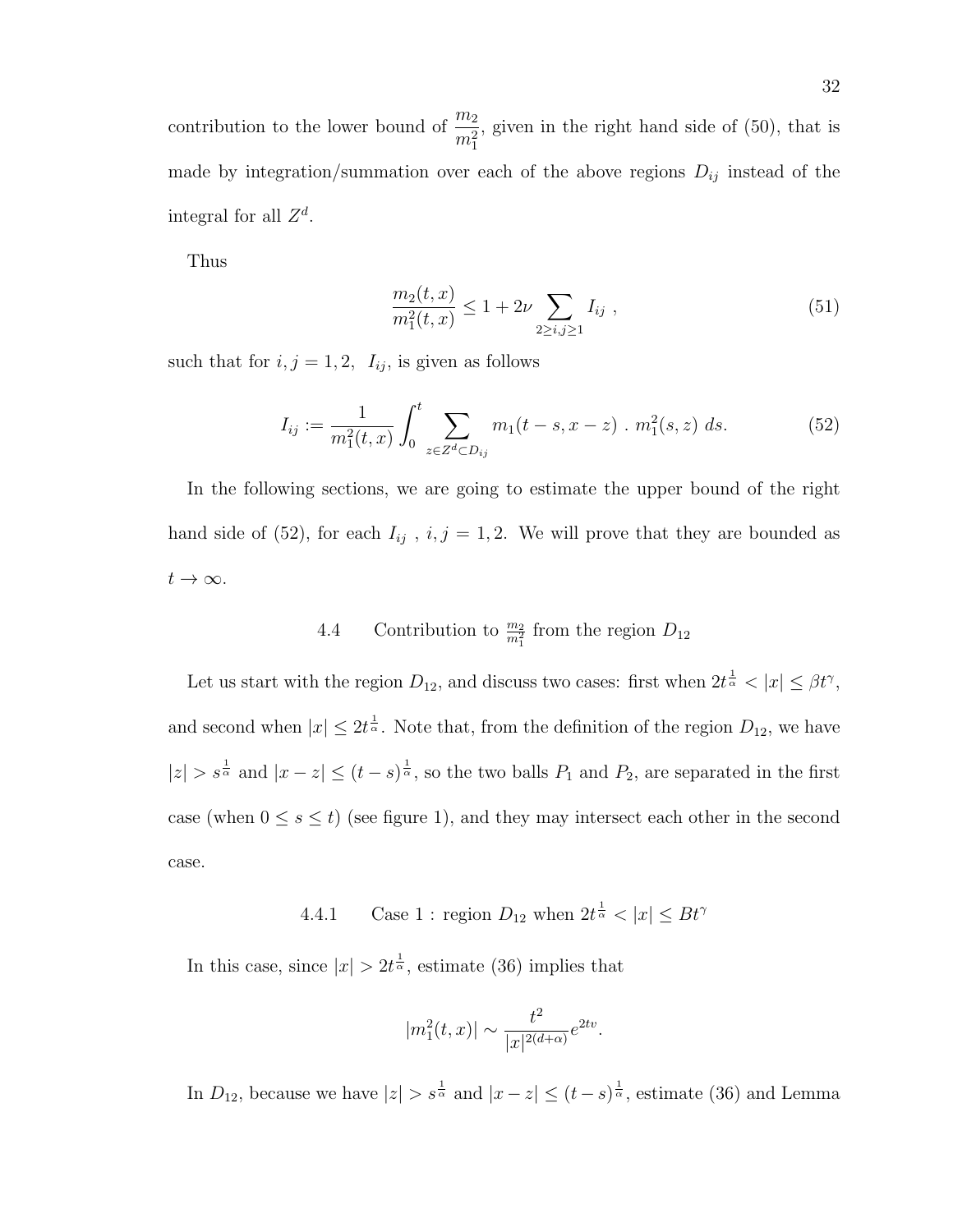contribution to the lower bound of $\frac{m_2}{m_1^2}$, given in the right hand side of (50), that is made by integration/summation over each of the above regions $D_{ij}$ instead of the integral for all $Z^d$.

Thus

$$\frac{m_2(t,x)}{m_1^2(t,x)} \leq 1 + 2\nu \sum_{2 \geq i,j \geq 1} I_{ij} \ , \tag{51}$$

such that for $i, j = 1, 2$, $I_{ij}$, is given as follows

$$I_{ij} := \frac{1}{m_1^2(t,x)} \int_0^t \sum_{z \in Z^d \subset D_{ij}} m_1(t-s, x-z) \ . \ m_1^2(s,z) \ ds. \tag{52}$$

In the following sections, we are going to estimate the upper bound of the right hand side of (52), for each $I_{ij}$ , $i, j = 1, 2$. We will prove that they are bounded as $t \to \infty$.

## 4.4 Contribution to $\frac{m_2}{m_1^2}$ from the region $D_{12}$

Let us start with the region $D_{12}$, and discuss two cases: first when $2t^{\frac{1}{\alpha}} < |x| \leq \beta t^{\gamma}$, and second when $|x| \leq 2t^{\frac{1}{\alpha}}$. Note that, from the definition of the region $D_{12}$, we have $|z| > s^{\frac{1}{\alpha}}$ and $|x - z| \leq (t-s)^{\frac{1}{\alpha}}$, so the two balls $P_1$ and $P_2$, are separated in the first case (when $0 \leq s \leq t$) (see figure 1), and they may intersect each other in the second case.

### 4.4.1 Case 1 : region $D_{12}$ when $2t^{\frac{1}{\alpha}} < |x| \leq Bt^{\gamma}$

In this case, since $|x| > 2t^{\frac{1}{\alpha}}$, estimate (36) implies that

$$|m_1^2(t,x)| \sim \frac{t^2}{|x|^{2(d+\alpha)}} e^{2tv}.$$

In $D_{12}$, because we have $|z| > s^{\frac{1}{\alpha}}$ and $|x - z| \leq (t-s)^{\frac{1}{\alpha}}$, estimate (36) and Lemma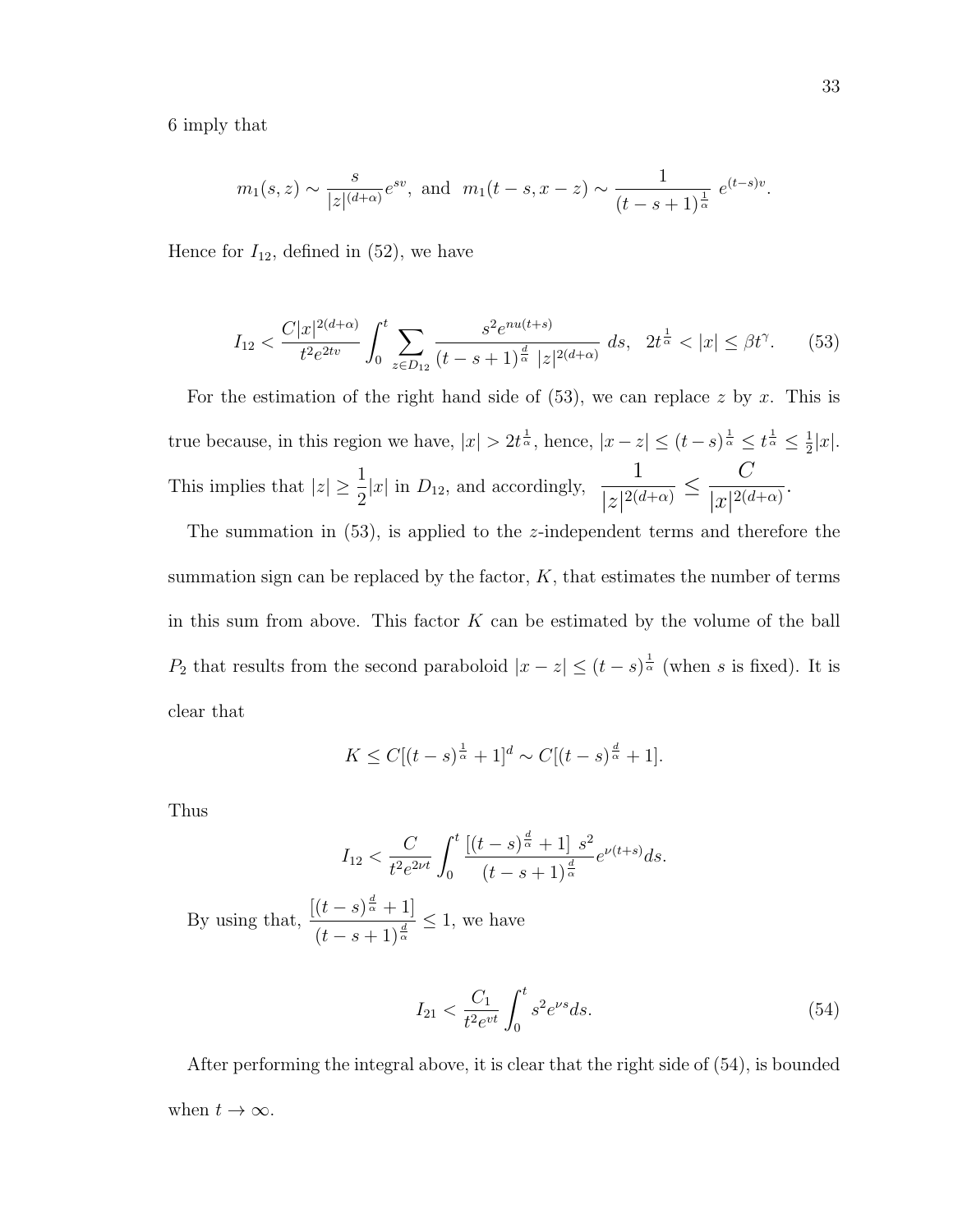6 imply that

$$m_1(s,z) \sim \frac{s}{|z|^{(d+\alpha)}} e^{sv}, \text{ and } m_1(t-s,x-z) \sim \frac{1}{(t-s+1)^{\frac{1}{\alpha}}} \; e^{(t-s)v}.$$

Hence for $I_{12}$, defined in (52), we have

$$I_{12} < \frac{C|x|^{2(d+\alpha)}}{t^2 e^{2tv}} \int_0^t \sum_{z \in D_{12}} \frac{s^2 e^{nu(t+s)}}{(t-s+1)^{\frac{d}{\alpha}} \; |z|^{2(d+\alpha)}} \; ds, \;\; 2t^{\frac{1}{\alpha}} < |x| \leq \beta t^{\gamma}. \tag{53}$$

For the estimation of the right hand side of (53), we can replace $z$ by $x$. This is true because, in this region we have, $|x| > 2t^{\frac{1}{\alpha}}$, hence, $|x-z| \leq (t-s)^{\frac{1}{\alpha}} \leq t^{\frac{1}{\alpha}} \leq \frac{1}{2}|x|$. This implies that $|z| \geq \dfrac{1}{2}|x|$ in $D_{12}$, and accordingly, $\dfrac{1}{|z|^{2(d+\alpha)}} \leq \dfrac{C}{|x|^{2(d+\alpha)}}$.

The summation in (53), is applied to the $z$-independent terms and therefore the summation sign can be replaced by the factor, $K$, that estimates the number of terms in this sum from above. This factor $K$ can be estimated by the volume of the ball $P_2$ that results from the second paraboloid $|x-z| \leq (t-s)^{\frac{1}{\alpha}}$ (when $s$ is fixed). It is clear that

$$K \leq C[(t-s)^{\frac{1}{\alpha}} + 1]^d \sim C[(t-s)^{\frac{d}{\alpha}} + 1].$$

Thus

$$I_{12} < \frac{C}{t^2 e^{2\nu t}} \int_0^t \frac{[(t-s)^{\frac{d}{\alpha}} + 1] \; s^2}{(t-s+1)^{\frac{d}{\alpha}}} e^{\nu(t+s)} ds.$$

By using that, $\dfrac{[(t-s)^{\frac{d}{\alpha}} + 1]}{(t-s+1)^{\frac{d}{\alpha}}} \leq 1$, we have

$$I_{21} < \frac{C_1}{t^2 e^{vt}} \int_0^t s^2 e^{\nu s} ds. \tag{54}$$

After performing the integral above, it is clear that the right side of (54), is bounded when $t \to \infty$.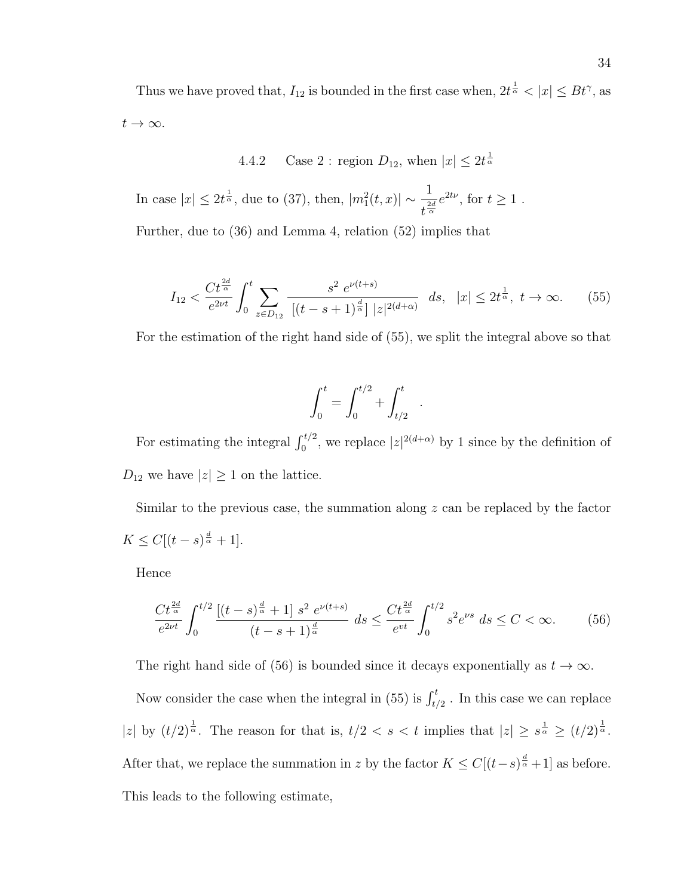Thus we have proved that, $I_{12}$ is bounded in the first case when, $2t^{\frac{1}{\alpha}} < |x| \leq Bt^{\gamma}$, as $t \to \infty$.

### 4.4.2 Case 2 : region $D_{12}$, when $|x| \leq 2t^{\frac{1}{\alpha}}$

In case $|x| \leq 2t^{\frac{1}{\alpha}}$, due to (37), then, $|m_1^2(t,x)| \sim \dfrac{1}{t^{\frac{2d}{\alpha}}} e^{2t\nu}$, for $t \geq 1$ .

Further, due to (36) and Lemma 4, relation (52) implies that

$$I_{12} < \frac{Ct^{\frac{2d}{\alpha}}}{e^{2\nu t}} \int_0^t \sum_{z \in D_{12}} \frac{s^2 \ e^{\nu(t+s)}}{[(t-s+1)^{\frac{d}{\alpha}}] \ |z|^{2(d+\alpha)}} \ ds, \quad |x| \leq 2t^{\frac{1}{\alpha}}, \ t \to \infty. \tag{55}$$

For the estimation of the right hand side of (55), we split the integral above so that

$$\int_0^t = \int_0^{t/2} + \int_{t/2}^t \quad .$$

For estimating the integral $\int_0^{t/2}$, we replace $|z|^{2(d+\alpha)}$ by 1 since by the definition of $D_{12}$ we have $|z| \geq 1$ on the lattice.

Similar to the previous case, the summation along $z$ can be replaced by the factor $K \leq C[(t-s)^{\frac{d}{\alpha}} + 1]$.

Hence

$$\frac{Ct^{\frac{2d}{\alpha}}}{e^{2\nu t}} \int_0^{t/2} \frac{[(t-s)^{\frac{d}{\alpha}} + 1] \ s^2 \ e^{\nu(t+s)}}{(t-s+1)^{\frac{d}{\alpha}}} \ ds \leq \frac{Ct^{\frac{2d}{\alpha}}}{e^{vt}} \int_0^{t/2} s^2 e^{\nu s} \ ds \leq C < \infty. \tag{56}$$

The right hand side of (56) is bounded since it decays exponentially as $t \to \infty$.

Now consider the case when the integral in (55) is $\int_{t/2}^t$ . In this case we can replace $|z|$ by $(t/2)^{\frac{1}{\alpha}}$. The reason for that is, $t/2 < s < t$ implies that $|z| \geq s^{\frac{1}{\alpha}} \geq (t/2)^{\frac{1}{\alpha}}$. After that, we replace the summation in $z$ by the factor $K \leq C[(t-s)^{\frac{d}{\alpha}} + 1]$ as before. This leads to the following estimate,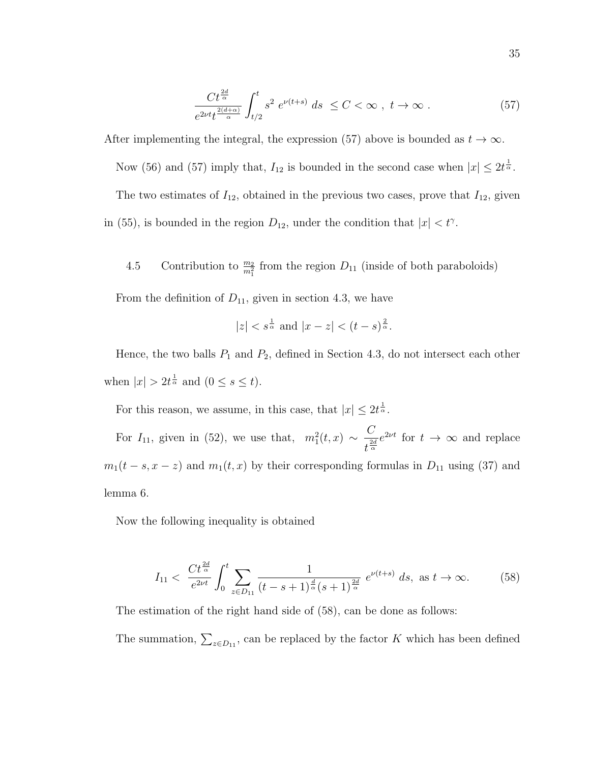$$\frac{Ct^{\frac{2d}{\alpha}}}{e^{2\nu t}t^{\frac{2(d+\alpha)}{\alpha}}}\int_{t/2}^{t} s^2 \; e^{\nu(t+s)} \; ds \;\; \leq C < \infty \;, \;\; t \to \infty \; . \tag{57}$$

After implementing the integral, the expression (57) above is bounded as $t \to \infty$.

Now (56) and (57) imply that, $I_{12}$ is bounded in the second case when $|x| \leq 2t^{\frac{1}{\alpha}}$.

The two estimates of $I_{12}$, obtained in the previous two cases, prove that $I_{12}$, given in (55), is bounded in the region $D_{12}$, under the condition that $|x| < t^{\gamma}$.

### 4.5 Contribution to $\frac{m_2}{m_1^2}$ from the region $D_{11}$ (inside of both paraboloids)

From the definition of $D_{11}$, given in section 4.3, we have

$$|z| < s^{\frac{1}{\alpha}} \text{ and } |x - z| < (t-s)^{\frac{2}{\alpha}}.$$

Hence, the two balls $P_1$ and $P_2$, defined in Section 4.3, do not intersect each other when $|x| > 2t^{\frac{1}{\alpha}}$ and $(0 \leq s \leq t)$.

For this reason, we assume, in this case, that $|x| \leq 2t^{\frac{1}{\alpha}}$.

For $I_{11}$, given in (52), we use that, $m_1^2(t,x) \sim \dfrac{C}{t^{\frac{2d}{\alpha}}}e^{2\nu t}$ for $t \to \infty$ and replace $m_1(t-s, x-z)$ and $m_1(t,x)$ by their corresponding formulas in $D_{11}$ using (37) and lemma 6.

Now the following inequality is obtained

$$I_{11} < \; \frac{Ct^{\frac{2d}{\alpha}}}{e^{2\nu t}}\int_0^t \sum_{z\in D_{11}} \frac{1}{(t-s+1)^{\frac{d}{\alpha}}(s+1)^{\frac{2d}{\alpha}}} \; e^{\nu(t+s)} \; ds, \text{ as } t \to \infty. \tag{58}$$

The estimation of the right hand side of (58), can be done as follows:

The summation, $\sum_{z\in D_{11}}$, can be replaced by the factor $K$ which has been defined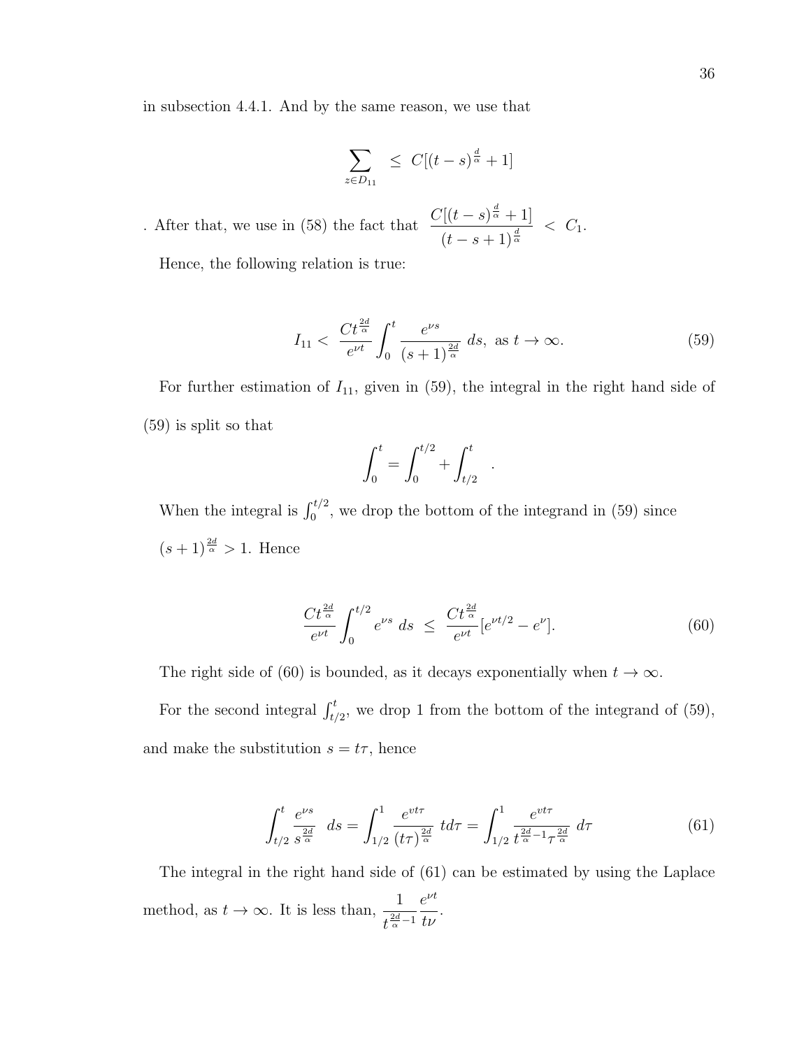in subsection 4.4.1. And by the same reason, we use that

$$\sum_{z \in D_{11}} \; \leq \; C[(t-s)^{\frac{d}{\alpha}} + 1]$$

. After that, we use in (58) the fact that $\dfrac{C[(t-s)^{\frac{d}{\alpha}} + 1]}{(t-s+1)^{\frac{d}{\alpha}}} \; < \; C_1.$

Hence, the following relation is true:

$$I_{11} < \; \frac{Ct^{\frac{2d}{\alpha}}}{e^{\nu t}} \int_0^t \frac{e^{\nu s}}{(s+1)^{\frac{2d}{\alpha}}} \; ds, \text{ as } t \to \infty. \tag{59}$$

For further estimation of $I_{11}$, given in (59), the integral in the right hand side of (59) is split so that

$$\int_0^t = \int_0^{t/2} + \int_{t/2}^t \quad .$$

When the integral is $\int_0^{t/2}$, we drop the bottom of the integrand in (59) since $(s+1)^{\frac{2d}{\alpha}} > 1$. Hence

$$\frac{Ct^{\frac{2d}{\alpha}}}{e^{\nu t}} \int_0^{t/2} e^{\nu s} \; ds \; \leq \; \frac{Ct^{\frac{2d}{\alpha}}}{e^{\nu t}} [e^{\nu t/2} - e^{\nu}]. \tag{60}$$

The right side of (60) is bounded, as it decays exponentially when $t \to \infty$.

For the second integral $\int_{t/2}^t$, we drop 1 from the bottom of the integrand of (59), and make the substitution $s = t\tau$, hence

$$\int_{t/2}^t \frac{e^{\nu s}}{s^{\frac{2d}{\alpha}}} \; ds = \int_{1/2}^1 \frac{e^{vt\tau}}{(t\tau)^{\frac{2d}{\alpha}}} \; td\tau = \int_{1/2}^1 \frac{e^{vt\tau}}{t^{\frac{2d}{\alpha}-1}\tau^{\frac{2d}{\alpha}}} \; d\tau \tag{61}$$

The integral in the right hand side of (61) can be estimated by using the Laplace method, as $t \to \infty$. It is less than, $\dfrac{1}{t^{\frac{2d}{\alpha}-1}} \dfrac{e^{\nu t}}{t\nu}$.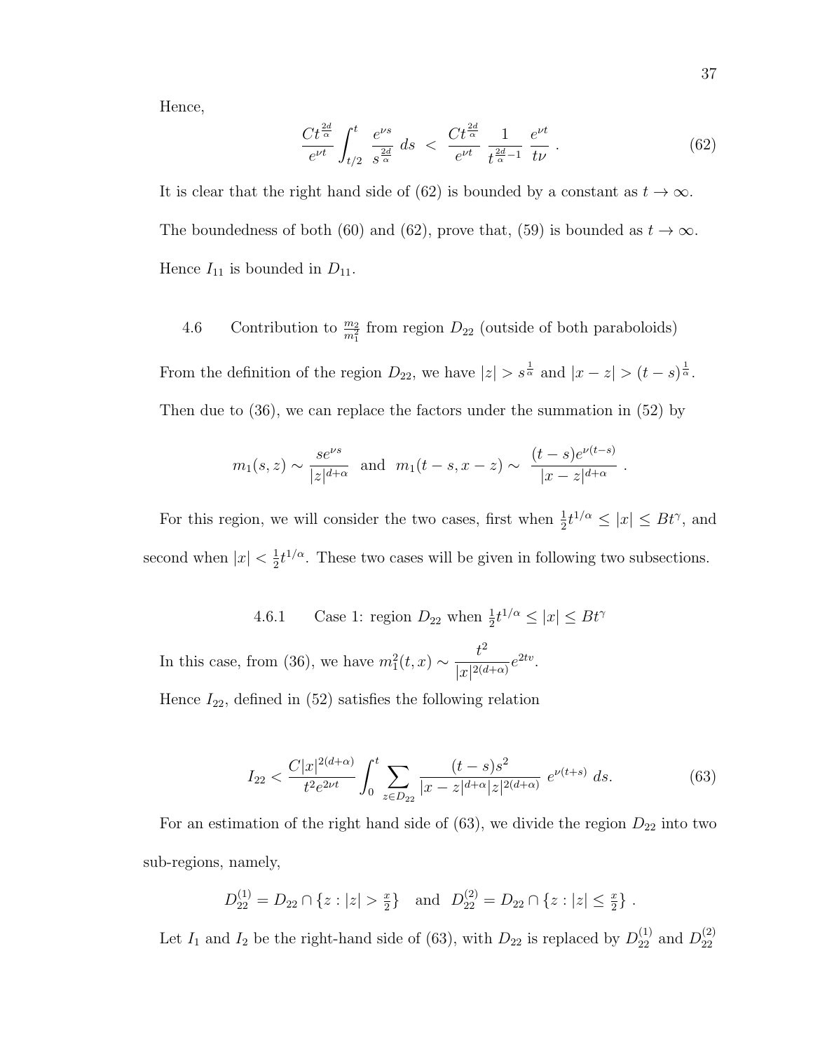Hence,

$$\frac{Ct^{\frac{2d}{\alpha}}}{e^{\nu t}} \int_{t/2}^{t} \frac{e^{\nu s}}{s^{\frac{2d}{\alpha}}}\, ds \;<\; \frac{Ct^{\frac{2d}{\alpha}}}{e^{\nu t}} \, \frac{1}{t^{\frac{2d}{\alpha}-1}} \, \frac{e^{\nu t}}{t\nu} \,. \tag{62}$$

It is clear that the right hand side of (62) is bounded by a constant as $t \to \infty$. The boundedness of both (60) and (62), prove that, (59) is bounded as $t \to \infty$. Hence $I_{11}$ is bounded in $D_{11}$.

### 4.6 Contribution to $\frac{m_2}{m_1^2}$ from region $D_{22}$ (outside of both paraboloids)

From the definition of the region $D_{22}$, we have $|z| > s^{\frac{1}{\alpha}}$ and $|x - z| > (t-s)^{\frac{1}{\alpha}}$. Then due to (36), we can replace the factors under the summation in (52) by

$$m_1(s,z) \sim \frac{se^{\nu s}}{|z|^{d+\alpha}} \;\text{ and }\; m_1(t-s, x-z) \sim \frac{(t-s)e^{\nu(t-s)}}{|x-z|^{d+\alpha}} \,.$$

For this region, we will consider the two cases, first when $\frac{1}{2}t^{1/\alpha} \leq |x| \leq Bt^{\gamma}$, and second when $|x| < \frac{1}{2}t^{1/\alpha}$. These two cases will be given in following two subsections.

#### 4.6.1 Case 1: region $D_{22}$ when $\frac{1}{2}t^{1/\alpha} \leq |x| \leq Bt^{\gamma}$

In this case, from (36), we have $m_1^2(t,x) \sim \dfrac{t^2}{|x|^{2(d+\alpha)}} e^{2tv}$.

Hence $I_{22}$, defined in (52) satisfies the following relation

$$I_{22} < \frac{C|x|^{2(d+\alpha)}}{t^2 e^{2\nu t}} \int_0^t \sum_{z \in D_{22}} \frac{(t-s)s^2}{|x-z|^{d+\alpha}|z|^{2(d+\alpha)}} \; e^{\nu(t+s)} \; ds. \tag{63}$$

For an estimation of the right hand side of (63), we divide the region $D_{22}$ into two sub-regions, namely,

$$D_{22}^{(1)} = D_{22} \cap \{z : |z| > \tfrac{x}{2}\} \quad \text{and} \quad D_{22}^{(2)} = D_{22} \cap \{z : |z| \leq \tfrac{x}{2}\} \,.$$

Let $I_1$ and $I_2$ be the right-hand side of (63), with $D_{22}$ is replaced by $D_{22}^{(1)}$ and $D_{22}^{(2)}$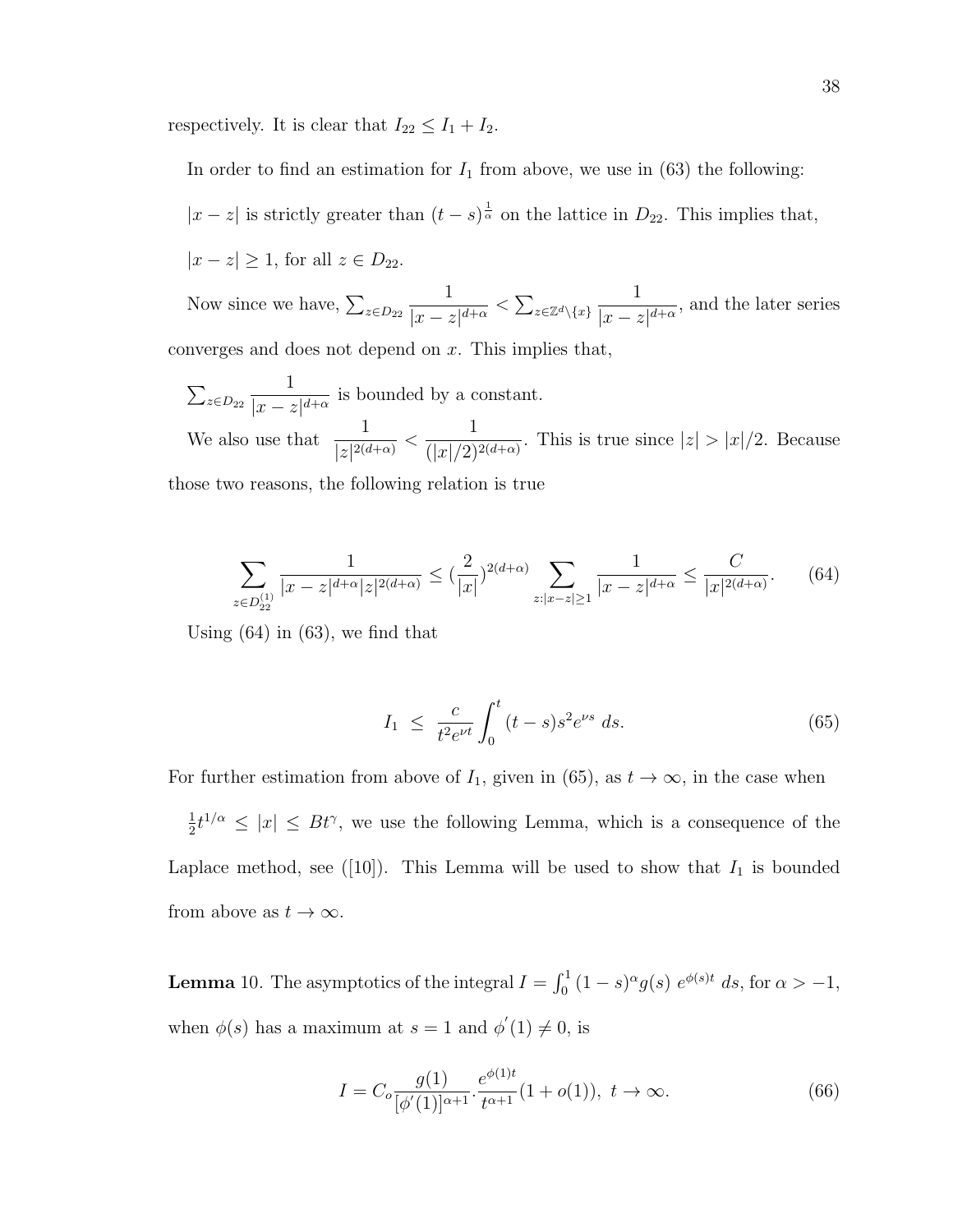respectively. It is clear that $I_{22} \le I_1 + I_2$.

In order to find an estimation for $I_1$ from above, we use in (63) the following:

$|x - z|$ is strictly greater than $(t-s)^{\frac{1}{\alpha}}$ on the lattice in $D_{22}$. This implies that,

$|x - z| \ge 1$, for all $z \in D_{22}$.

Now since we have, $\sum_{z \in D_{22}} \dfrac{1}{|x-z|^{d+\alpha}} < \sum_{z \in \mathbb{Z}^d \setminus \{x\}} \dfrac{1}{|x-z|^{d+\alpha}}$, and the later series converges and does not depend on $x$. This implies that,

$\sum_{z \in D_{22}} \dfrac{1}{|x-z|^{d+\alpha}}$ is bounded by a constant.

We also use that $\dfrac{1}{|z|^{2(d+\alpha)}} < \dfrac{1}{(|x|/2)^{2(d+\alpha)}}$. This is true since $|z| > |x|/2$. Because those two reasons, the following relation is true

$$\sum_{z \in D_{22}^{(1)}} \frac{1}{|x-z|^{d+\alpha}|z|^{2(d+\alpha)}} \le \left(\frac{2}{|x|}\right)^{2(d+\alpha)} \sum_{z:|x-z|\ge 1} \frac{1}{|x-z|^{d+\alpha}} \le \frac{C}{|x|^{2(d+\alpha)}}. \tag{64}$$

Using (64) in (63), we find that

$$I_1 \;\le\; \frac{c}{t^2 e^{\nu t}} \int_0^t (t-s) s^2 e^{\nu s} \, ds. \tag{65}$$

For further estimation from above of $I_1$, given in (65), as $t \to \infty$, in the case when $\frac{1}{2} t^{1/\alpha} \le |x| \le B t^{\gamma}$, we use the following Lemma, which is a consequence of the Laplace method, see ([10]). This Lemma will be used to show that $I_1$ is bounded from above as $t \to \infty$.

**Lemma** 10. The asymptotics of the integral $I = \int_0^1 (1-s)^{\alpha} g(s)\; e^{\phi(s)t}\; ds$, for $\alpha > -1$, when $\phi(s)$ has a maximum at $s = 1$ and $\phi'(1) \ne 0$, is

$$I = C_o \frac{g(1)}{[\phi'(1)]^{\alpha+1}} . \frac{e^{\phi(1)t}}{t^{\alpha+1}} (1 + o(1)), \;\; t \to \infty. \tag{66}$$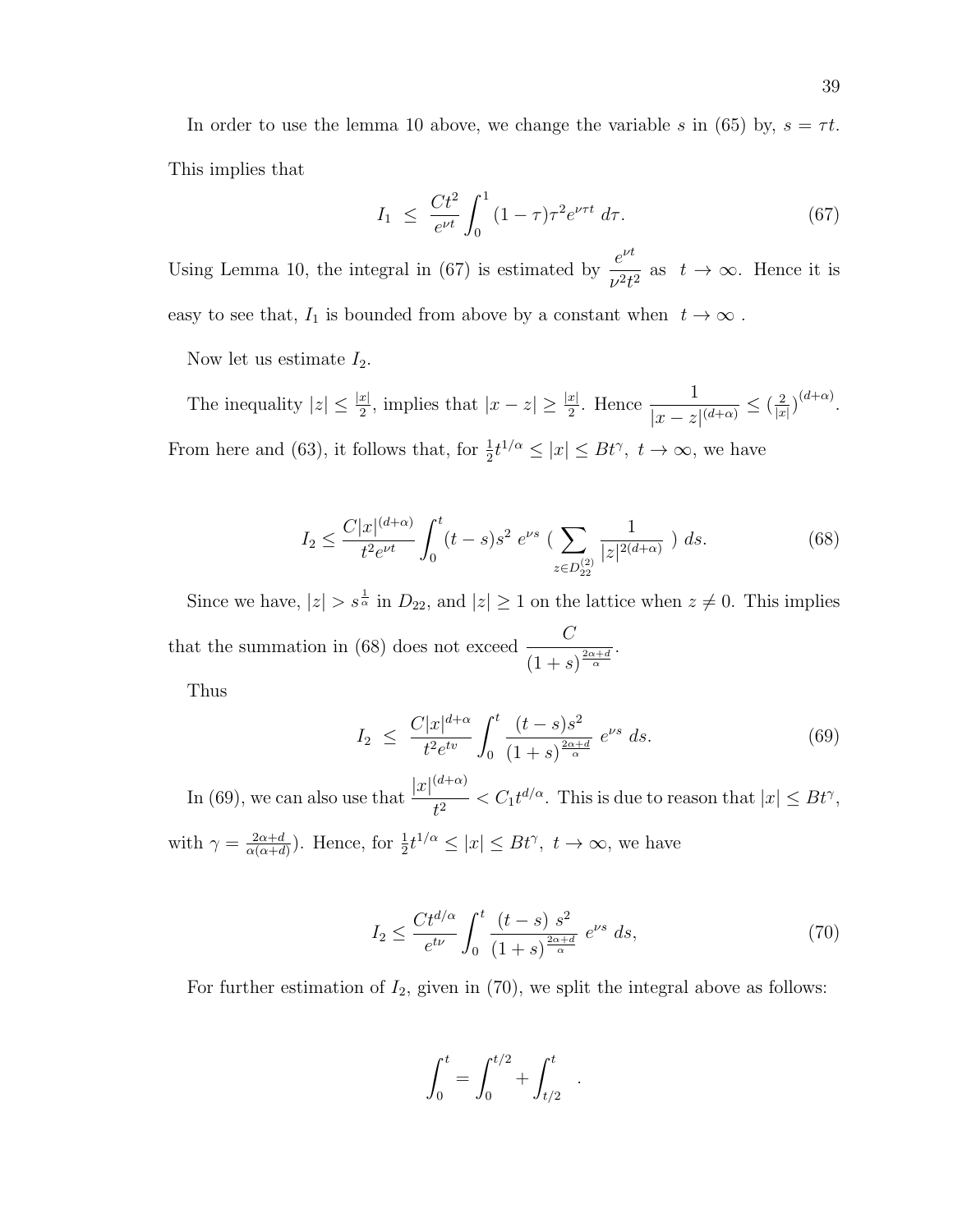In order to use the lemma 10 above, we change the variable $s$ in (65) by, $s = \tau t$. This implies that

$$I_1 \ \leq \ \frac{Ct^2}{e^{\nu t}} \int_0^1 (1-\tau)\tau^2 e^{\nu\tau t} \ d\tau. \tag{67}$$

Using Lemma 10, the integral in (67) is estimated by $\dfrac{e^{\nu t}}{\nu^2 t^2}$ as $t \to \infty$. Hence it is easy to see that, $I_1$ is bounded from above by a constant when $t \to \infty$ .

Now let us estimate $I_2$.

The inequality $|z| \leq \frac{|x|}{2}$, implies that $|x-z| \geq \frac{|x|}{2}$. Hence $\dfrac{1}{|x-z|^{(d+\alpha)}} \leq (\frac{2}{|x|})^{(d+\alpha)}$. From here and (63), it follows that, for $\frac{1}{2}t^{1/\alpha} \leq |x| \leq Bt^{\gamma}, \ t \to \infty$, we have

$$I_2 \leq \frac{C|x|^{(d+\alpha)}}{t^2 e^{\nu t}} \int_0^t (t-s)s^2 \ e^{\nu s} \ ( \sum_{z \in D_{22}^{(2)}} \frac{1}{|z|^{2(d+\alpha)}} \ ) \ ds. \tag{68}$$

Since we have, $|z| > s^{\frac{1}{\alpha}}$ in $D_{22}$, and $|z| \geq 1$ on the lattice when $z \neq 0$. This implies that the summation in (68) does not exceed $\dfrac{C}{(1+s)^{\frac{2\alpha+d}{\alpha}}}$.

Thus

$$I_2 \ \leq \ \frac{C|x|^{d+\alpha}}{t^2 e^{tv}} \int_0^t \frac{(t-s)s^2}{(1+s)^{\frac{2\alpha+d}{\alpha}}} \ e^{\nu s} \ ds. \tag{69}$$

In (69), we can also use that $\dfrac{|x|^{(d+\alpha)}}{t^2} < C_1 t^{d/\alpha}$. This is due to reason that $|x| \leq Bt^{\gamma}$, with $\gamma = \frac{2\alpha+d}{\alpha(\alpha+d)}$). Hence, for $\frac{1}{2}t^{1/\alpha} \leq |x| \leq Bt^{\gamma}, \ t \to \infty$, we have

$$I_2 \leq \frac{Ct^{d/\alpha}}{e^{t\nu}} \int_0^t \frac{(t-s) \ s^2}{(1+s)^{\frac{2\alpha+d}{\alpha}}} \ e^{\nu s} \ ds, \tag{70}$$

For further estimation of $I_2$, given in (70), we split the integral above as follows:

$$\int_0^t = \int_0^{t/2} + \int_{t/2}^t \quad .$$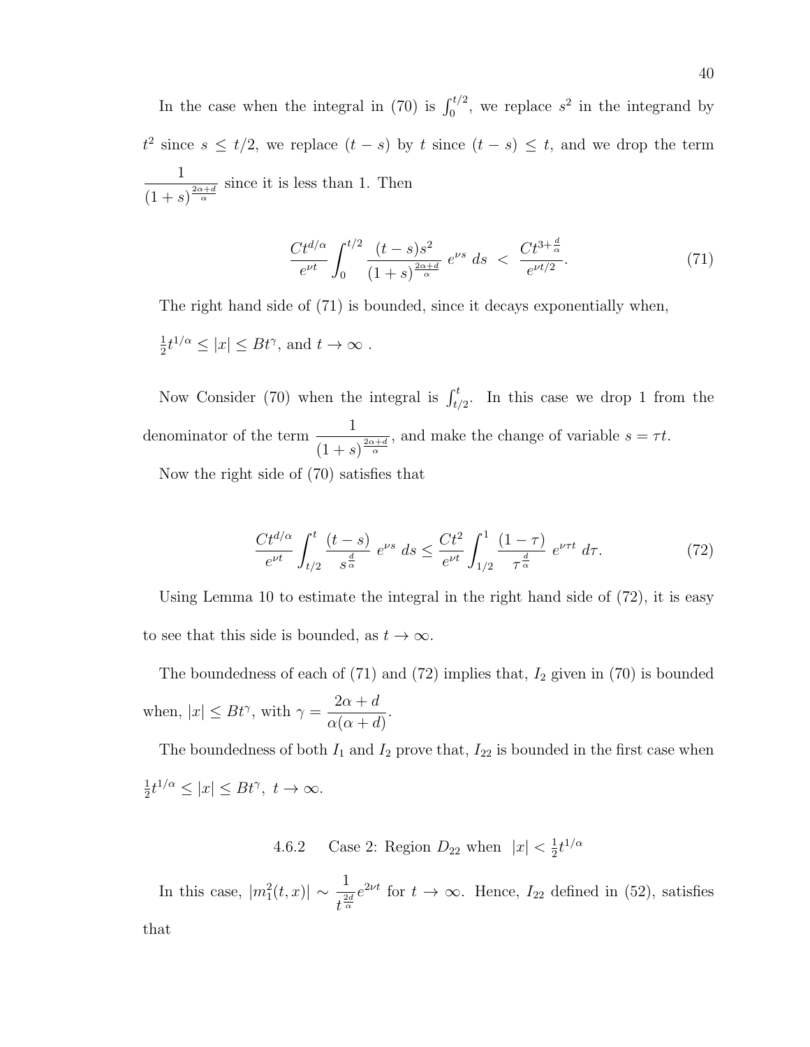In the case when the integral in (70) is $\int_0^{t/2}$, we replace $s^2$ in the integrand by $t^2$ since $s \le t/2$, we replace $(t-s)$ by $t$ since $(t-s) \le t$, and we drop the term $\dfrac{1}{(1+s)^{\frac{2\alpha+d}{\alpha}}}$ since it is less than 1. Then

$$\frac{Ct^{d/\alpha}}{e^{\nu t}} \int_0^{t/2} \frac{(t-s)s^2}{(1+s)^{\frac{2\alpha+d}{\alpha}}}\, e^{\nu s}\, ds \;<\; \frac{Ct^{3+\frac{d}{\alpha}}}{e^{\nu t/2}}. \tag{71}$$

The right hand side of (71) is bounded, since it decays exponentially when, $\frac{1}{2}t^{1/\alpha} \le |x| \le Bt^{\gamma}$, and $t \to \infty$ .

Now Consider (70) when the integral is $\int_{t/2}^{t}$. In this case we drop 1 from the denominator of the term $\dfrac{1}{(1+s)^{\frac{2\alpha+d}{\alpha}}}$, and make the change of variable $s = \tau t$.

Now the right side of (70) satisfies that

$$\frac{Ct^{d/\alpha}}{e^{\nu t}} \int_{t/2}^{t} \frac{(t-s)}{s^{\frac{d}{\alpha}}}\, e^{\nu s}\, ds \le \frac{Ct^2}{e^{\nu t}} \int_{1/2}^{1} \frac{(1-\tau)}{\tau^{\frac{d}{\alpha}}}\, e^{\nu \tau t}\, d\tau. \tag{72}$$

Using Lemma 10 to estimate the integral in the right hand side of (72), it is easy to see that this side is bounded, as $t \to \infty$.

The boundedness of each of (71) and (72) implies that, $I_2$ given in (70) is bounded when, $|x| \le Bt^{\gamma}$, with $\gamma = \dfrac{2\alpha+d}{\alpha(\alpha+d)}$.

The boundedness of both $I_1$ and $I_2$ prove that, $I_{22}$ is bounded in the first case when $\frac{1}{2}t^{1/\alpha} \le |x| \le Bt^{\gamma},\ t \to \infty$.

### 4.6.2 Case 2: Region $D_{22}$ when $|x| < \frac{1}{2}t^{1/\alpha}$

In this case, $|m_1^2(t,x)| \sim \dfrac{1}{t^{\frac{2d}{\alpha}}} e^{2\nu t}$ for $t \to \infty$. Hence, $I_{22}$ defined in (52), satisfies that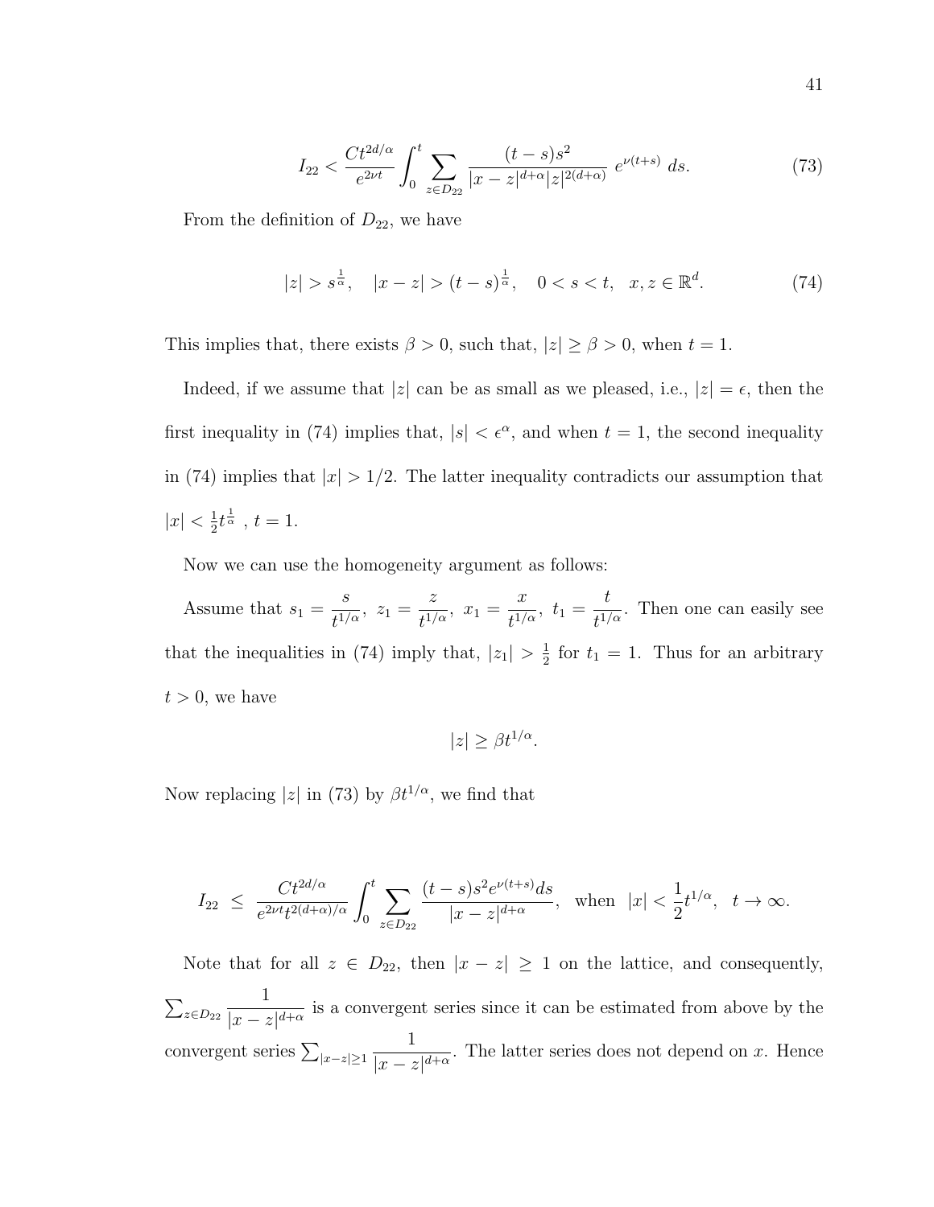$$I_{22} < \frac{Ct^{2d/\alpha}}{e^{2\nu t}} \int_0^t \sum_{z\in D_{22}} \frac{(t-s)s^2}{|x-z|^{d+\alpha}|z|^{2(d+\alpha)}}\ e^{\nu(t+s)}\ ds. \tag{73}$$

From the definition of $D_{22}$, we have

$$|z| > s^{\frac{1}{\alpha}}, \quad |x-z| > (t-s)^{\frac{1}{\alpha}}, \quad 0 < s < t, \ \ x, z \in \mathbb{R}^d. \tag{74}$$

This implies that, there exists $\beta > 0$, such that, $|z| \geq \beta > 0$, when $t = 1$.

Indeed, if we assume that $|z|$ can be as small as we pleased, i.e., $|z| = \epsilon$, then the first inequality in (74) implies that, $|s| < \epsilon^{\alpha}$, and when $t = 1$, the second inequality in (74) implies that $|x| > 1/2$. The latter inequality contradicts our assumption that $|x| < \frac{1}{2}t^{\frac{1}{\alpha}}$ , $t = 1$.

Now we can use the homogeneity argument as follows:

Assume that $s_1 = \dfrac{s}{t^{1/\alpha}},\ z_1 = \dfrac{z}{t^{1/\alpha}},\ x_1 = \dfrac{x}{t^{1/\alpha}},\ t_1 = \dfrac{t}{t^{1/\alpha}}$. Then one can easily see that the inequalities in (74) imply that, $|z_1| > \frac{1}{2}$ for $t_1 = 1$. Thus for an arbitrary $t > 0$, we have

$$|z| \geq \beta t^{1/\alpha}.$$

Now replacing $|z|$ in (73) by $\beta t^{1/\alpha}$, we find that

$$I_{22} \ \leq \ \frac{Ct^{2d/\alpha}}{e^{2\nu t}t^{2(d+\alpha)/\alpha}} \int_0^t \sum_{z\in D_{22}} \frac{(t-s)s^2 e^{\nu(t+s)}ds}{|x-z|^{d+\alpha}}, \ \ \text{when} \ \ |x| < \frac{1}{2}t^{1/\alpha}, \ \ t \to \infty.$$

Note that for all $z \in D_{22}$, then $|x - z| \geq 1$ on the lattice, and consequently, $\sum_{z\in D_{22}} \dfrac{1}{|x-z|^{d+\alpha}}$ is a convergent series since it can be estimated from above by the convergent series $\sum_{|x-z|\geq 1} \dfrac{1}{|x-z|^{d+\alpha}}$. The latter series does not depend on $x$. Hence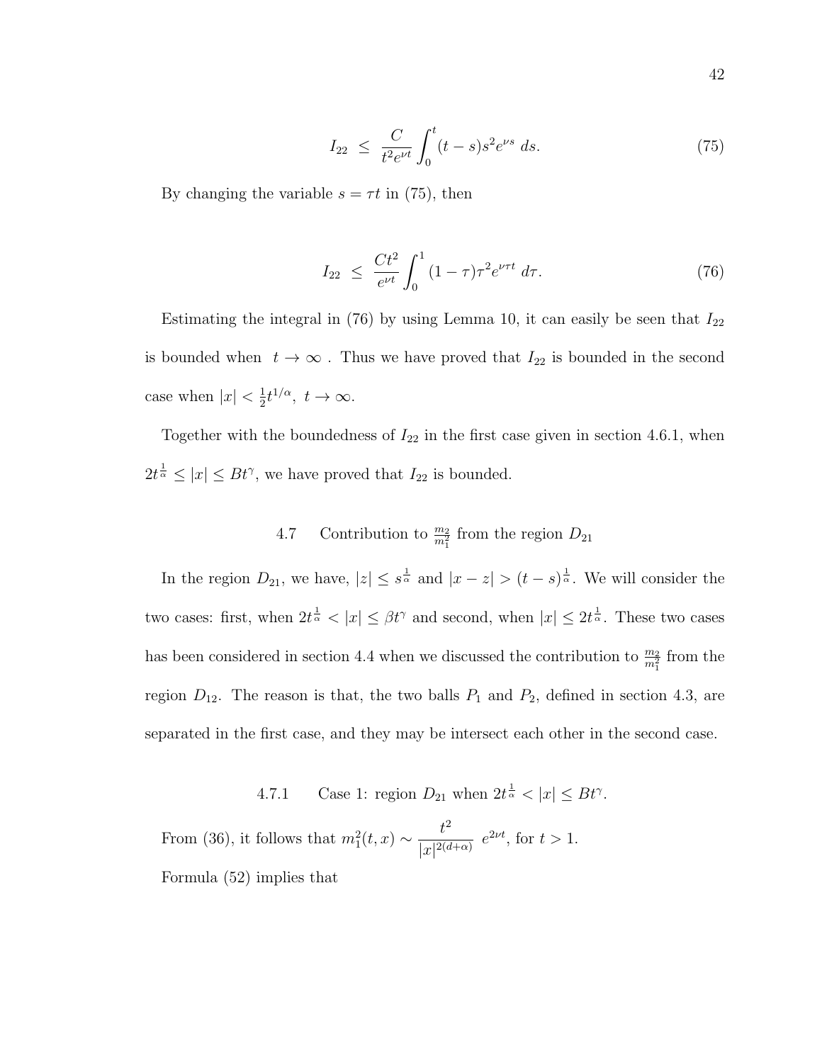$$I_{22} \;\leq\; \frac{C}{t^2 e^{\nu t}} \int_0^t (t-s) s^2 e^{\nu s}\, ds. \tag{75}$$

By changing the variable $s = \tau t$ in (75), then

$$I_{22} \;\leq\; \frac{Ct^2}{e^{\nu t}} \int_0^1 (1-\tau)\tau^2 e^{\nu\tau t}\, d\tau. \tag{76}$$

Estimating the integral in (76) by using Lemma 10, it can easily be seen that $I_{22}$ is bounded when $t \to \infty$ . Thus we have proved that $I_{22}$ is bounded in the second case when $|x| < \frac{1}{2}t^{1/\alpha},\ t \to \infty$.

Together with the boundedness of $I_{22}$ in the first case given in section 4.6.1, when $2t^{\frac{1}{\alpha}} \leq |x| \leq Bt^{\gamma}$, we have proved that $I_{22}$ is bounded.

### 4.7 Contribution to $\frac{m_2}{m_1^2}$ from the region $D_{21}$

In the region $D_{21}$, we have, $|z| \leq s^{\frac{1}{\alpha}}$ and $|x - z| > (t - s)^{\frac{1}{\alpha}}$. We will consider the two cases: first, when $2t^{\frac{1}{\alpha}} < |x| \leq \beta t^{\gamma}$ and second, when $|x| \leq 2t^{\frac{1}{\alpha}}$. These two cases has been considered in section 4.4 when we discussed the contribution to $\frac{m_2}{m_1^2}$ from the region $D_{12}$. The reason is that, the two balls $P_1$ and $P_2$, defined in section 4.3, are separated in the first case, and they may be intersect each other in the second case.

#### 4.7.1 Case 1: region $D_{21}$ when $2t^{\frac{1}{\alpha}} < |x| \leq Bt^{\gamma}$.

From (36), it follows that $m_1^2(t, x) \sim \dfrac{t^2}{|x|^{2(d+\alpha)}}\ e^{2\nu t}$, for $t > 1$.

Formula (52) implies that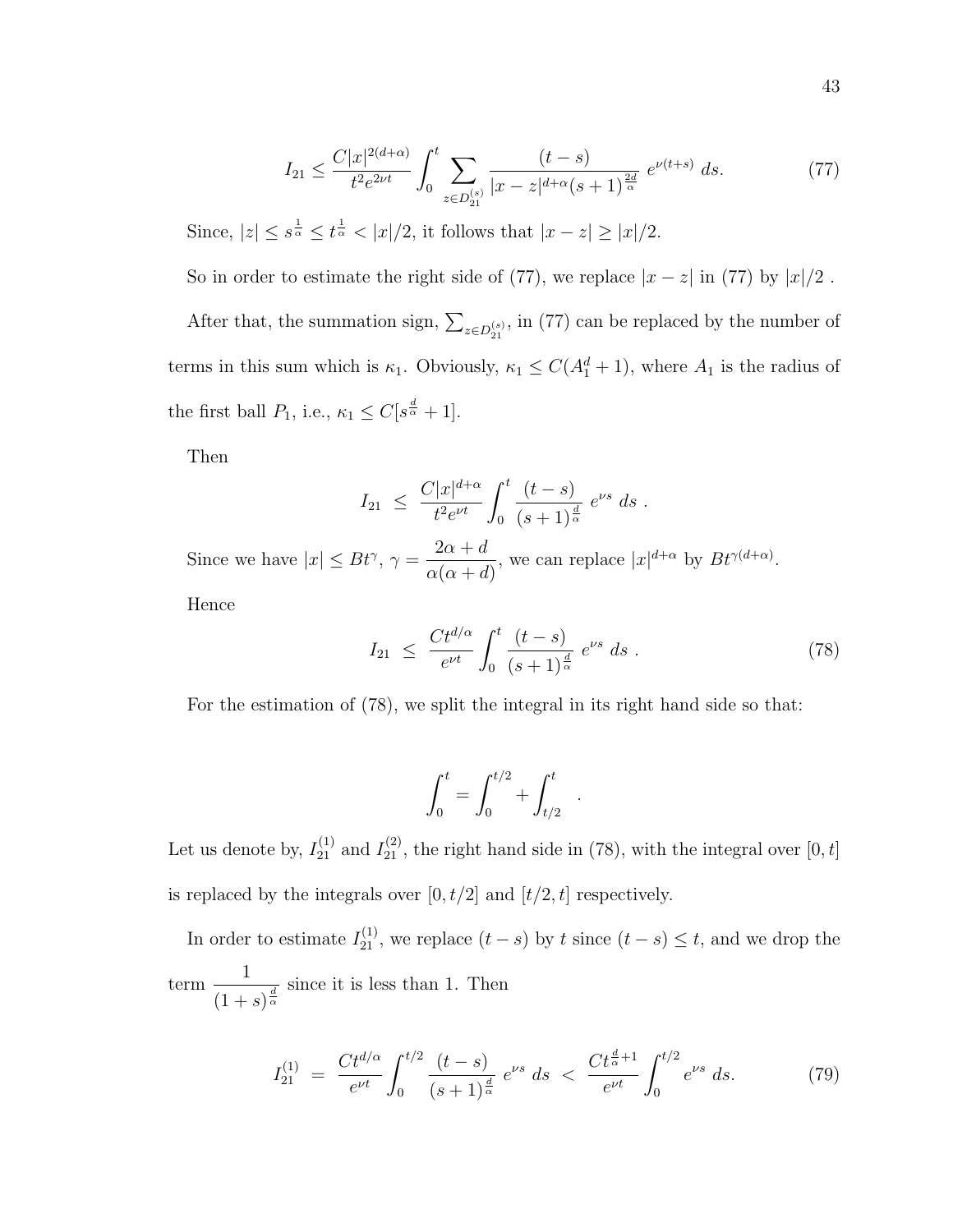$$I_{21} \le \frac{C|x|^{2(d+\alpha)}}{t^2 e^{2\nu t}} \int_0^t \sum_{z \in D_{21}^{(s)}} \frac{(t-s)}{|x-z|^{d+\alpha}(s+1)^{\frac{2d}{\alpha}}}\ e^{\nu(t+s)}\ ds. \tag{77}$$

Since, $|z| \le s^{\frac{1}{\alpha}} \le t^{\frac{1}{\alpha}} < |x|/2$, it follows that $|x-z| \ge |x|/2$.

So in order to estimate the right side of (77), we replace $|x-z|$ in (77) by $|x|/2$ .

After that, the summation sign, $\sum_{z \in D_{21}^{(s)}}$, in (77) can be replaced by the number of terms in this sum which is $\kappa_1$. Obviously, $\kappa_1 \le C(A_1^d + 1)$, where $A_1$ is the radius of the first ball $P_1$, i.e., $\kappa_1 \le C[s^{\frac{d}{\alpha}} + 1]$.

Then

$$I_{21} \ \le \ \frac{C|x|^{d+\alpha}}{t^2 e^{\nu t}} \int_0^t \frac{(t-s)}{(s+1)^{\frac{d}{\alpha}}}\ e^{\nu s}\ ds\ .$$

Since we have $|x| \le Bt^{\gamma}$, $\gamma = \dfrac{2\alpha + d}{\alpha(\alpha+d)}$, we can replace $|x|^{d+\alpha}$ by $Bt^{\gamma(d+\alpha)}$.

Hence

$$I_{21} \ \le \ \frac{Ct^{d/\alpha}}{e^{\nu t}} \int_0^t \frac{(t-s)}{(s+1)^{\frac{d}{\alpha}}}\ e^{\nu s}\ ds\ . \tag{78}$$

For the estimation of (78), we split the integral in its right hand side so that:

$$\int_0^t = \int_0^{t/2} + \int_{t/2}^t \quad .$$

Let us denote by, $I_{21}^{(1)}$ and $I_{21}^{(2)}$, the right hand side in (78), with the integral over $[0,t]$ is replaced by the integrals over $[0, t/2]$ and $[t/2, t]$ respectively.

In order to estimate $I_{21}^{(1)}$, we replace $(t-s)$ by $t$ since $(t-s) \le t$, and we drop the term $\dfrac{1}{(1+s)^{\frac{d}{\alpha}}}$ since it is less than 1. Then

$$I_{21}^{(1)} \ = \ \frac{Ct^{d/\alpha}}{e^{\nu t}} \int_0^{t/2} \frac{(t-s)}{(s+1)^{\frac{d}{\alpha}}}\ e^{\nu s}\ ds \ < \ \frac{Ct^{\frac{d}{\alpha}+1}}{e^{\nu t}} \int_0^{t/2} e^{\nu s}\ ds. \tag{79}$$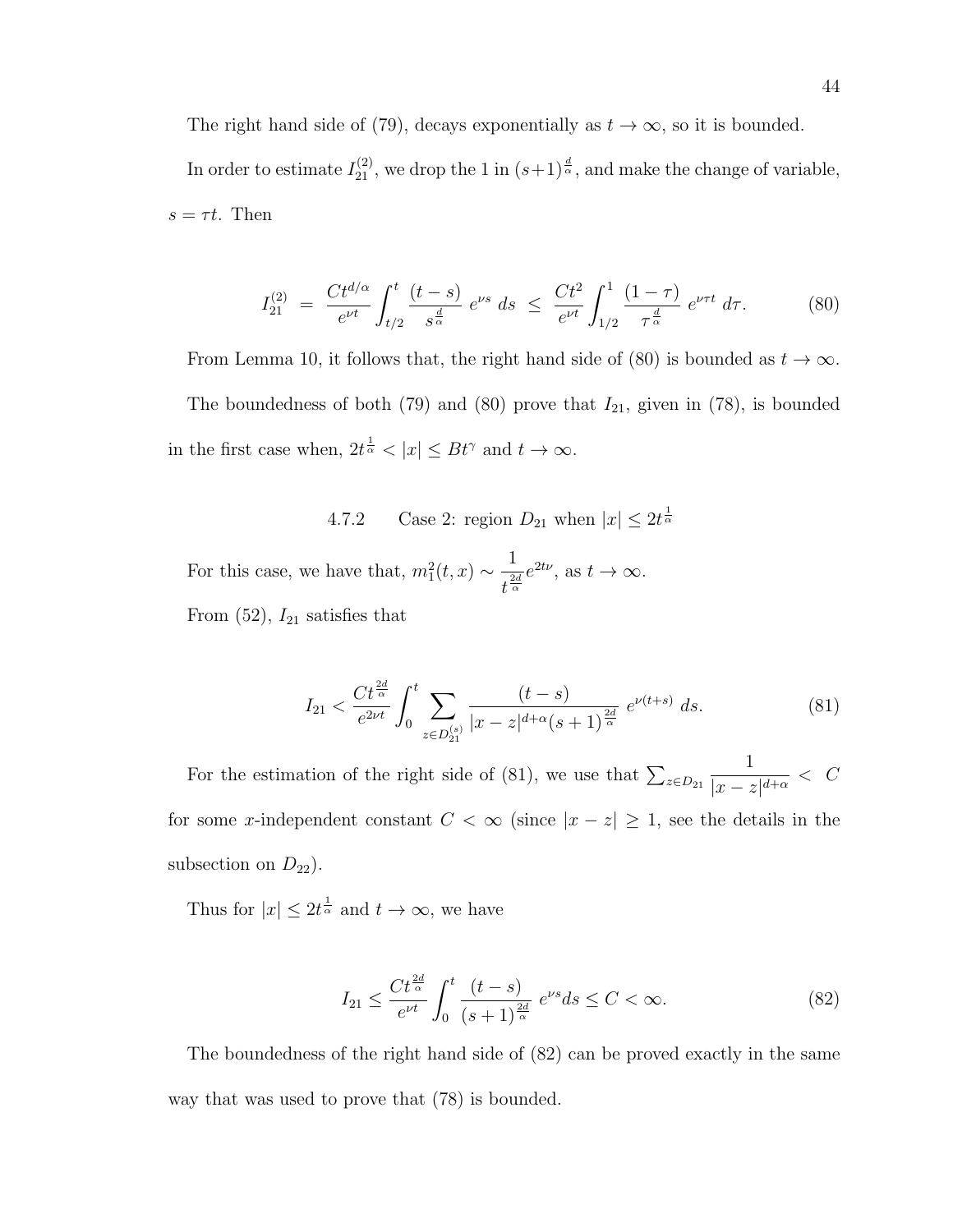The right hand side of (79), decays exponentially as $t \to \infty$, so it is bounded.

In order to estimate $I_{21}^{(2)}$, we drop the 1 in $(s+1)^{\frac{d}{\alpha}}$, and make the change of variable, $s = \tau t$. Then

$$I_{21}^{(2)} \;=\; \frac{Ct^{d/\alpha}}{e^{\nu t}} \int_{t/2}^{t} \frac{(t-s)}{s^{\frac{d}{\alpha}}}\; e^{\nu s}\; ds \;\leq\; \frac{Ct^{2}}{e^{\nu t}} \int_{1/2}^{1} \frac{(1-\tau)}{\tau^{\frac{d}{\alpha}}}\; e^{\nu \tau t}\; d\tau. \tag{80}$$

From Lemma 10, it follows that, the right hand side of (80) is bounded as $t \to \infty$.

The boundedness of both (79) and (80) prove that $I_{21}$, given in (78), is bounded in the first case when, $2t^{\frac{1}{\alpha}} < |x| \leq Bt^{\gamma}$ and $t \to \infty$.

#### 4.7.2 Case 2: region $D_{21}$ when $|x| \leq 2t^{\frac{1}{\alpha}}$

For this case, we have that, $m_1^2(t,x) \sim \dfrac{1}{t^{\frac{2d}{\alpha}}} e^{2t\nu}$, as $t \to \infty$.

From (52), $I_{21}$ satisfies that

$$I_{21} < \frac{Ct^{\frac{2d}{\alpha}}}{e^{2\nu t}} \int_0^t \sum_{z \in D_{21}^{(s)}} \frac{(t-s)}{|x-z|^{d+\alpha}(s+1)^{\frac{2d}{\alpha}}}\; e^{\nu(t+s)}\; ds. \tag{81}$$

For the estimation of the right side of (81), we use that $\sum_{z \in D_{21}} \dfrac{1}{|x-z|^{d+\alpha}} < C$ for some $x$-independent constant $C < \infty$ (since $|x - z| \geq 1$, see the details in the subsection on $D_{22}$).

Thus for $|x| \leq 2t^{\frac{1}{\alpha}}$ and $t \to \infty$, we have

$$I_{21} \leq \frac{Ct^{\frac{2d}{\alpha}}}{e^{\nu t}} \int_0^t \frac{(t-s)}{(s+1)^{\frac{2d}{\alpha}}}\; e^{\nu s} ds \leq C < \infty. \tag{82}$$

The boundedness of the right hand side of (82) can be proved exactly in the same way that was used to prove that (78) is bounded.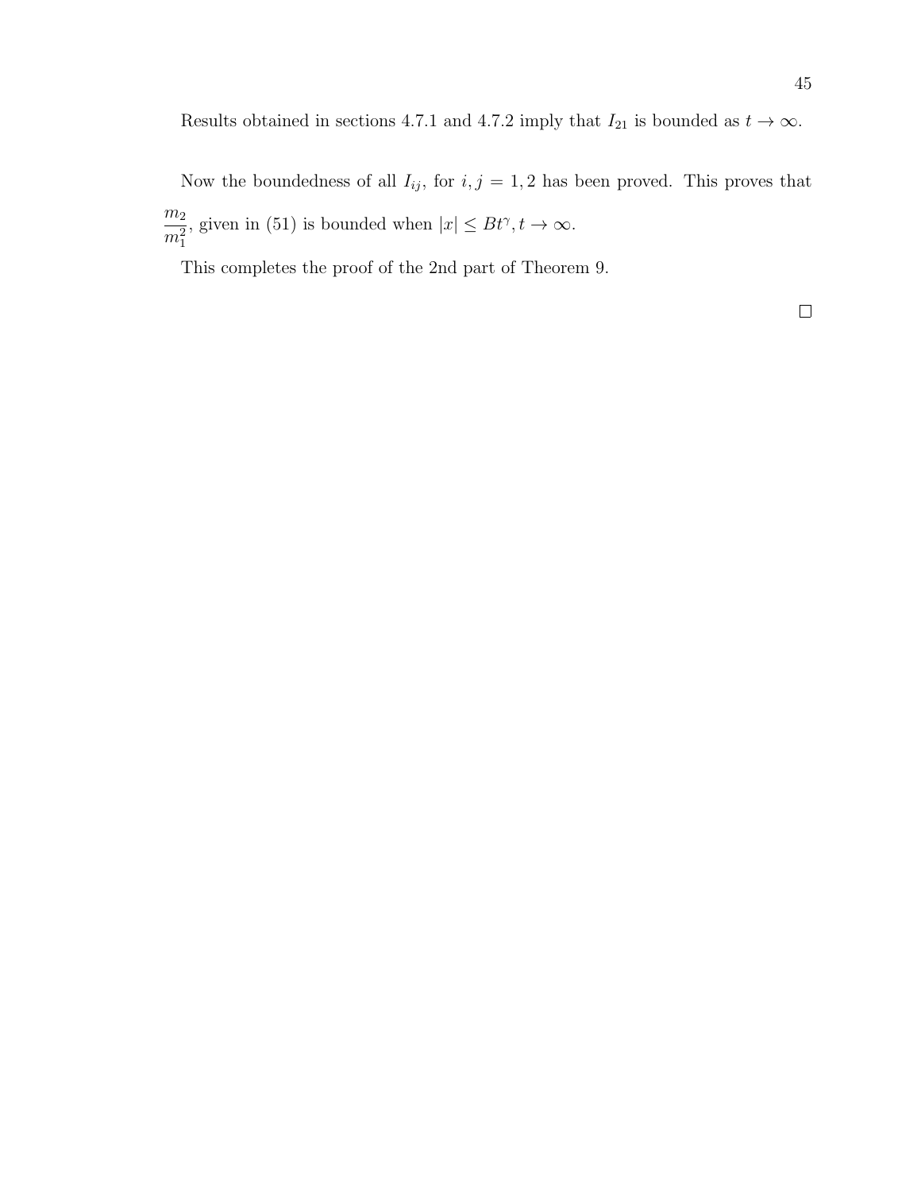Results obtained in sections 4.7.1 and 4.7.2 imply that $I_{21}$ is bounded as $t \to \infty$.

Now the boundedness of all $I_{ij}$, for $i, j = 1, 2$ has been proved. This proves that $\frac{m_2}{m_1^2}$, given in (51) is bounded when $|x| \leq Bt^{\gamma}, t \to \infty$.

This completes the proof of the 2nd part of Theorem 9.

□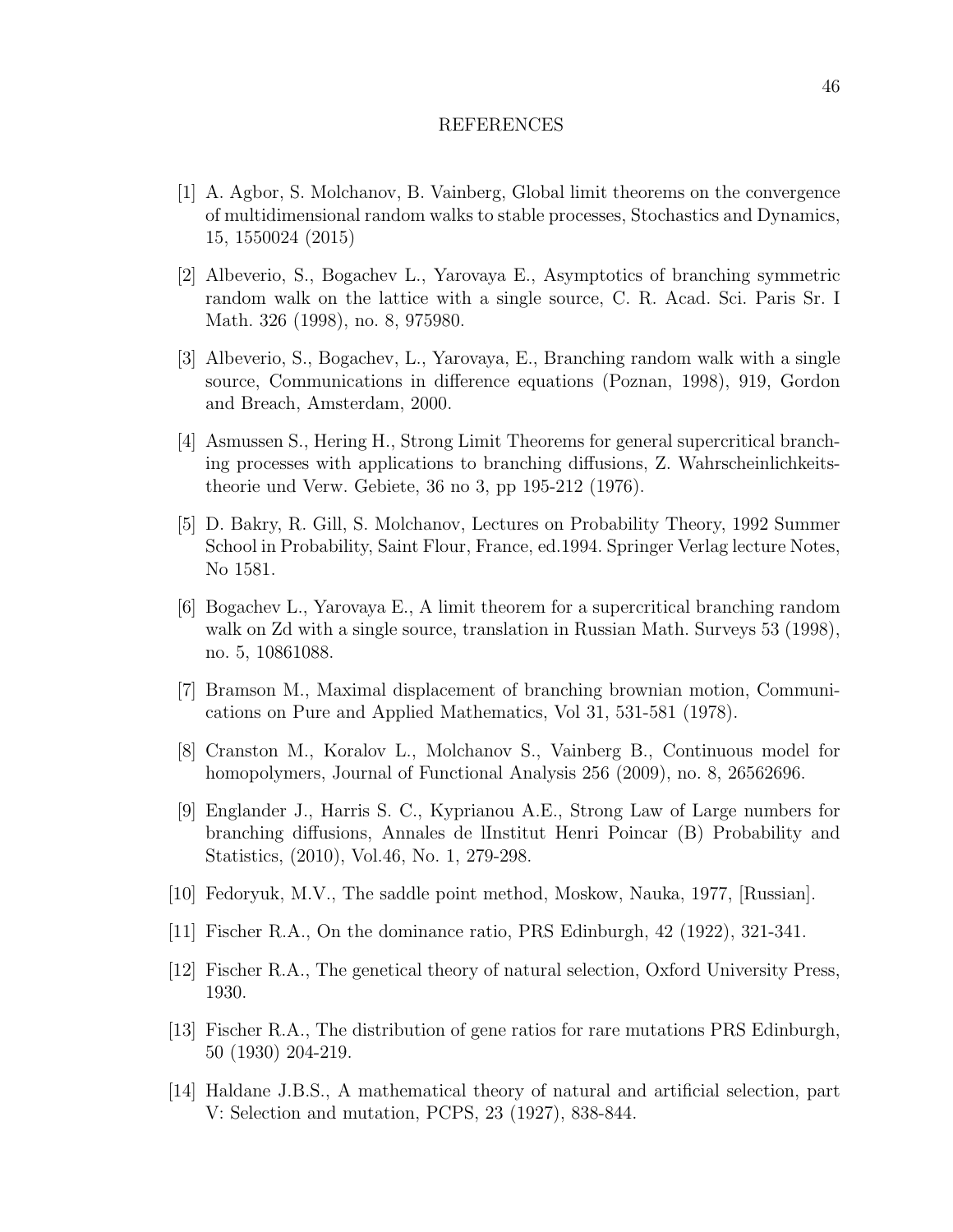# REFERENCES

[1] A. Agbor, S. Molchanov, B. Vainberg, Global limit theorems on the convergence of multidimensional random walks to stable processes, Stochastics and Dynamics, 15, 1550024 (2015)

[2] Albeverio, S., Bogachev L., Yarovaya E., Asymptotics of branching symmetric random walk on the lattice with a single source, C. R. Acad. Sci. Paris Sr. I Math. 326 (1998), no. 8, 975980.

[3] Albeverio, S., Bogachev, L., Yarovaya, E., Branching random walk with a single source, Communications in difference equations (Poznan, 1998), 919, Gordon and Breach, Amsterdam, 2000.

[4] Asmussen S., Hering H., Strong Limit Theorems for general supercritical branching processes with applications to branching diffusions, Z. Wahrscheinlichkeitstheorie und Verw. Gebiete, 36 no 3, pp 195-212 (1976).

[5] D. Bakry, R. Gill, S. Molchanov, Lectures on Probability Theory, 1992 Summer School in Probability, Saint Flour, France, ed.1994. Springer Verlag lecture Notes, No 1581.

[6] Bogachev L., Yarovaya E., A limit theorem for a supercritical branching random walk on Zd with a single source, translation in Russian Math. Surveys 53 (1998), no. 5, 10861088.

[7] Bramson M., Maximal displacement of branching brownian motion, Communications on Pure and Applied Mathematics, Vol 31, 531-581 (1978).

[8] Cranston M., Koralov L., Molchanov S., Vainberg B., Continuous model for homopolymers, Journal of Functional Analysis 256 (2009), no. 8, 26562696.

[9] Englander J., Harris S. C., Kyprianou A.E., Strong Law of Large numbers for branching diffusions, Annales de lInstitut Henri Poincar (B) Probability and Statistics, (2010), Vol.46, No. 1, 279-298.

[10] Fedoryuk, M.V., The saddle point method, Moskow, Nauka, 1977, [Russian].

[11] Fischer R.A., On the dominance ratio, PRS Edinburgh, 42 (1922), 321-341.

[12] Fischer R.A., The genetical theory of natural selection, Oxford University Press, 1930.

[13] Fischer R.A., The distribution of gene ratios for rare mutations PRS Edinburgh, 50 (1930) 204-219.

[14] Haldane J.B.S., A mathematical theory of natural and artificial selection, part V: Selection and mutation, PCPS, 23 (1927), 838-844.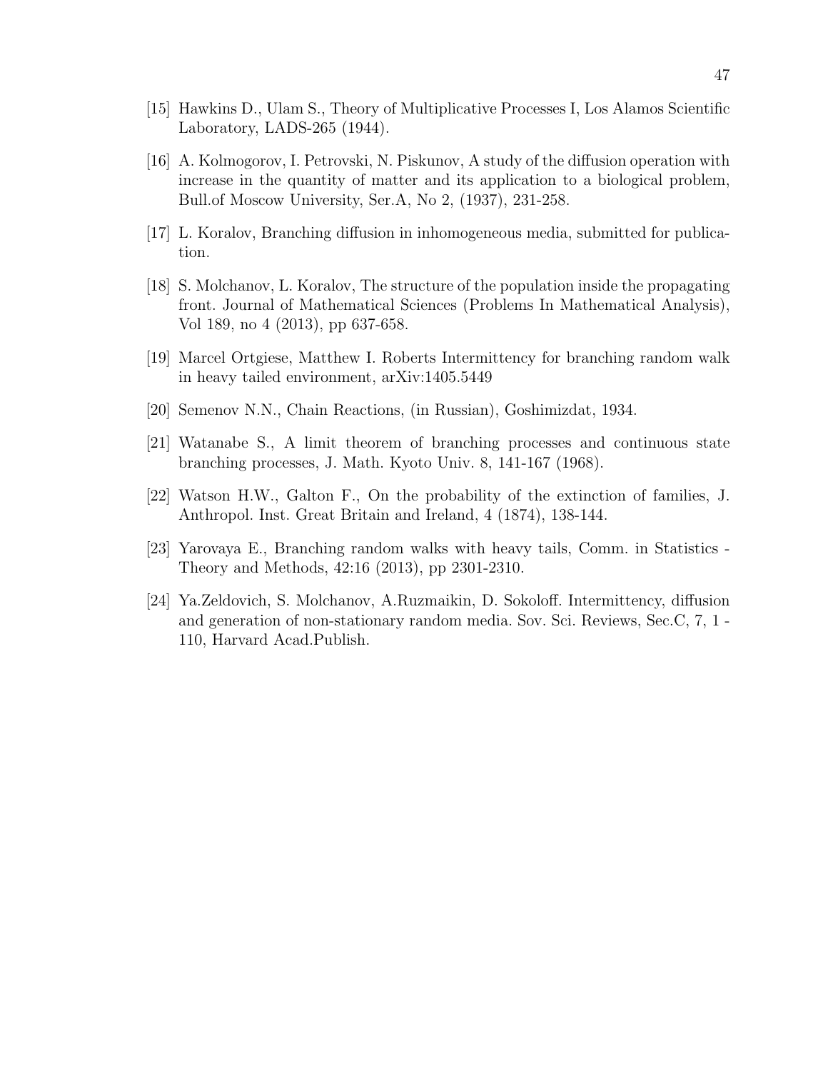[15] Hawkins D., Ulam S., Theory of Multiplicative Processes I, Los Alamos Scientific Laboratory, LADS-265 (1944).

[16] A. Kolmogorov, I. Petrovski, N. Piskunov, A study of the diffusion operation with increase in the quantity of matter and its application to a biological problem, Bull.of Moscow University, Ser.A, No 2, (1937), 231-258.

[17] L. Koralov, Branching diffusion in inhomogeneous media, submitted for publication.

[18] S. Molchanov, L. Koralov, The structure of the population inside the propagating front. Journal of Mathematical Sciences (Problems In Mathematical Analysis), Vol 189, no 4 (2013), pp 637-658.

[19] Marcel Ortgiese, Matthew I. Roberts Intermittency for branching random walk in heavy tailed environment, arXiv:1405.5449

[20] Semenov N.N., Chain Reactions, (in Russian), Goshimizdat, 1934.

[21] Watanabe S., A limit theorem of branching processes and continuous state branching processes, J. Math. Kyoto Univ. 8, 141-167 (1968).

[22] Watson H.W., Galton F., On the probability of the extinction of families, J. Anthropol. Inst. Great Britain and Ireland, 4 (1874), 138-144.

[23] Yarovaya E., Branching random walks with heavy tails, Comm. in Statistics - Theory and Methods, 42:16 (2013), pp 2301-2310.

[24] Ya.Zeldovich, S. Molchanov, A.Ruzmaikin, D. Sokoloff. Intermittency, diffusion and generation of non-stationary random media. Sov. Sci. Reviews, Sec.C, 7, 1 - 110, Harvard Acad.Publish.